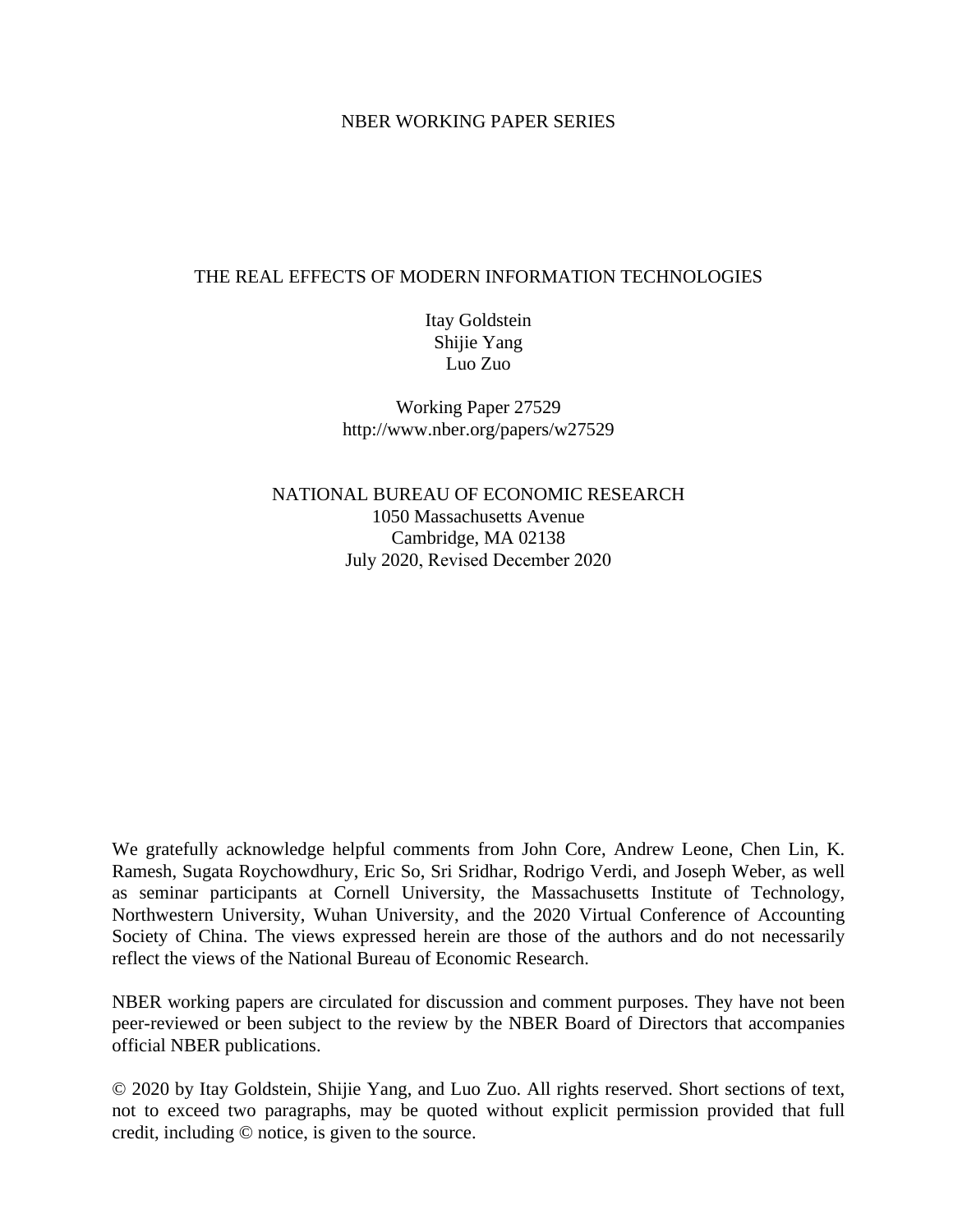NBER WORKING PAPER SERIES

# THE REAL EFFECTS OF MODERN INFORMATION TECHNOLOGIES

Itay Goldstein
Shijie Yang
Luo Zuo

Working Paper 27529
http://www.nber.org/papers/w27529

NATIONAL BUREAU OF ECONOMIC RESEARCH
1050 Massachusetts Avenue
Cambridge, MA 02138
July 2020, Revised December 2020

We gratefully acknowledge helpful comments from John Core, Andrew Leone, Chen Lin, K. Ramesh, Sugata Roychowdhury, Eric So, Sri Sridhar, Rodrigo Verdi, and Joseph Weber, as well as seminar participants at Cornell University, the Massachusetts Institute of Technology, Northwestern University, Wuhan University, and the 2020 Virtual Conference of Accounting Society of China. The views expressed herein are those of the authors and do not necessarily reflect the views of the National Bureau of Economic Research.

NBER working papers are circulated for discussion and comment purposes. They have not been peer-reviewed or been subject to the review by the NBER Board of Directors that accompanies official NBER publications.

© 2020 by Itay Goldstein, Shijie Yang, and Luo Zuo. All rights reserved. Short sections of text, not to exceed two paragraphs, may be quoted without explicit permission provided that full credit, including © notice, is given to the source.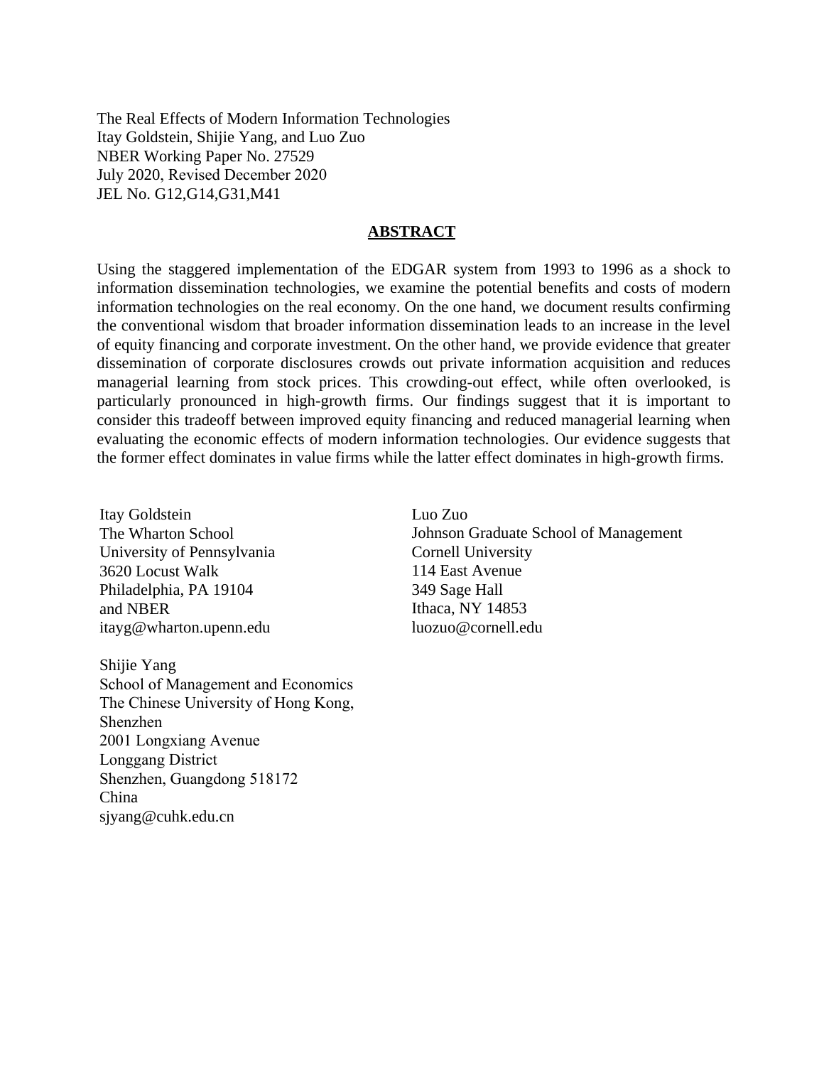The Real Effects of Modern Information Technologies
Itay Goldstein, Shijie Yang, and Luo Zuo
NBER Working Paper No. 27529
July 2020, Revised December 2020
JEL No. G12,G14,G31,M41

## ABSTRACT

Using the staggered implementation of the EDGAR system from 1993 to 1996 as a shock to information dissemination technologies, we examine the potential benefits and costs of modern information technologies on the real economy. On the one hand, we document results confirming the conventional wisdom that broader information dissemination leads to an increase in the level of equity financing and corporate investment. On the other hand, we provide evidence that greater dissemination of corporate disclosures crowds out private information acquisition and reduces managerial learning from stock prices. This crowding-out effect, while often overlooked, is particularly pronounced in high-growth firms. Our findings suggest that it is important to consider this tradeoff between improved equity financing and reduced managerial learning when evaluating the economic effects of modern information technologies. Our evidence suggests that the former effect dominates in value firms while the latter effect dominates in high-growth firms.

Itay Goldstein
The Wharton School
University of Pennsylvania
3620 Locust Walk
Philadelphia, PA 19104
and NBER
itayg@wharton.upenn.edu

Shijie Yang
School of Management and Economics
The Chinese University of Hong Kong, Shenzhen
2001 Longxiang Avenue
Longgang District
Shenzhen, Guangdong 518172
China
sjyang@cuhk.edu.cn

Luo Zuo
Johnson Graduate School of Management
Cornell University
114 East Avenue
349 Sage Hall
Ithaca, NY 14853
luozuo@cornell.edu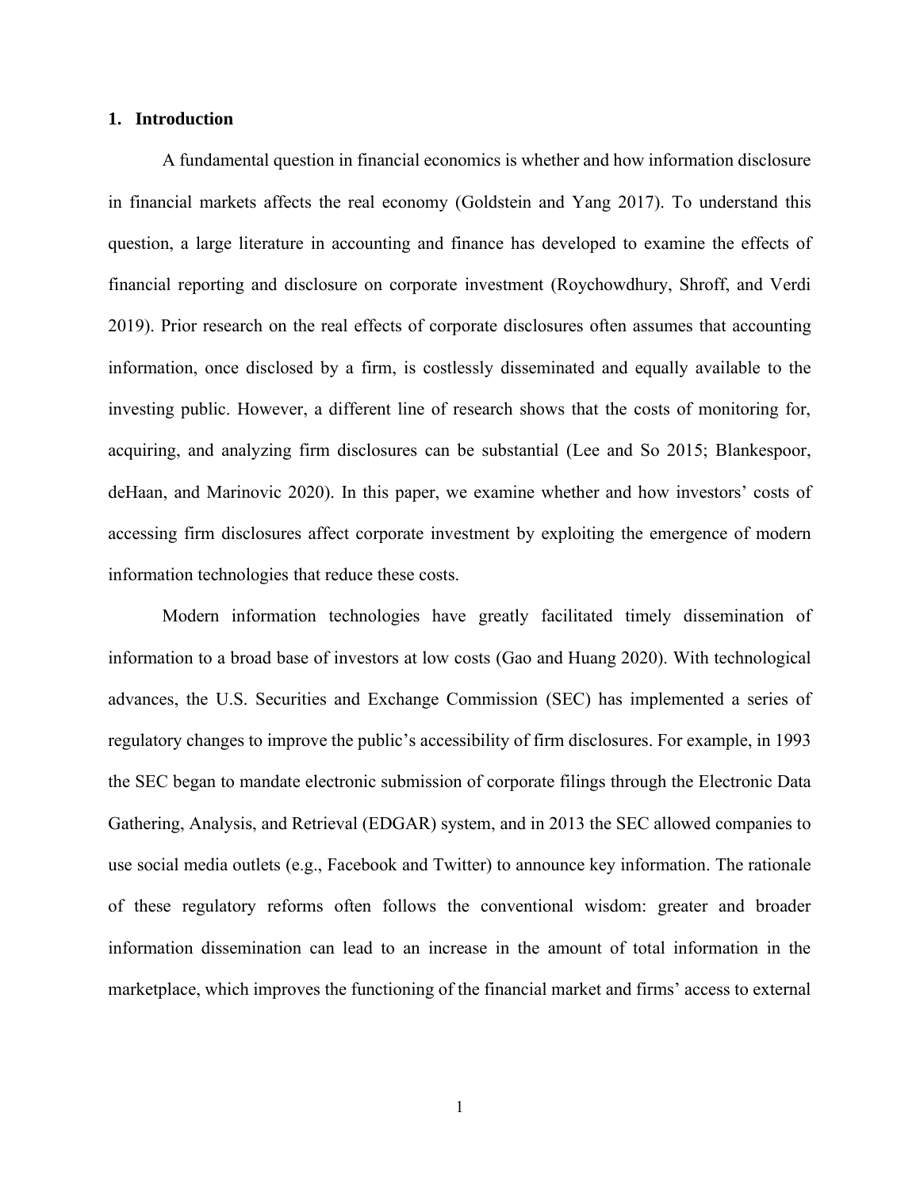# 1. Introduction

A fundamental question in financial economics is whether and how information disclosure in financial markets affects the real economy (Goldstein and Yang 2017). To understand this question, a large literature in accounting and finance has developed to examine the effects of financial reporting and disclosure on corporate investment (Roychowdhury, Shroff, and Verdi 2019). Prior research on the real effects of corporate disclosures often assumes that accounting information, once disclosed by a firm, is costlessly disseminated and equally available to the investing public. However, a different line of research shows that the costs of monitoring for, acquiring, and analyzing firm disclosures can be substantial (Lee and So 2015; Blankespoor, deHaan, and Marinovic 2020). In this paper, we examine whether and how investors' costs of accessing firm disclosures affect corporate investment by exploiting the emergence of modern information technologies that reduce these costs.

Modern information technologies have greatly facilitated timely dissemination of information to a broad base of investors at low costs (Gao and Huang 2020). With technological advances, the U.S. Securities and Exchange Commission (SEC) has implemented a series of regulatory changes to improve the public's accessibility of firm disclosures. For example, in 1993 the SEC began to mandate electronic submission of corporate filings through the Electronic Data Gathering, Analysis, and Retrieval (EDGAR) system, and in 2013 the SEC allowed companies to use social media outlets (e.g., Facebook and Twitter) to announce key information. The rationale of these regulatory reforms often follows the conventional wisdom: greater and broader information dissemination can lead to an increase in the amount of total information in the marketplace, which improves the functioning of the financial market and firms' access to external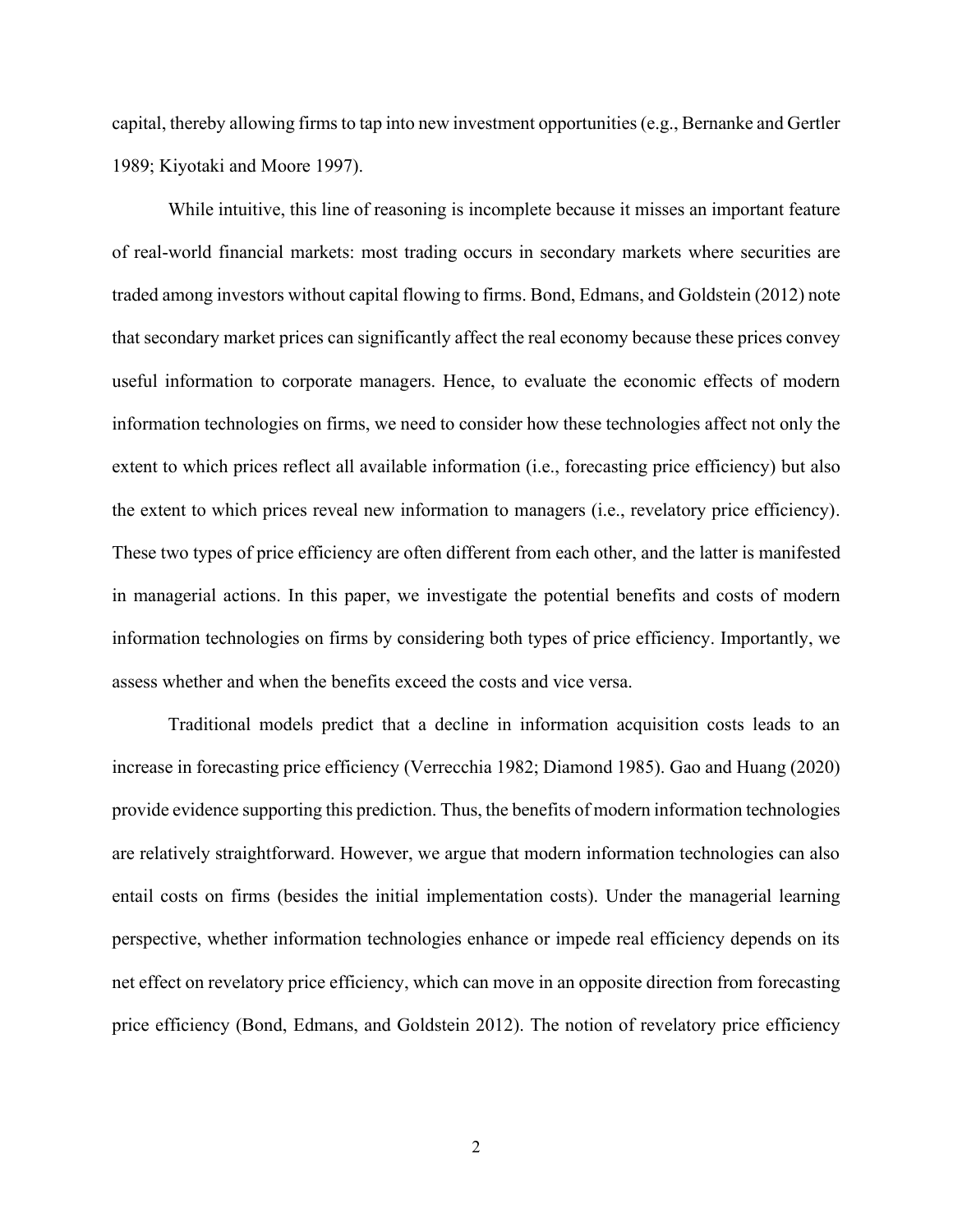capital, thereby allowing firms to tap into new investment opportunities (e.g., Bernanke and Gertler 1989; Kiyotaki and Moore 1997).

While intuitive, this line of reasoning is incomplete because it misses an important feature of real-world financial markets: most trading occurs in secondary markets where securities are traded among investors without capital flowing to firms. Bond, Edmans, and Goldstein (2012) note that secondary market prices can significantly affect the real economy because these prices convey useful information to corporate managers. Hence, to evaluate the economic effects of modern information technologies on firms, we need to consider how these technologies affect not only the extent to which prices reflect all available information (i.e., forecasting price efficiency) but also the extent to which prices reveal new information to managers (i.e., revelatory price efficiency). These two types of price efficiency are often different from each other, and the latter is manifested in managerial actions. In this paper, we investigate the potential benefits and costs of modern information technologies on firms by considering both types of price efficiency. Importantly, we assess whether and when the benefits exceed the costs and vice versa.

Traditional models predict that a decline in information acquisition costs leads to an increase in forecasting price efficiency (Verrecchia 1982; Diamond 1985). Gao and Huang (2020) provide evidence supporting this prediction. Thus, the benefits of modern information technologies are relatively straightforward. However, we argue that modern information technologies can also entail costs on firms (besides the initial implementation costs). Under the managerial learning perspective, whether information technologies enhance or impede real efficiency depends on its net effect on revelatory price efficiency, which can move in an opposite direction from forecasting price efficiency (Bond, Edmans, and Goldstein 2012). The notion of revelatory price efficiency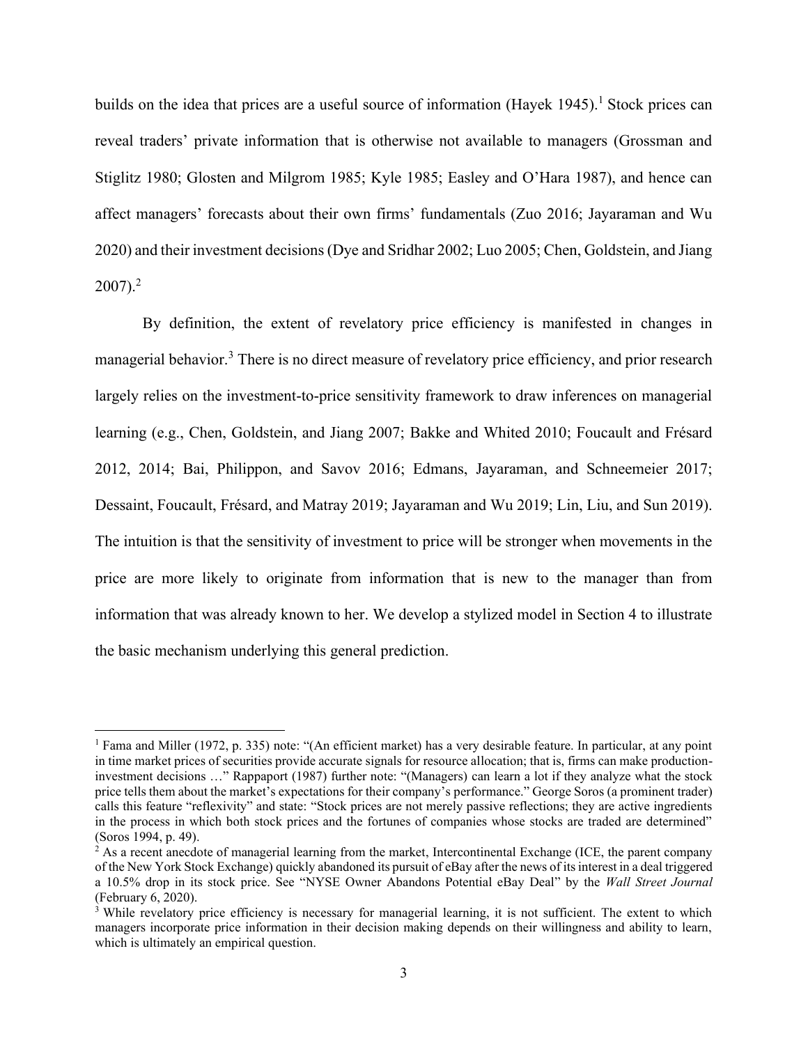builds on the idea that prices are a useful source of information (Hayek 1945).[1] Stock prices can reveal traders' private information that is otherwise not available to managers (Grossman and Stiglitz 1980; Glosten and Milgrom 1985; Kyle 1985; Easley and O'Hara 1987), and hence can affect managers' forecasts about their own firms' fundamentals (Zuo 2016; Jayaraman and Wu 2020) and their investment decisions (Dye and Sridhar 2002; Luo 2005; Chen, Goldstein, and Jiang 2007).[2]

By definition, the extent of revelatory price efficiency is manifested in changes in managerial behavior.[3] There is no direct measure of revelatory price efficiency, and prior research largely relies on the investment-to-price sensitivity framework to draw inferences on managerial learning (e.g., Chen, Goldstein, and Jiang 2007; Bakke and Whited 2010; Foucault and Frésard 2012, 2014; Bai, Philippon, and Savov 2016; Edmans, Jayaraman, and Schneemeier 2017; Dessaint, Foucault, Frésard, and Matray 2019; Jayaraman and Wu 2019; Lin, Liu, and Sun 2019). The intuition is that the sensitivity of investment to price will be stronger when movements in the price are more likely to originate from information that is new to the manager than from information that was already known to her. We develop a stylized model in Section 4 to illustrate the basic mechanism underlying this general prediction.

---

[1] Fama and Miller (1972, p. 335) note: "(An efficient market) has a very desirable feature. In particular, at any point in time market prices of securities provide accurate signals for resource allocation; that is, firms can make production-investment decisions …" Rappaport (1987) further note: "(Managers) can learn a lot if they analyze what the stock price tells them about the market's expectations for their company's performance." George Soros (a prominent trader) calls this feature "reflexivity" and state: "Stock prices are not merely passive reflections; they are active ingredients in the process in which both stock prices and the fortunes of companies whose stocks are traded are determined" (Soros 1994, p. 49).

[2] As a recent anecdote of managerial learning from the market, Intercontinental Exchange (ICE, the parent company of the New York Stock Exchange) quickly abandoned its pursuit of eBay after the news of its interest in a deal triggered a 10.5% drop in its stock price. See "NYSE Owner Abandons Potential eBay Deal" by the *Wall Street Journal* (February 6, 2020).

[3] While revelatory price efficiency is necessary for managerial learning, it is not sufficient. The extent to which managers incorporate price information in their decision making depends on their willingness and ability to learn, which is ultimately an empirical question.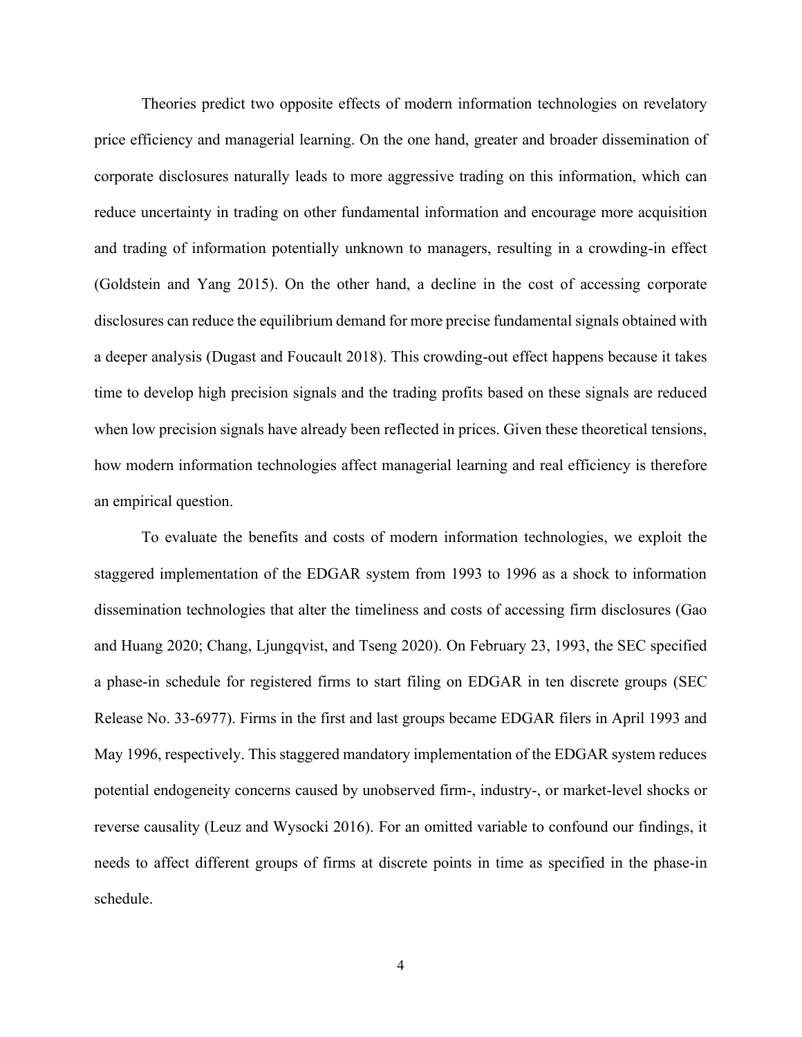Theories predict two opposite effects of modern information technologies on revelatory price efficiency and managerial learning. On the one hand, greater and broader dissemination of corporate disclosures naturally leads to more aggressive trading on this information, which can reduce uncertainty in trading on other fundamental information and encourage more acquisition and trading of information potentially unknown to managers, resulting in a crowding-in effect (Goldstein and Yang 2015). On the other hand, a decline in the cost of accessing corporate disclosures can reduce the equilibrium demand for more precise fundamental signals obtained with a deeper analysis (Dugast and Foucault 2018). This crowding-out effect happens because it takes time to develop high precision signals and the trading profits based on these signals are reduced when low precision signals have already been reflected in prices. Given these theoretical tensions, how modern information technologies affect managerial learning and real efficiency is therefore an empirical question.

To evaluate the benefits and costs of modern information technologies, we exploit the staggered implementation of the EDGAR system from 1993 to 1996 as a shock to information dissemination technologies that alter the timeliness and costs of accessing firm disclosures (Gao and Huang 2020; Chang, Ljungqvist, and Tseng 2020). On February 23, 1993, the SEC specified a phase-in schedule for registered firms to start filing on EDGAR in ten discrete groups (SEC Release No. 33-6977). Firms in the first and last groups became EDGAR filers in April 1993 and May 1996, respectively. This staggered mandatory implementation of the EDGAR system reduces potential endogeneity concerns caused by unobserved firm-, industry-, or market-level shocks or reverse causality (Leuz and Wysocki 2016). For an omitted variable to confound our findings, it needs to affect different groups of firms at discrete points in time as specified in the phase-in schedule.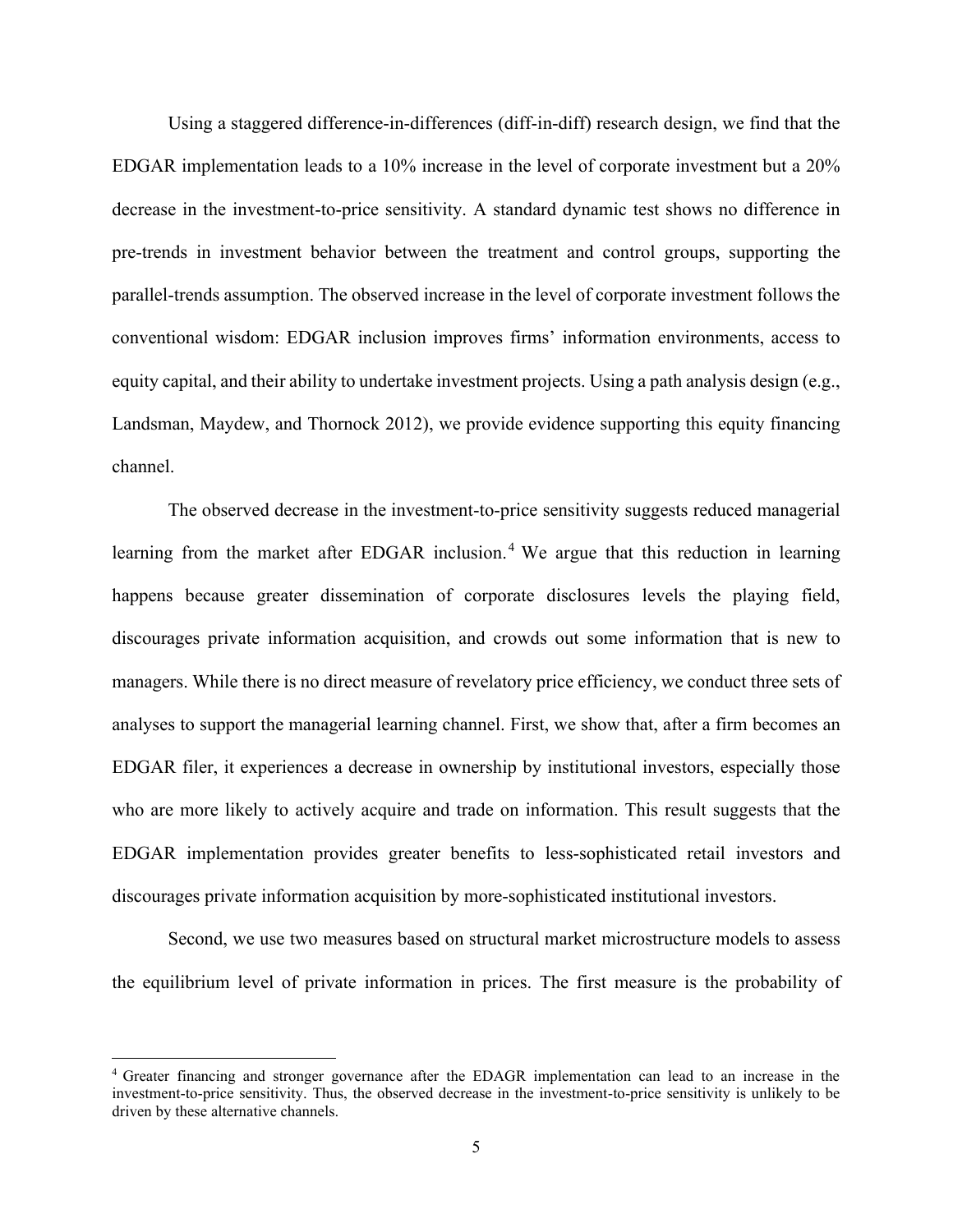Using a staggered difference-in-differences (diff-in-diff) research design, we find that the EDGAR implementation leads to a 10% increase in the level of corporate investment but a 20% decrease in the investment-to-price sensitivity. A standard dynamic test shows no difference in pre-trends in investment behavior between the treatment and control groups, supporting the parallel-trends assumption. The observed increase in the level of corporate investment follows the conventional wisdom: EDGAR inclusion improves firms' information environments, access to equity capital, and their ability to undertake investment projects. Using a path analysis design (e.g., Landsman, Maydew, and Thornock 2012), we provide evidence supporting this equity financing channel.

The observed decrease in the investment-to-price sensitivity suggests reduced managerial learning from the market after EDGAR inclusion.[4] We argue that this reduction in learning happens because greater dissemination of corporate disclosures levels the playing field, discourages private information acquisition, and crowds out some information that is new to managers. While there is no direct measure of revelatory price efficiency, we conduct three sets of analyses to support the managerial learning channel. First, we show that, after a firm becomes an EDGAR filer, it experiences a decrease in ownership by institutional investors, especially those who are more likely to actively acquire and trade on information. This result suggests that the EDGAR implementation provides greater benefits to less-sophisticated retail investors and discourages private information acquisition by more-sophisticated institutional investors.

Second, we use two measures based on structural market microstructure models to assess the equilibrium level of private information in prices. The first measure is the probability of

[4] Greater financing and stronger governance after the EDAGR implementation can lead to an increase in the investment-to-price sensitivity. Thus, the observed decrease in the investment-to-price sensitivity is unlikely to be driven by these alternative channels.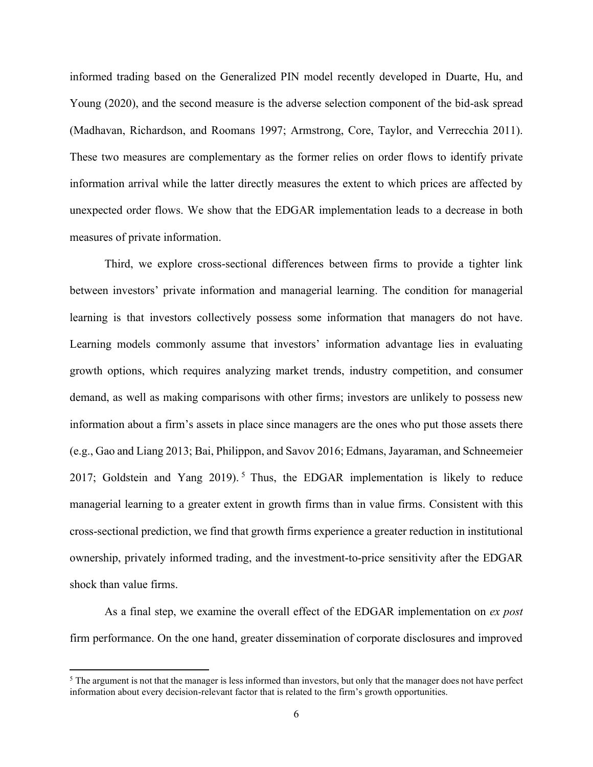informed trading based on the Generalized PIN model recently developed in Duarte, Hu, and Young (2020), and the second measure is the adverse selection component of the bid-ask spread (Madhavan, Richardson, and Roomans 1997; Armstrong, Core, Taylor, and Verrecchia 2011). These two measures are complementary as the former relies on order flows to identify private information arrival while the latter directly measures the extent to which prices are affected by unexpected order flows. We show that the EDGAR implementation leads to a decrease in both measures of private information.

Third, we explore cross-sectional differences between firms to provide a tighter link between investors' private information and managerial learning. The condition for managerial learning is that investors collectively possess some information that managers do not have. Learning models commonly assume that investors' information advantage lies in evaluating growth options, which requires analyzing market trends, industry competition, and consumer demand, as well as making comparisons with other firms; investors are unlikely to possess new information about a firm's assets in place since managers are the ones who put those assets there (e.g., Gao and Liang 2013; Bai, Philippon, and Savov 2016; Edmans, Jayaraman, and Schneemeier 2017; Goldstein and Yang 2019).[5] Thus, the EDGAR implementation is likely to reduce managerial learning to a greater extent in growth firms than in value firms. Consistent with this cross-sectional prediction, we find that growth firms experience a greater reduction in institutional ownership, privately informed trading, and the investment-to-price sensitivity after the EDGAR shock than value firms.

As a final step, we examine the overall effect of the EDGAR implementation on *ex post* firm performance. On the one hand, greater dissemination of corporate disclosures and improved

[5] The argument is not that the manager is less informed than investors, but only that the manager does not have perfect information about every decision-relevant factor that is related to the firm's growth opportunities.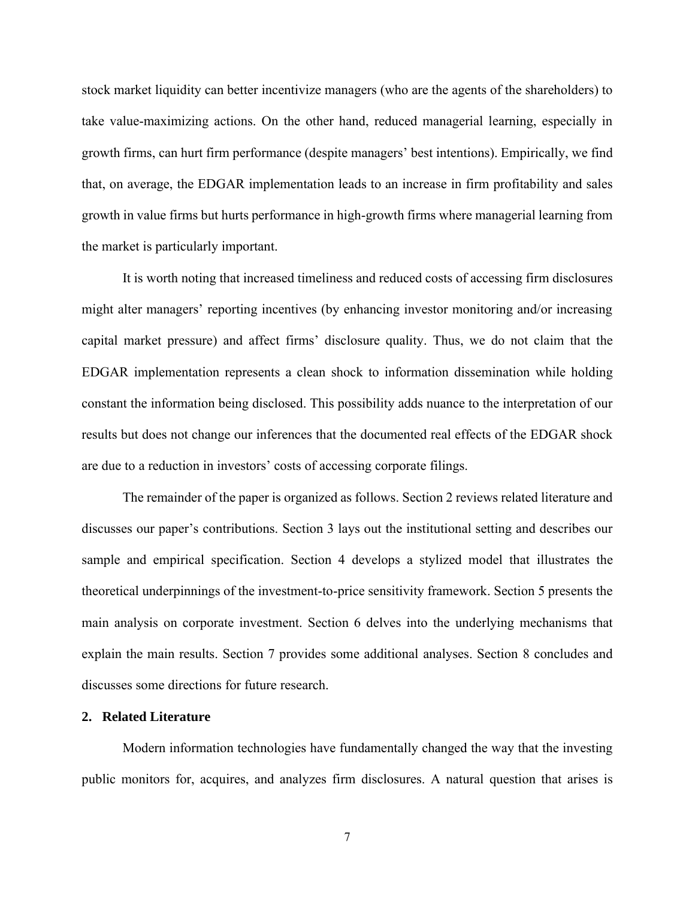stock market liquidity can better incentivize managers (who are the agents of the shareholders) to take value-maximizing actions. On the other hand, reduced managerial learning, especially in growth firms, can hurt firm performance (despite managers' best intentions). Empirically, we find that, on average, the EDGAR implementation leads to an increase in firm profitability and sales growth in value firms but hurts performance in high-growth firms where managerial learning from the market is particularly important.

It is worth noting that increased timeliness and reduced costs of accessing firm disclosures might alter managers' reporting incentives (by enhancing investor monitoring and/or increasing capital market pressure) and affect firms' disclosure quality. Thus, we do not claim that the EDGAR implementation represents a clean shock to information dissemination while holding constant the information being disclosed. This possibility adds nuance to the interpretation of our results but does not change our inferences that the documented real effects of the EDGAR shock are due to a reduction in investors' costs of accessing corporate filings.

The remainder of the paper is organized as follows. Section 2 reviews related literature and discusses our paper's contributions. Section 3 lays out the institutional setting and describes our sample and empirical specification. Section 4 develops a stylized model that illustrates the theoretical underpinnings of the investment-to-price sensitivity framework. Section 5 presents the main analysis on corporate investment. Section 6 delves into the underlying mechanisms that explain the main results. Section 7 provides some additional analyses. Section 8 concludes and discusses some directions for future research.

## 2. Related Literature

Modern information technologies have fundamentally changed the way that the investing public monitors for, acquires, and analyzes firm disclosures. A natural question that arises is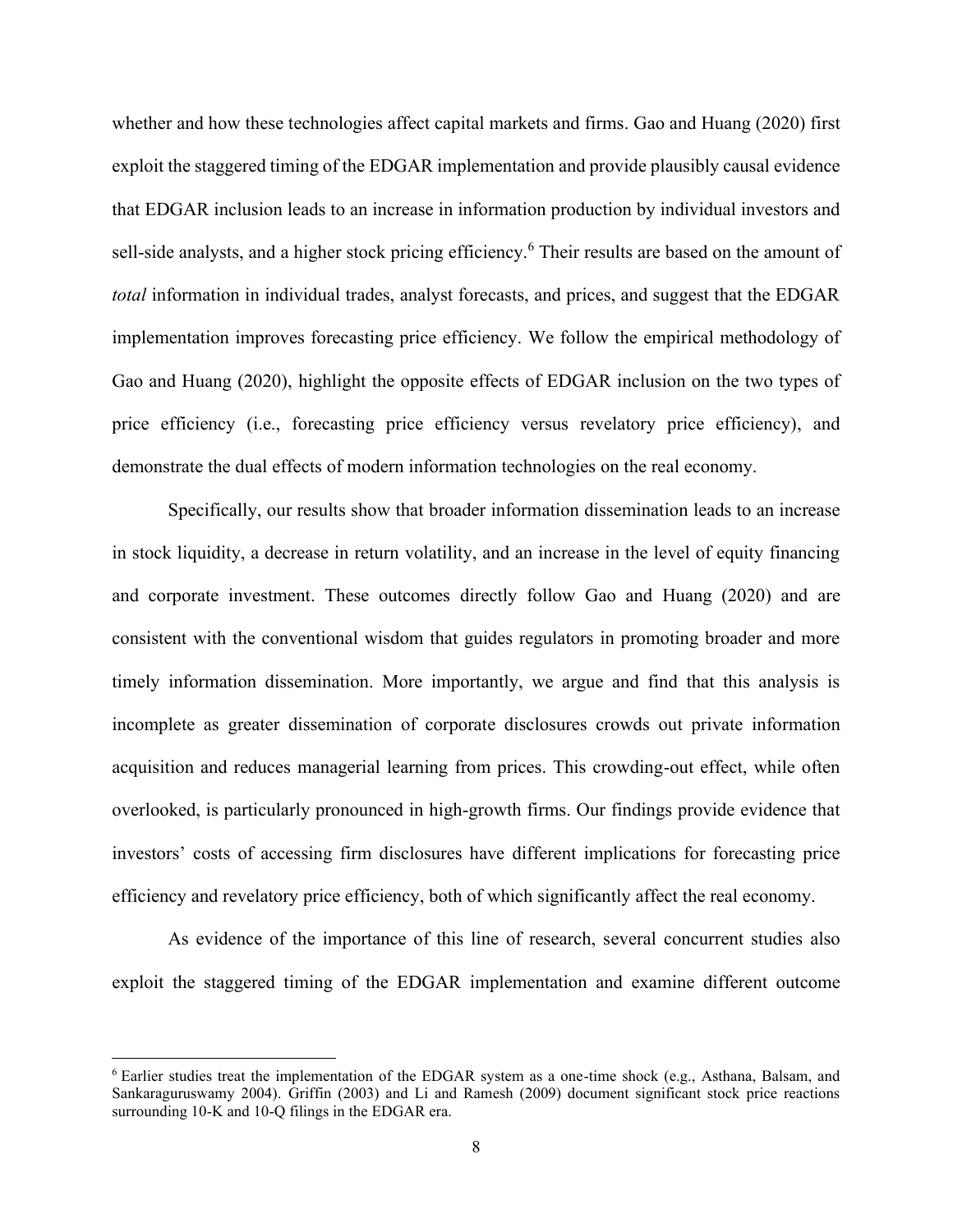whether and how these technologies affect capital markets and firms. Gao and Huang (2020) first exploit the staggered timing of the EDGAR implementation and provide plausibly causal evidence that EDGAR inclusion leads to an increase in information production by individual investors and sell-side analysts, and a higher stock pricing efficiency.[6] Their results are based on the amount of *total* information in individual trades, analyst forecasts, and prices, and suggest that the EDGAR implementation improves forecasting price efficiency. We follow the empirical methodology of Gao and Huang (2020), highlight the opposite effects of EDGAR inclusion on the two types of price efficiency (i.e., forecasting price efficiency versus revelatory price efficiency), and demonstrate the dual effects of modern information technologies on the real economy.

Specifically, our results show that broader information dissemination leads to an increase in stock liquidity, a decrease in return volatility, and an increase in the level of equity financing and corporate investment. These outcomes directly follow Gao and Huang (2020) and are consistent with the conventional wisdom that guides regulators in promoting broader and more timely information dissemination. More importantly, we argue and find that this analysis is incomplete as greater dissemination of corporate disclosures crowds out private information acquisition and reduces managerial learning from prices. This crowding-out effect, while often overlooked, is particularly pronounced in high-growth firms. Our findings provide evidence that investors' costs of accessing firm disclosures have different implications for forecasting price efficiency and revelatory price efficiency, both of which significantly affect the real economy.

As evidence of the importance of this line of research, several concurrent studies also exploit the staggered timing of the EDGAR implementation and examine different outcome

[6] Earlier studies treat the implementation of the EDGAR system as a one-time shock (e.g., Asthana, Balsam, and Sankaraguruswamy 2004). Griffin (2003) and Li and Ramesh (2009) document significant stock price reactions surrounding 10-K and 10-Q filings in the EDGAR era.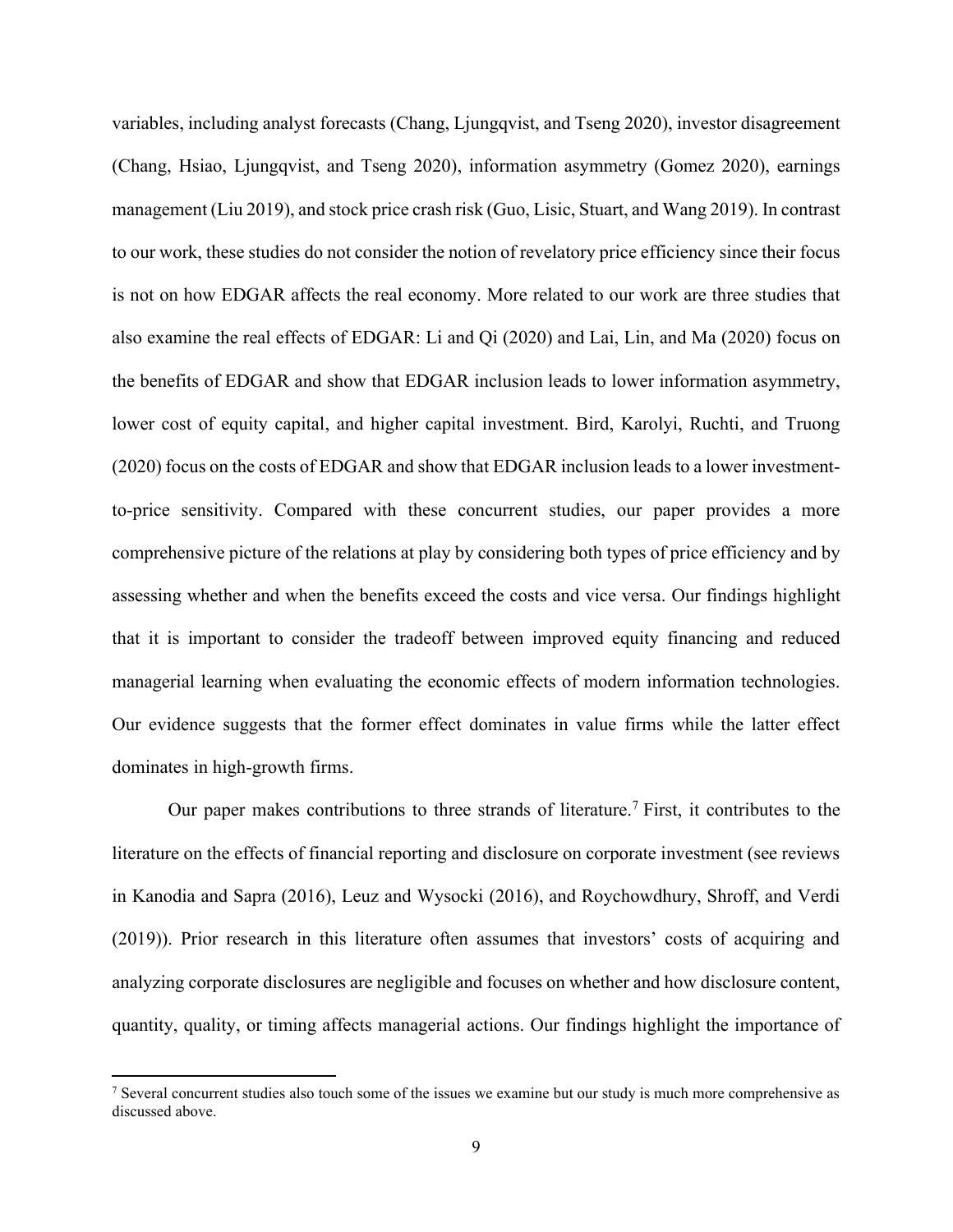variables, including analyst forecasts (Chang, Ljungqvist, and Tseng 2020), investor disagreement (Chang, Hsiao, Ljungqvist, and Tseng 2020), information asymmetry (Gomez 2020), earnings management (Liu 2019), and stock price crash risk (Guo, Lisic, Stuart, and Wang 2019). In contrast to our work, these studies do not consider the notion of revelatory price efficiency since their focus is not on how EDGAR affects the real economy. More related to our work are three studies that also examine the real effects of EDGAR: Li and Qi (2020) and Lai, Lin, and Ma (2020) focus on the benefits of EDGAR and show that EDGAR inclusion leads to lower information asymmetry, lower cost of equity capital, and higher capital investment. Bird, Karolyi, Ruchti, and Truong (2020) focus on the costs of EDGAR and show that EDGAR inclusion leads to a lower investment-to-price sensitivity. Compared with these concurrent studies, our paper provides a more comprehensive picture of the relations at play by considering both types of price efficiency and by assessing whether and when the benefits exceed the costs and vice versa. Our findings highlight that it is important to consider the tradeoff between improved equity financing and reduced managerial learning when evaluating the economic effects of modern information technologies. Our evidence suggests that the former effect dominates in value firms while the latter effect dominates in high-growth firms.

Our paper makes contributions to three strands of literature.[7] First, it contributes to the literature on the effects of financial reporting and disclosure on corporate investment (see reviews in Kanodia and Sapra (2016), Leuz and Wysocki (2016), and Roychowdhury, Shroff, and Verdi (2019)). Prior research in this literature often assumes that investors' costs of acquiring and analyzing corporate disclosures are negligible and focuses on whether and how disclosure content, quantity, quality, or timing affects managerial actions. Our findings highlight the importance of

[7] Several concurrent studies also touch some of the issues we examine but our study is much more comprehensive as discussed above.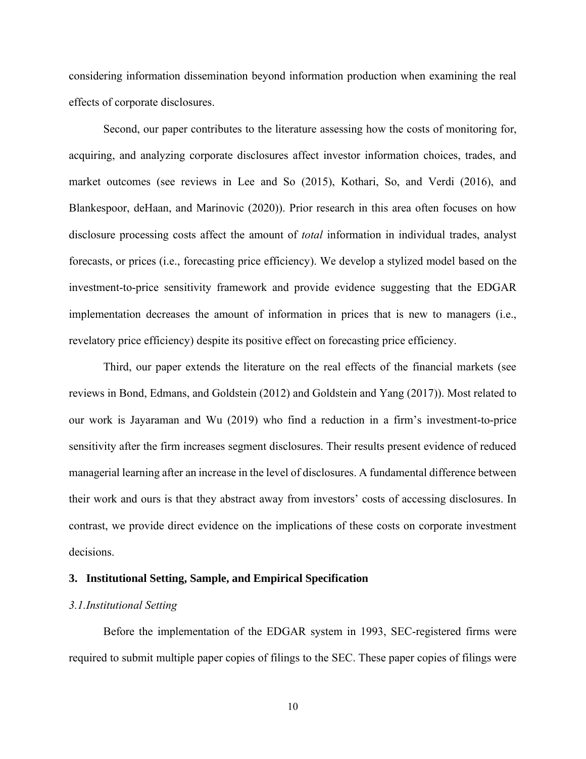considering information dissemination beyond information production when examining the real effects of corporate disclosures.

Second, our paper contributes to the literature assessing how the costs of monitoring for, acquiring, and analyzing corporate disclosures affect investor information choices, trades, and market outcomes (see reviews in Lee and So (2015), Kothari, So, and Verdi (2016), and Blankespoor, deHaan, and Marinovic (2020)). Prior research in this area often focuses on how disclosure processing costs affect the amount of *total* information in individual trades, analyst forecasts, or prices (i.e., forecasting price efficiency). We develop a stylized model based on the investment-to-price sensitivity framework and provide evidence suggesting that the EDGAR implementation decreases the amount of information in prices that is new to managers (i.e., revelatory price efficiency) despite its positive effect on forecasting price efficiency.

Third, our paper extends the literature on the real effects of the financial markets (see reviews in Bond, Edmans, and Goldstein (2012) and Goldstein and Yang (2017)). Most related to our work is Jayaraman and Wu (2019) who find a reduction in a firm's investment-to-price sensitivity after the firm increases segment disclosures. Their results present evidence of reduced managerial learning after an increase in the level of disclosures. A fundamental difference between their work and ours is that they abstract away from investors' costs of accessing disclosures. In contrast, we provide direct evidence on the implications of these costs on corporate investment decisions.

## 3. Institutional Setting, Sample, and Empirical Specification

### *3.1. Institutional Setting*

Before the implementation of the EDGAR system in 1993, SEC-registered firms were required to submit multiple paper copies of filings to the SEC. These paper copies of filings were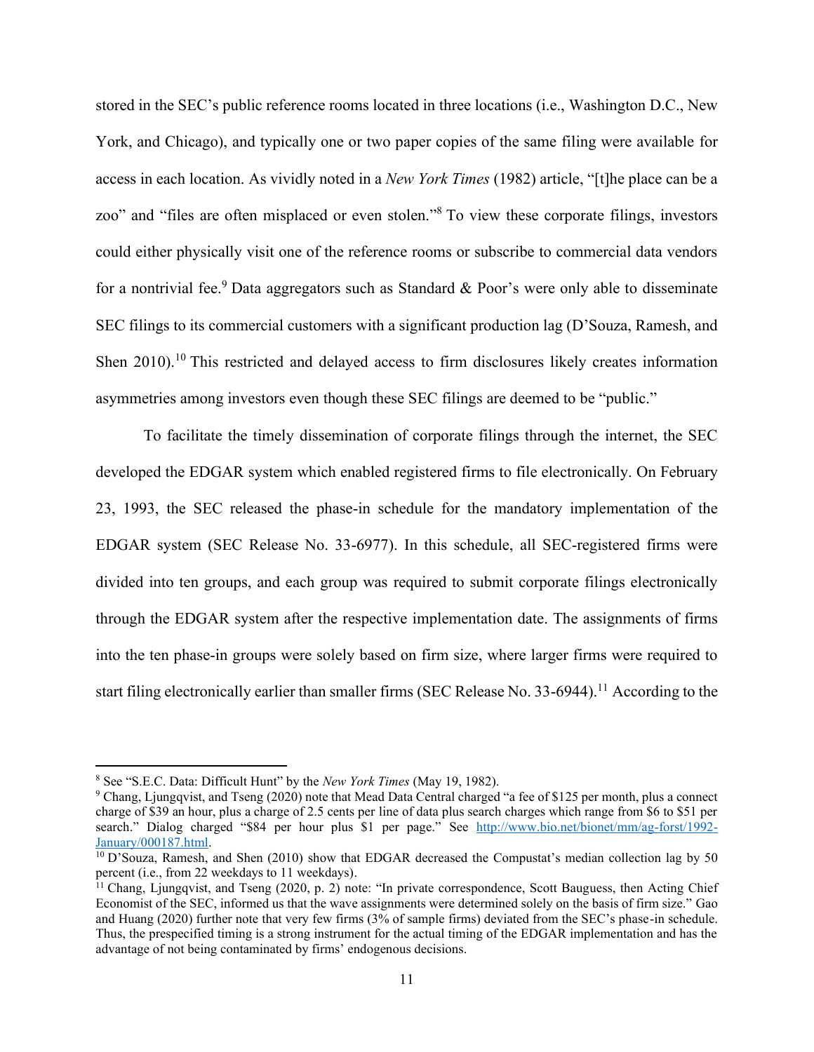stored in the SEC's public reference rooms located in three locations (i.e., Washington D.C., New York, and Chicago), and typically one or two paper copies of the same filing were available for access in each location. As vividly noted in a *New York Times* (1982) article, "[t]he place can be a zoo" and "files are often misplaced or even stolen."[8] To view these corporate filings, investors could either physically visit one of the reference rooms or subscribe to commercial data vendors for a nontrivial fee.[9] Data aggregators such as Standard & Poor's were only able to disseminate SEC filings to its commercial customers with a significant production lag (D'Souza, Ramesh, and Shen 2010).[10] This restricted and delayed access to firm disclosures likely creates information asymmetries among investors even though these SEC filings are deemed to be "public."

To facilitate the timely dissemination of corporate filings through the internet, the SEC developed the EDGAR system which enabled registered firms to file electronically. On February 23, 1993, the SEC released the phase-in schedule for the mandatory implementation of the EDGAR system (SEC Release No. 33-6977). In this schedule, all SEC-registered firms were divided into ten groups, and each group was required to submit corporate filings electronically through the EDGAR system after the respective implementation date. The assignments of firms into the ten phase-in groups were solely based on firm size, where larger firms were required to start filing electronically earlier than smaller firms (SEC Release No. 33-6944).[11] According to the

---

[8] See "S.E.C. Data: Difficult Hunt" by the *New York Times* (May 19, 1982).

[9] Chang, Ljungqvist, and Tseng (2020) note that Mead Data Central charged "a fee of $125 per month, plus a connect charge of $39 an hour, plus a charge of 2.5 cents per line of data plus search charges which range from $6 to $51 per search." Dialog charged "$84 per hour plus $1 per page." See [http://www.bio.net/bionet/mm/ag-forst/1992-January/000187.html](http://www.bio.net/bionet/mm/ag-forst/1992-January/000187.html).

[10] D'Souza, Ramesh, and Shen (2010) show that EDGAR decreased the Compustat's median collection lag by 50 percent (i.e., from 22 weekdays to 11 weekdays).

[11] Chang, Ljungqvist, and Tseng (2020, p. 2) note: "In private correspondence, Scott Bauguess, then Acting Chief Economist of the SEC, informed us that the wave assignments were determined solely on the basis of firm size." Gao and Huang (2020) further note that very few firms (3% of sample firms) deviated from the SEC's phase-in schedule. Thus, the prespecified timing is a strong instrument for the actual timing of the EDGAR implementation and has the advantage of not being contaminated by firms' endogenous decisions.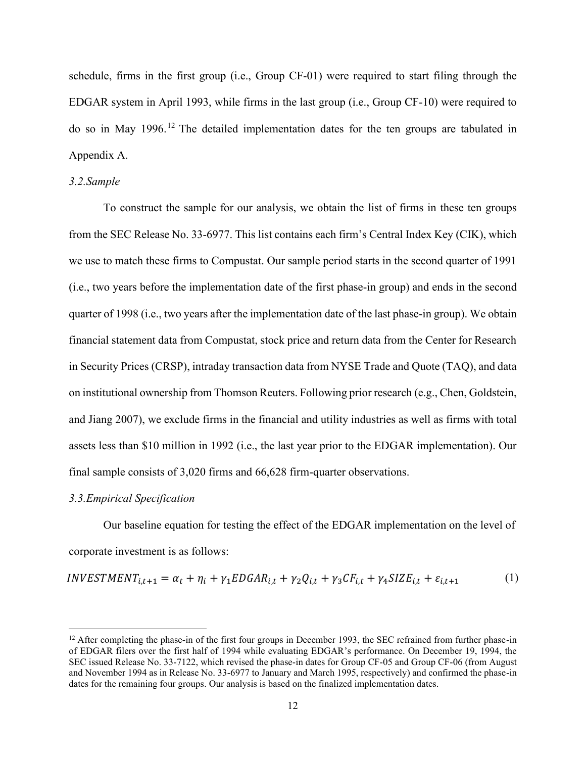schedule, firms in the first group (i.e., Group CF-01) were required to start filing through the EDGAR system in April 1993, while firms in the last group (i.e., Group CF-10) were required to do so in May 1996.[12] The detailed implementation dates for the ten groups are tabulated in Appendix A.

### *3.2.Sample*

To construct the sample for our analysis, we obtain the list of firms in these ten groups from the SEC Release No. 33-6977. This list contains each firm's Central Index Key (CIK), which we use to match these firms to Compustat. Our sample period starts in the second quarter of 1991 (i.e., two years before the implementation date of the first phase-in group) and ends in the second quarter of 1998 (i.e., two years after the implementation date of the last phase-in group). We obtain financial statement data from Compustat, stock price and return data from the Center for Research in Security Prices (CRSP), intraday transaction data from NYSE Trade and Quote (TAQ), and data on institutional ownership from Thomson Reuters. Following prior research (e.g., Chen, Goldstein, and Jiang 2007), we exclude firms in the financial and utility industries as well as firms with total assets less than \$10 million in 1992 (i.e., the last year prior to the EDGAR implementation). Our final sample consists of 3,020 firms and 66,628 firm-quarter observations.

### *3.3.Empirical Specification*

Our baseline equation for testing the effect of the EDGAR implementation on the level of corporate investment is as follows:

$$INVESTMENT_{i,t+1} = \alpha_t + \eta_i + \gamma_1 EDGAR_{i,t} + \gamma_2 Q_{i,t} + \gamma_3 CF_{i,t} + \gamma_4 SIZE_{i,t} + \varepsilon_{i,t+1} \qquad (1)$$

[12] After completing the phase-in of the first four groups in December 1993, the SEC refrained from further phase-in of EDGAR filers over the first half of 1994 while evaluating EDGAR's performance. On December 19, 1994, the SEC issued Release No. 33-7122, which revised the phase-in dates for Group CF-05 and Group CF-06 (from August and November 1994 as in Release No. 33-6977 to January and March 1995, respectively) and confirmed the phase-in dates for the remaining four groups. Our analysis is based on the finalized implementation dates.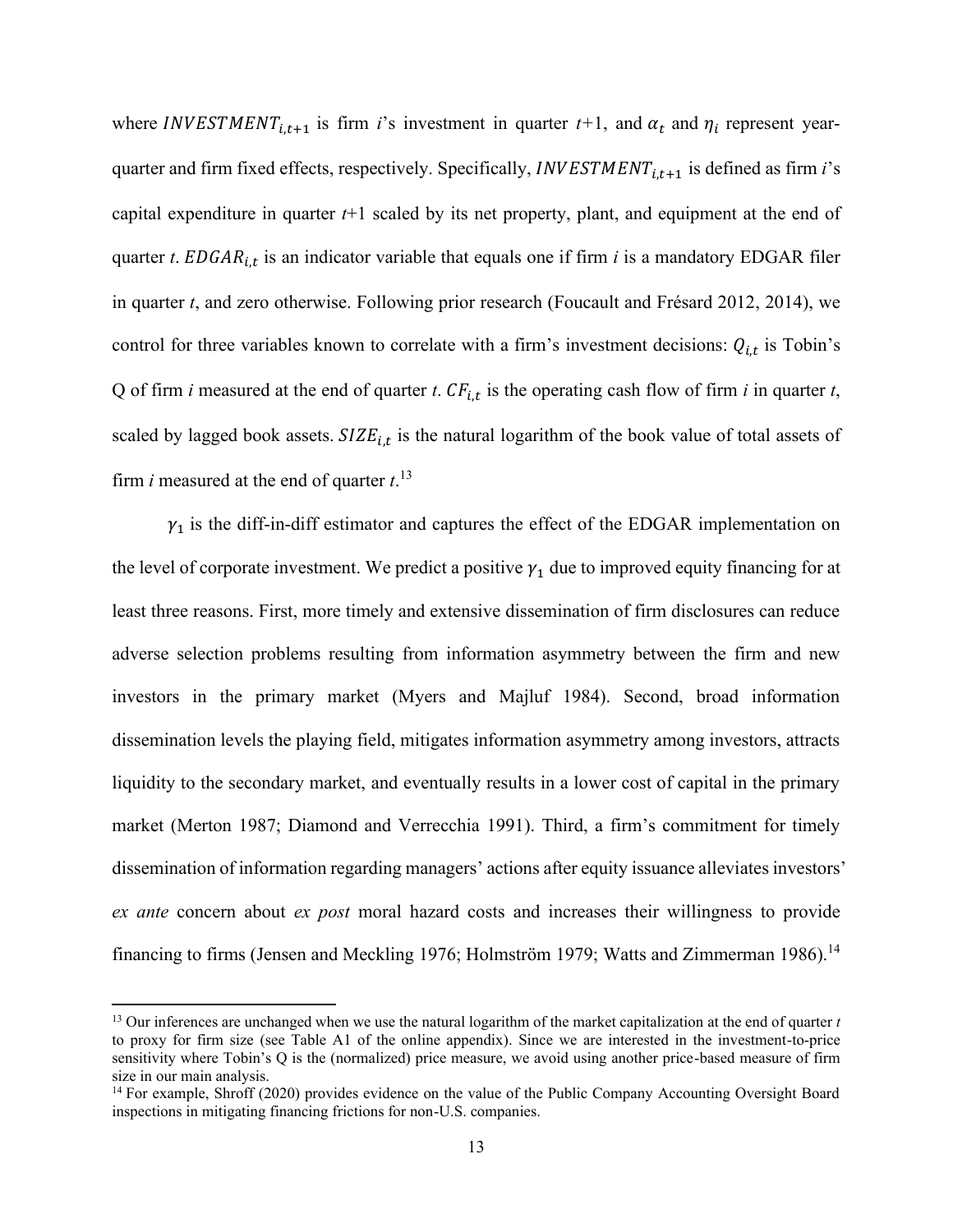where $INVESTMENT_{i,t+1}$ is firm $i$'s investment in quarter $t$+1, and $\alpha_t$ and $\eta_i$ represent year-quarter and firm fixed effects, respectively. Specifically, $INVESTMENT_{i,t+1}$ is defined as firm $i$'s capital expenditure in quarter $t$+1 scaled by its net property, plant, and equipment at the end of quarter $t$. $EDGAR_{i,t}$ is an indicator variable that equals one if firm $i$ is a mandatory EDGAR filer in quarter $t$, and zero otherwise. Following prior research (Foucault and Frésard 2012, 2014), we control for three variables known to correlate with a firm's investment decisions: $Q_{i,t}$ is Tobin's Q of firm $i$ measured at the end of quarter $t$. $CF_{i,t}$ is the operating cash flow of firm $i$ in quarter $t$, scaled by lagged book assets. $SIZE_{i,t}$ is the natural logarithm of the book value of total assets of firm $i$ measured at the end of quarter $t$.[13]

$\gamma_1$ is the diff-in-diff estimator and captures the effect of the EDGAR implementation on the level of corporate investment. We predict a positive $\gamma_1$ due to improved equity financing for at least three reasons. First, more timely and extensive dissemination of firm disclosures can reduce adverse selection problems resulting from information asymmetry between the firm and new investors in the primary market (Myers and Majluf 1984). Second, broad information dissemination levels the playing field, mitigates information asymmetry among investors, attracts liquidity to the secondary market, and eventually results in a lower cost of capital in the primary market (Merton 1987; Diamond and Verrecchia 1991). Third, a firm's commitment for timely dissemination of information regarding managers' actions after equity issuance alleviates investors' *ex ante* concern about *ex post* moral hazard costs and increases their willingness to provide financing to firms (Jensen and Meckling 1976; Holmström 1979; Watts and Zimmerman 1986).[14]

[13] Our inferences are unchanged when we use the natural logarithm of the market capitalization at the end of quarter $t$ to proxy for firm size (see Table A1 of the online appendix). Since we are interested in the investment-to-price sensitivity where Tobin's Q is the (normalized) price measure, we avoid using another price-based measure of firm size in our main analysis.

[14] For example, Shroff (2020) provides evidence on the value of the Public Company Accounting Oversight Board inspections in mitigating financing frictions for non-U.S. companies.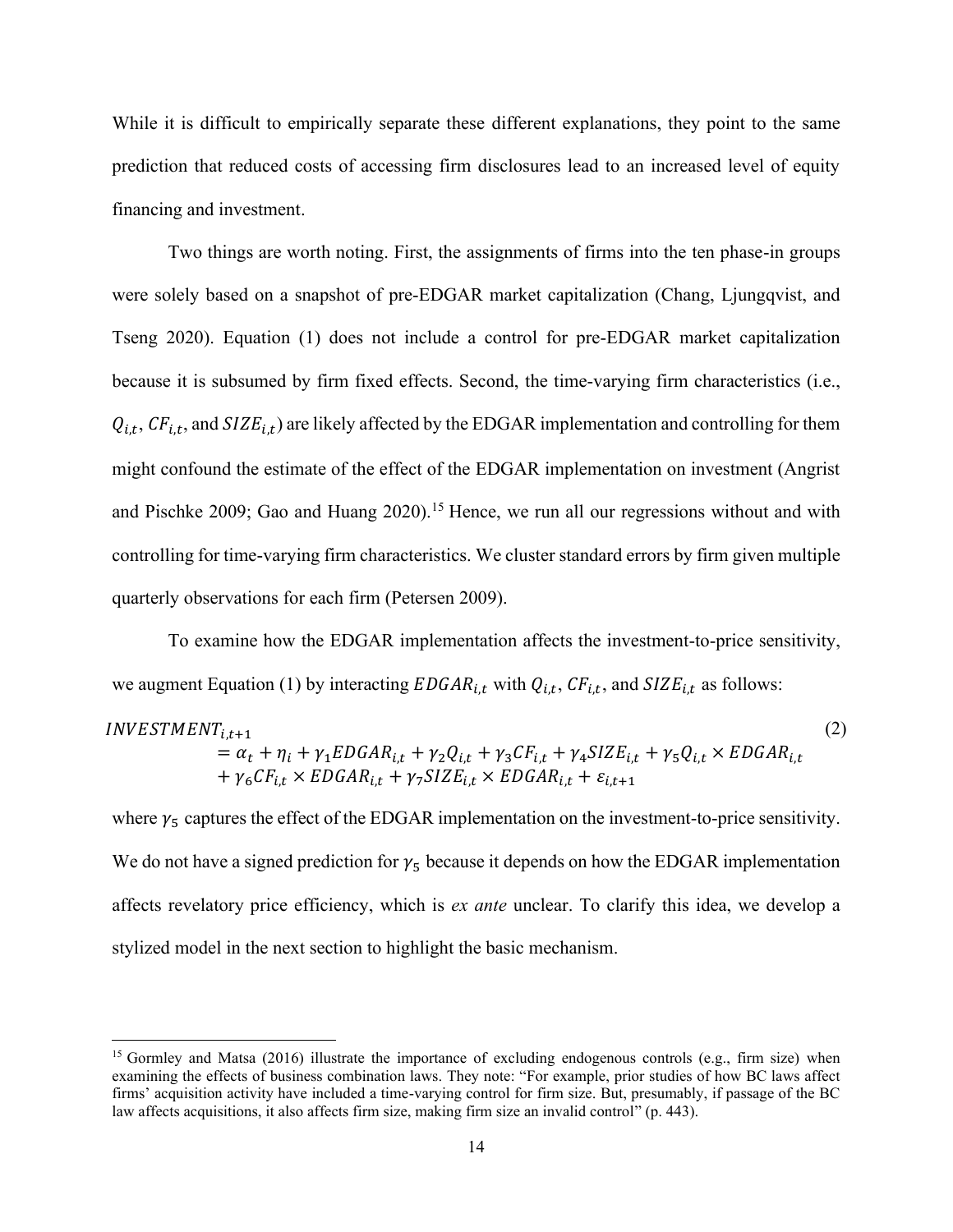While it is difficult to empirically separate these different explanations, they point to the same prediction that reduced costs of accessing firm disclosures lead to an increased level of equity financing and investment.

Two things are worth noting. First, the assignments of firms into the ten phase-in groups were solely based on a snapshot of pre-EDGAR market capitalization (Chang, Ljungqvist, and Tseng 2020). Equation (1) does not include a control for pre-EDGAR market capitalization because it is subsumed by firm fixed effects. Second, the time-varying firm characteristics (i.e., $Q_{i,t}$, $CF_{i,t}$, and $SIZE_{i,t}$) are likely affected by the EDGAR implementation and controlling for them might confound the estimate of the effect of the EDGAR implementation on investment (Angrist and Pischke 2009; Gao and Huang 2020).[15] Hence, we run all our regressions without and with controlling for time-varying firm characteristics. We cluster standard errors by firm given multiple quarterly observations for each firm (Petersen 2009).

To examine how the EDGAR implementation affects the investment-to-price sensitivity, we augment Equation (1) by interacting $EDGAR_{i,t}$ with $Q_{i,t}$, $CF_{i,t}$, and $SIZE_{i,t}$ as follows:

$$
\begin{aligned}
INVESTMENT_{i,t+1} &= \alpha_t + \eta_i + \gamma_1 EDGAR_{i,t} + \gamma_2 Q_{i,t} + \gamma_3 CF_{i,t} + \gamma_4 SIZE_{i,t} + \gamma_5 Q_{i,t} \times EDGAR_{i,t} \\
&\quad + \gamma_6 CF_{i,t} \times EDGAR_{i,t} + \gamma_7 SIZE_{i,t} \times EDGAR_{i,t} + \varepsilon_{i,t+1}
\end{aligned}
\tag{2}
$$

where $\gamma_5$ captures the effect of the EDGAR implementation on the investment-to-price sensitivity. We do not have a signed prediction for $\gamma_5$ because it depends on how the EDGAR implementation affects revelatory price efficiency, which is *ex ante* unclear. To clarify this idea, we develop a stylized model in the next section to highlight the basic mechanism.

[15] Gormley and Matsa (2016) illustrate the importance of excluding endogenous controls (e.g., firm size) when examining the effects of business combination laws. They note: "For example, prior studies of how BC laws affect firms' acquisition activity have included a time-varying control for firm size. But, presumably, if passage of the BC law affects acquisitions, it also affects firm size, making firm size an invalid control" (p. 443).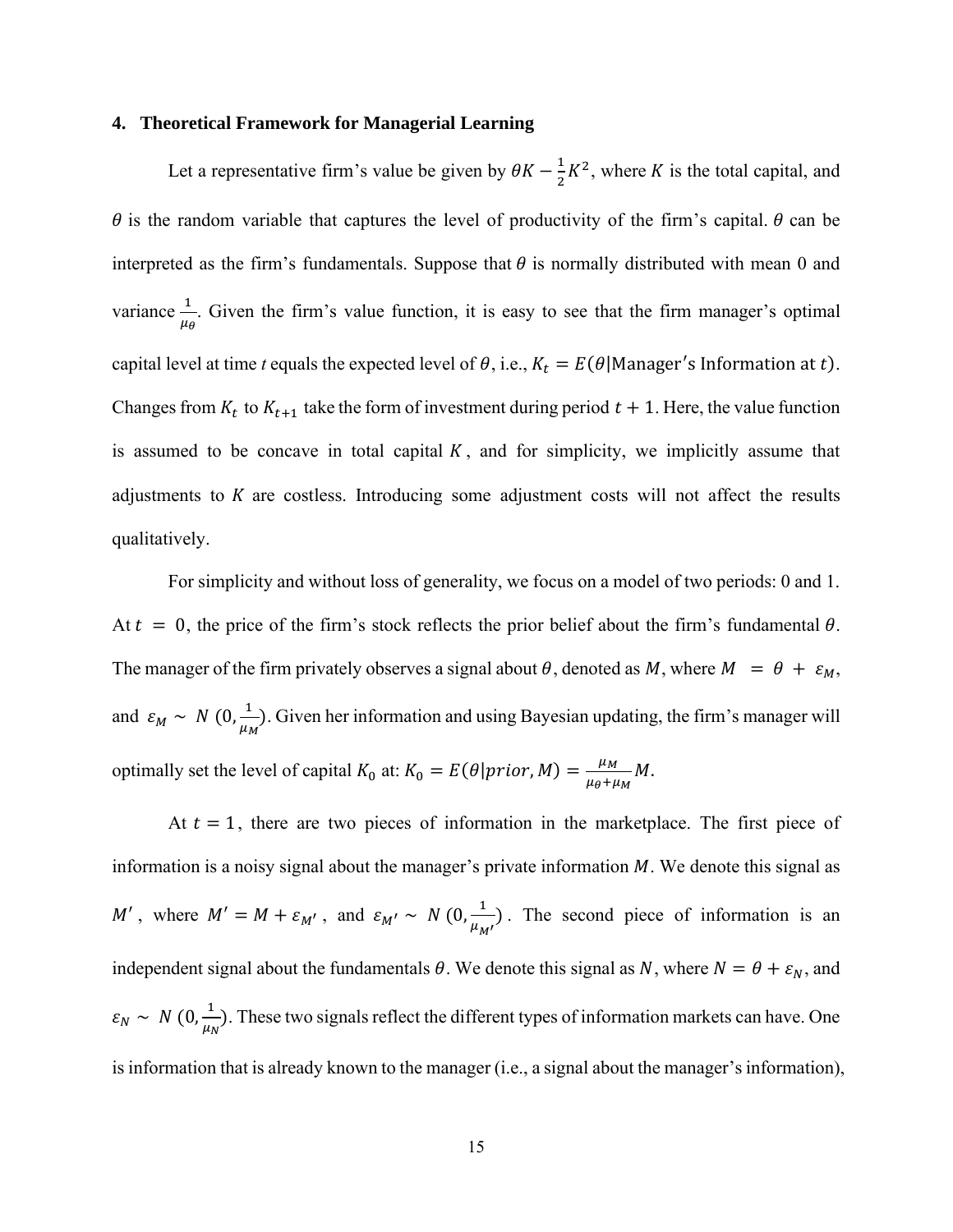### 4. Theoretical Framework for Managerial Learning

Let a representative firm's value be given by $\theta K - \frac{1}{2}K^2$, where $K$ is the total capital, and $\theta$ is the random variable that captures the level of productivity of the firm's capital. $\theta$ can be interpreted as the firm's fundamentals. Suppose that $\theta$ is normally distributed with mean 0 and variance $\frac{1}{\mu_\theta}$. Given the firm's value function, it is easy to see that the firm manager's optimal capital level at time *t* equals the expected level of $\theta$, i.e., $K_t = E(\theta|\text{Manager's Information at } t)$. Changes from $K_t$ to $K_{t+1}$ take the form of investment during period $t+1$. Here, the value function is assumed to be concave in total capital $K$, and for simplicity, we implicitly assume that adjustments to $K$ are costless. Introducing some adjustment costs will not affect the results qualitatively.

For simplicity and without loss of generality, we focus on a model of two periods: 0 and 1. At $t = 0$, the price of the firm's stock reflects the prior belief about the firm's fundamental $\theta$. The manager of the firm privately observes a signal about $\theta$, denoted as $M$, where $M = \theta + \varepsilon_M$, and $\varepsilon_M \sim N(0, \frac{1}{\mu_M})$. Given her information and using Bayesian updating, the firm's manager will optimally set the level of capital $K_0$ at: $K_0 = E(\theta|prior, M) = \frac{\mu_M}{\mu_\theta + \mu_M}M$.

At $t = 1$, there are two pieces of information in the marketplace. The first piece of information is a noisy signal about the manager's private information $M$. We denote this signal as $M'$, where $M' = M + \varepsilon_{M'}$, and $\varepsilon_{M'} \sim N(0, \frac{1}{\mu_{M'}})$. The second piece of information is an independent signal about the fundamentals $\theta$. We denote this signal as $N$, where $N = \theta + \varepsilon_N$, and $\varepsilon_N \sim N(0, \frac{1}{\mu_N})$. These two signals reflect the different types of information markets can have. One is information that is already known to the manager (i.e., a signal about the manager's information),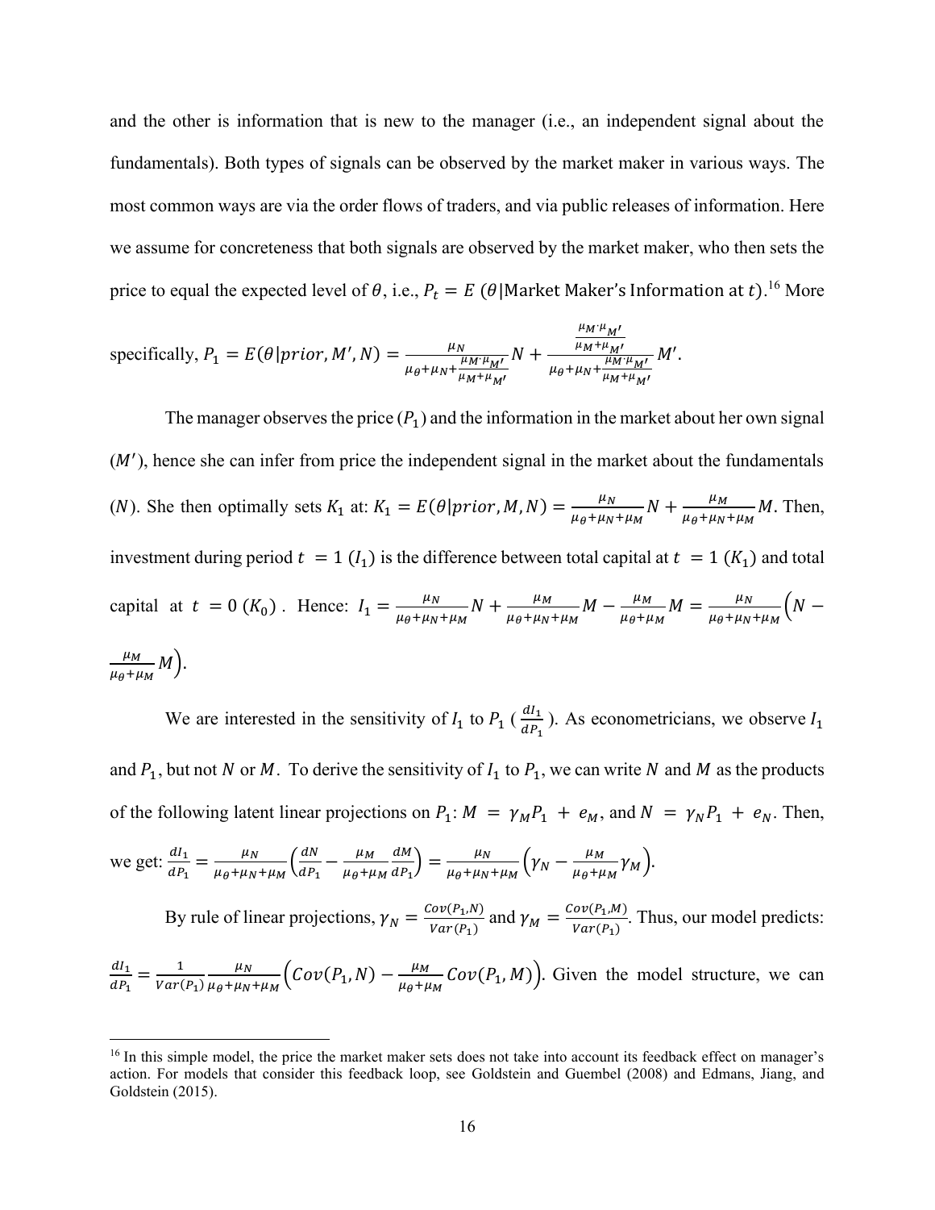and the other is information that is new to the manager (i.e., an independent signal about the fundamentals). Both types of signals can be observed by the market maker in various ways. The most common ways are via the order flows of traders, and via public releases of information. Here we assume for concreteness that both signals are observed by the market maker, who then sets the price to equal the expected level of $\theta$, i.e., $P_t = E\,(\theta|\text{Market Maker's Information at } t)$.[16] More specifically, $P_1 = E(\theta|prior, M', N) = \frac{\mu_N}{\mu_\theta+\mu_N+\frac{\mu_M\cdot\mu_{M'}}{\mu_M+\mu_{M'}}}N + \frac{\frac{\mu_M\cdot\mu_{M'}}{\mu_M+\mu_{M'}}}{\mu_\theta+\mu_N+\frac{\mu_M\cdot\mu_{M'}}{\mu_M+\mu_{M'}}}M'$.

The manager observes the price ($P_1$) and the information in the market about her own signal ($M'$), hence she can infer from price the independent signal in the market about the fundamentals ($N$). She then optimally sets $K_1$ at: $K_1 = E(\theta|prior, M, N) = \frac{\mu_N}{\mu_\theta+\mu_N+\mu_M}N + \frac{\mu_M}{\mu_\theta+\mu_N+\mu_M}M$. Then, investment during period $t = 1$ ($I_1$) is the difference between total capital at $t = 1$ ($K_1$) and total capital at $t = 0$ ($K_0$). Hence: $I_1 = \frac{\mu_N}{\mu_\theta+\mu_N+\mu_M}N + \frac{\mu_M}{\mu_\theta+\mu_N+\mu_M}M - \frac{\mu_M}{\mu_\theta+\mu_M}M = \frac{\mu_N}{\mu_\theta+\mu_N+\mu_M}\left(N - \frac{\mu_M}{\mu_\theta+\mu_M}M\right)$.

We are interested in the sensitivity of $I_1$ to $P_1$ ($\frac{dI_1}{dP_1}$). As econometricians, we observe $I_1$ and $P_1$, but not $N$ or $M$. To derive the sensitivity of $I_1$ to $P_1$, we can write $N$ and $M$ as the products of the following latent linear projections on $P_1$: $M = \gamma_M P_1 + e_M$, and $N = \gamma_N P_1 + e_N$. Then, we get: $\frac{dI_1}{dP_1} = \frac{\mu_N}{\mu_\theta+\mu_N+\mu_M}\left(\frac{dN}{dP_1} - \frac{\mu_M}{\mu_\theta+\mu_M}\frac{dM}{dP_1}\right) = \frac{\mu_N}{\mu_\theta+\mu_N+\mu_M}\left(\gamma_N - \frac{\mu_M}{\mu_\theta+\mu_M}\gamma_M\right)$.

By rule of linear projections, $\gamma_N = \frac{Cov(P_1,N)}{Var(P_1)}$ and $\gamma_M = \frac{Cov(P_1,M)}{Var(P_1)}$. Thus, our model predicts: $\frac{dI_1}{dP_1} = \frac{1}{Var(P_1)}\frac{\mu_N}{\mu_\theta+\mu_N+\mu_M}\left(Cov(P_1,N) - \frac{\mu_M}{\mu_\theta+\mu_M}Cov(P_1,M)\right)$. Given the model structure, we can

[16] In this simple model, the price the market maker sets does not take into account its feedback effect on manager's action. For models that consider this feedback loop, see Goldstein and Guembel (2008) and Edmans, Jiang, and Goldstein (2015).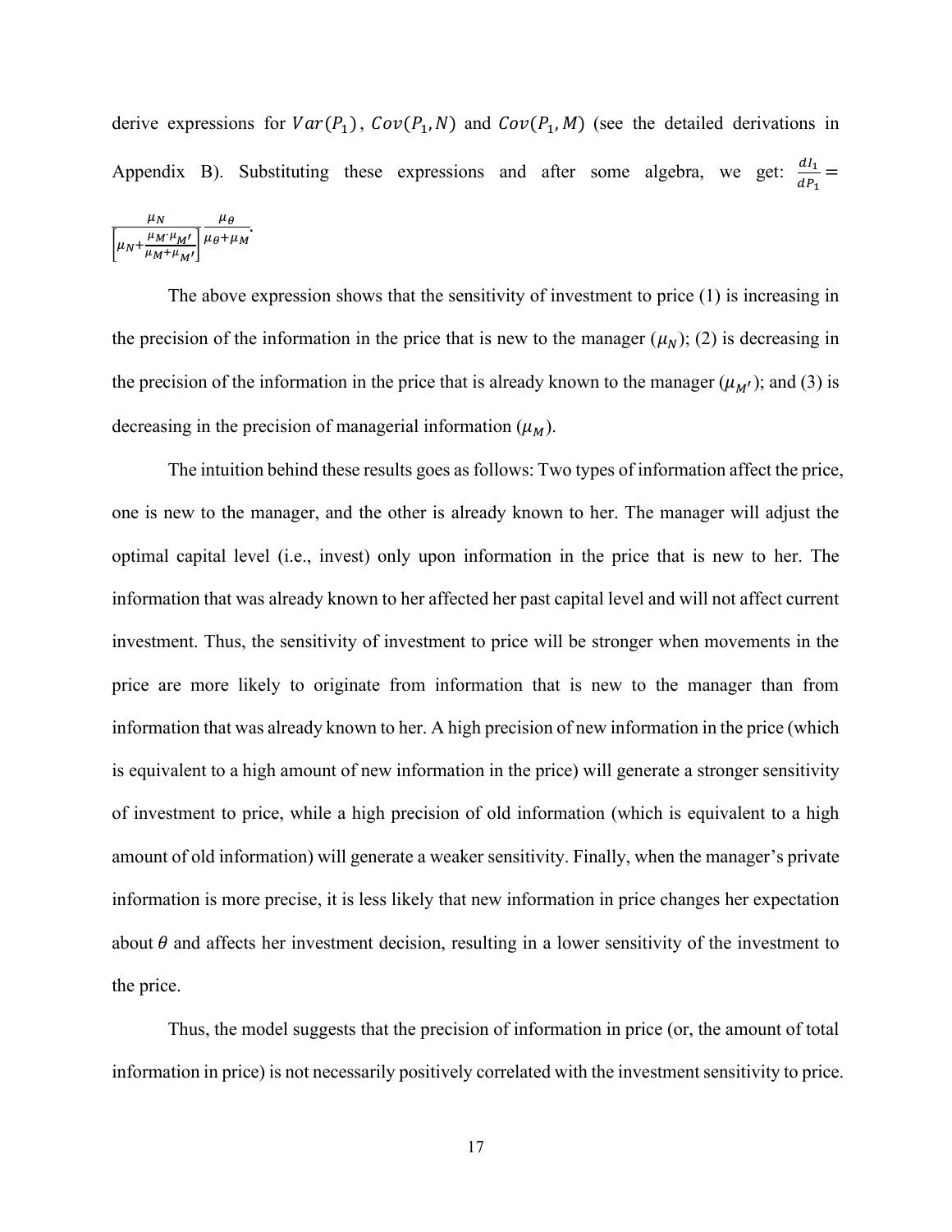derive expressions for $Var(P_1)$, $Cov(P_1, N)$ and $Cov(P_1, M)$ (see the detailed derivations in Appendix B). Substituting these expressions and after some algebra, we get: $\frac{dI_1}{dP_1} = \frac{\mu_N}{\left[\mu_N + \frac{\mu_M \cdot \mu_{M'}}{\mu_M + \mu_{M'}}\right]} \frac{\mu_\theta}{\mu_\theta + \mu_M}$.

The above expression shows that the sensitivity of investment to price (1) is increasing in the precision of the information in the price that is new to the manager ($\mu_N$); (2) is decreasing in the precision of the information in the price that is already known to the manager ($\mu_{M'}$); and (3) is decreasing in the precision of managerial information ($\mu_M$).

The intuition behind these results goes as follows: Two types of information affect the price, one is new to the manager, and the other is already known to her. The manager will adjust the optimal capital level (i.e., invest) only upon information in the price that is new to her. The information that was already known to her affected her past capital level and will not affect current investment. Thus, the sensitivity of investment to price will be stronger when movements in the price are more likely to originate from information that is new to the manager than from information that was already known to her. A high precision of new information in the price (which is equivalent to a high amount of new information in the price) will generate a stronger sensitivity of investment to price, while a high precision of old information (which is equivalent to a high amount of old information) will generate a weaker sensitivity. Finally, when the manager's private information is more precise, it is less likely that new information in price changes her expectation about $\theta$ and affects her investment decision, resulting in a lower sensitivity of the investment to the price.

Thus, the model suggests that the precision of information in price (or, the amount of total information in price) is not necessarily positively correlated with the investment sensitivity to price.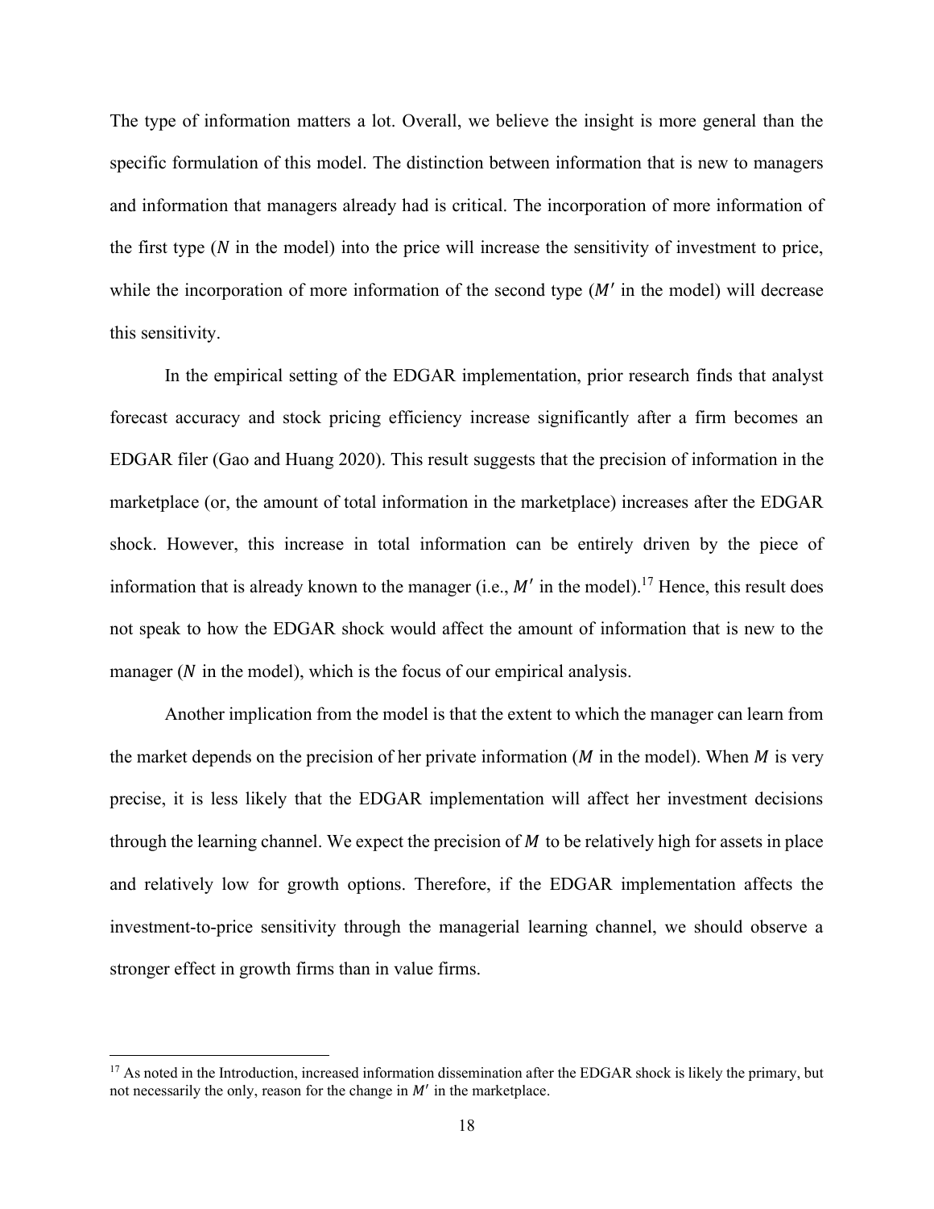The type of information matters a lot. Overall, we believe the insight is more general than the specific formulation of this model. The distinction between information that is new to managers and information that managers already had is critical. The incorporation of more information of the first type ($N$ in the model) into the price will increase the sensitivity of investment to price, while the incorporation of more information of the second type ($M'$ in the model) will decrease this sensitivity.

In the empirical setting of the EDGAR implementation, prior research finds that analyst forecast accuracy and stock pricing efficiency increase significantly after a firm becomes an EDGAR filer (Gao and Huang 2020). This result suggests that the precision of information in the marketplace (or, the amount of total information in the marketplace) increases after the EDGAR shock. However, this increase in total information can be entirely driven by the piece of information that is already known to the manager (i.e., $M'$ in the model).[17] Hence, this result does not speak to how the EDGAR shock would affect the amount of information that is new to the manager ($N$ in the model), which is the focus of our empirical analysis.

Another implication from the model is that the extent to which the manager can learn from the market depends on the precision of her private information ($M$ in the model). When $M$ is very precise, it is less likely that the EDGAR implementation will affect her investment decisions through the learning channel. We expect the precision of $M$ to be relatively high for assets in place and relatively low for growth options. Therefore, if the EDGAR implementation affects the investment-to-price sensitivity through the managerial learning channel, we should observe a stronger effect in growth firms than in value firms.

[17] As noted in the Introduction, increased information dissemination after the EDGAR shock is likely the primary, but not necessarily the only, reason for the change in $M'$ in the marketplace.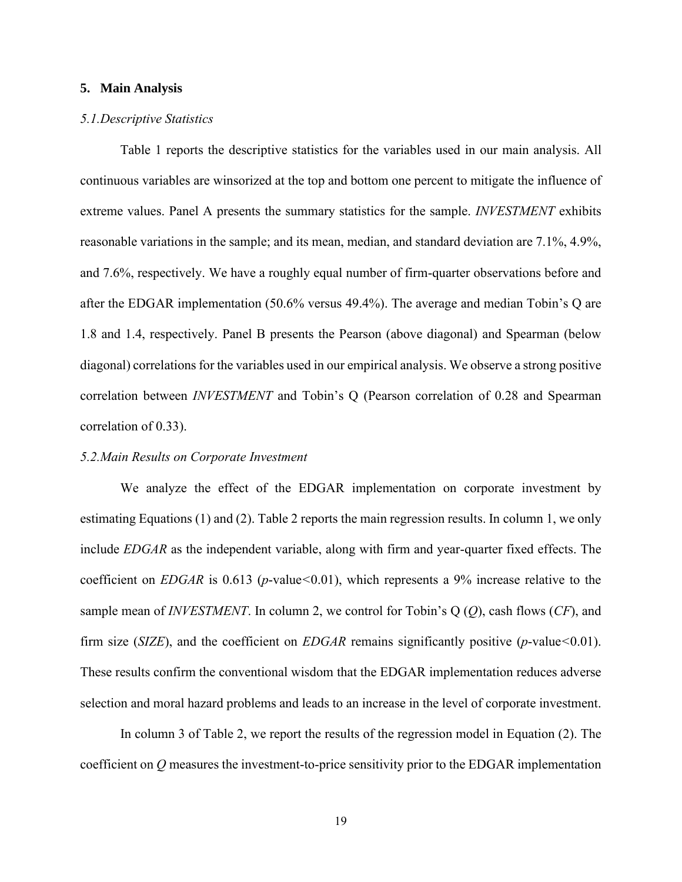## 5. Main Analysis

### *5.1. Descriptive Statistics*

Table 1 reports the descriptive statistics for the variables used in our main analysis. All continuous variables are winsorized at the top and bottom one percent to mitigate the influence of extreme values. Panel A presents the summary statistics for the sample. *INVESTMENT* exhibits reasonable variations in the sample; and its mean, median, and standard deviation are 7.1%, 4.9%, and 7.6%, respectively. We have a roughly equal number of firm-quarter observations before and after the EDGAR implementation (50.6% versus 49.4%). The average and median Tobin's Q are 1.8 and 1.4, respectively. Panel B presents the Pearson (above diagonal) and Spearman (below diagonal) correlations for the variables used in our empirical analysis. We observe a strong positive correlation between *INVESTMENT* and Tobin's Q (Pearson correlation of 0.28 and Spearman correlation of 0.33).

### *5.2. Main Results on Corporate Investment*

We analyze the effect of the EDGAR implementation on corporate investment by estimating Equations (1) and (2). Table 2 reports the main regression results. In column 1, we only include *EDGAR* as the independent variable, along with firm and year-quarter fixed effects. The coefficient on *EDGAR* is 0.613 ($p$-value$<$0.01), which represents a 9% increase relative to the sample mean of *INVESTMENT*. In column 2, we control for Tobin's Q (*Q*), cash flows (*CF*), and firm size (*SIZE*), and the coefficient on *EDGAR* remains significantly positive ($p$-value$<$0.01). These results confirm the conventional wisdom that the EDGAR implementation reduces adverse selection and moral hazard problems and leads to an increase in the level of corporate investment.

In column 3 of Table 2, we report the results of the regression model in Equation (2). The coefficient on *Q* measures the investment-to-price sensitivity prior to the EDGAR implementation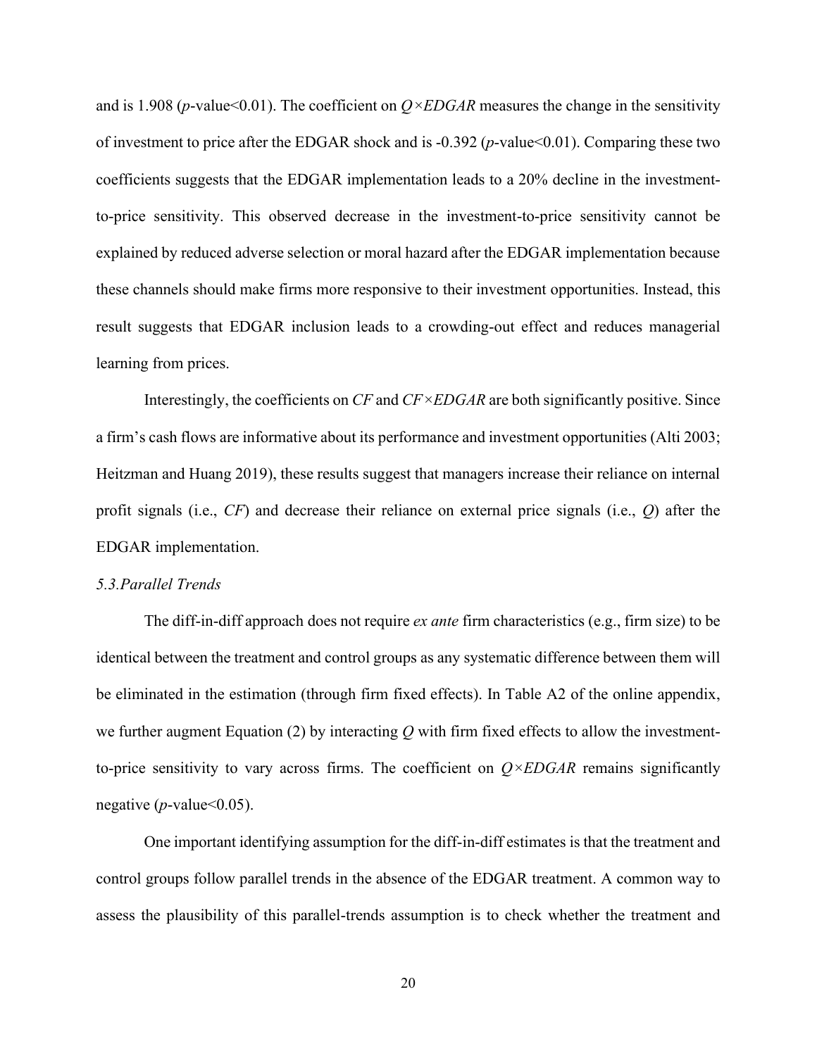and is 1.908 ($p$-value<0.01). The coefficient on $Q \times EDGAR$ measures the change in the sensitivity of investment to price after the EDGAR shock and is -0.392 ($p$-value<0.01). Comparing these two coefficients suggests that the EDGAR implementation leads to a 20% decline in the investment-to-price sensitivity. This observed decrease in the investment-to-price sensitivity cannot be explained by reduced adverse selection or moral hazard after the EDGAR implementation because these channels should make firms more responsive to their investment opportunities. Instead, this result suggests that EDGAR inclusion leads to a crowding-out effect and reduces managerial learning from prices.

Interestingly, the coefficients on *CF* and $CF \times EDGAR$ are both significantly positive. Since a firm's cash flows are informative about its performance and investment opportunities (Alti 2003; Heitzman and Huang 2019), these results suggest that managers increase their reliance on internal profit signals (i.e., *CF*) and decrease their reliance on external price signals (i.e., $Q$) after the EDGAR implementation.

*5.3.Parallel Trends*

The diff-in-diff approach does not require *ex ante* firm characteristics (e.g., firm size) to be identical between the treatment and control groups as any systematic difference between them will be eliminated in the estimation (through firm fixed effects). In Table A2 of the online appendix, we further augment Equation (2) by interacting $Q$ with firm fixed effects to allow the investment-to-price sensitivity to vary across firms. The coefficient on $Q \times EDGAR$ remains significantly negative ($p$-value<0.05).

One important identifying assumption for the diff-in-diff estimates is that the treatment and control groups follow parallel trends in the absence of the EDGAR treatment. A common way to assess the plausibility of this parallel-trends assumption is to check whether the treatment and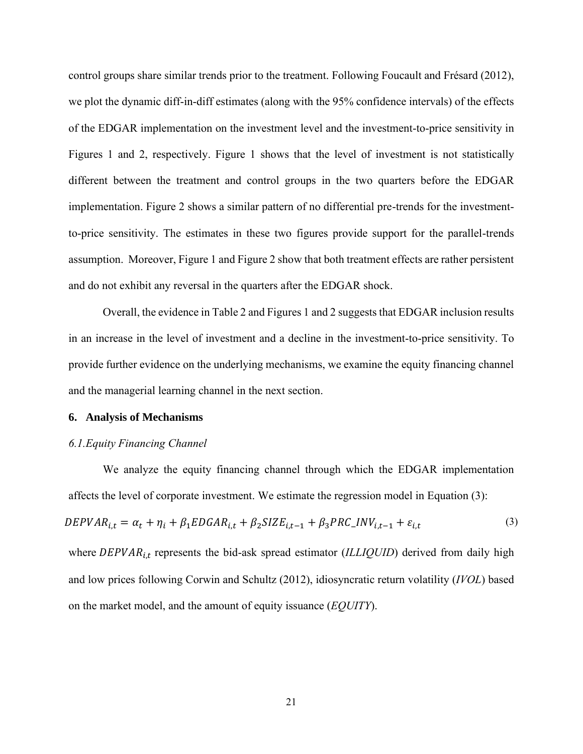control groups share similar trends prior to the treatment. Following Foucault and Frésard (2012), we plot the dynamic diff-in-diff estimates (along with the 95% confidence intervals) of the effects of the EDGAR implementation on the investment level and the investment-to-price sensitivity in Figures 1 and 2, respectively. Figure 1 shows that the level of investment is not statistically different between the treatment and control groups in the two quarters before the EDGAR implementation. Figure 2 shows a similar pattern of no differential pre-trends for the investment-to-price sensitivity. The estimates in these two figures provide support for the parallel-trends assumption. Moreover, Figure 1 and Figure 2 show that both treatment effects are rather persistent and do not exhibit any reversal in the quarters after the EDGAR shock.

Overall, the evidence in Table 2 and Figures 1 and 2 suggests that EDGAR inclusion results in an increase in the level of investment and a decline in the investment-to-price sensitivity. To provide further evidence on the underlying mechanisms, we examine the equity financing channel and the managerial learning channel in the next section.

## 6. Analysis of Mechanisms

### *6.1. Equity Financing Channel*

We analyze the equity financing channel through which the EDGAR implementation affects the level of corporate investment. We estimate the regression model in Equation (3):

$$DEPVAR_{i,t} = \alpha_t + \eta_i + \beta_1 EDGAR_{i,t} + \beta_2 SIZE_{i,t-1} + \beta_3 PRC\_INV_{i,t-1} + \varepsilon_{i,t} \tag{3}$$

where $DEPVAR_{i,t}$ represents the bid-ask spread estimator (*ILLIQUID*) derived from daily high and low prices following Corwin and Schultz (2012), idiosyncratic return volatility (*IVOL*) based on the market model, and the amount of equity issuance (*EQUITY*).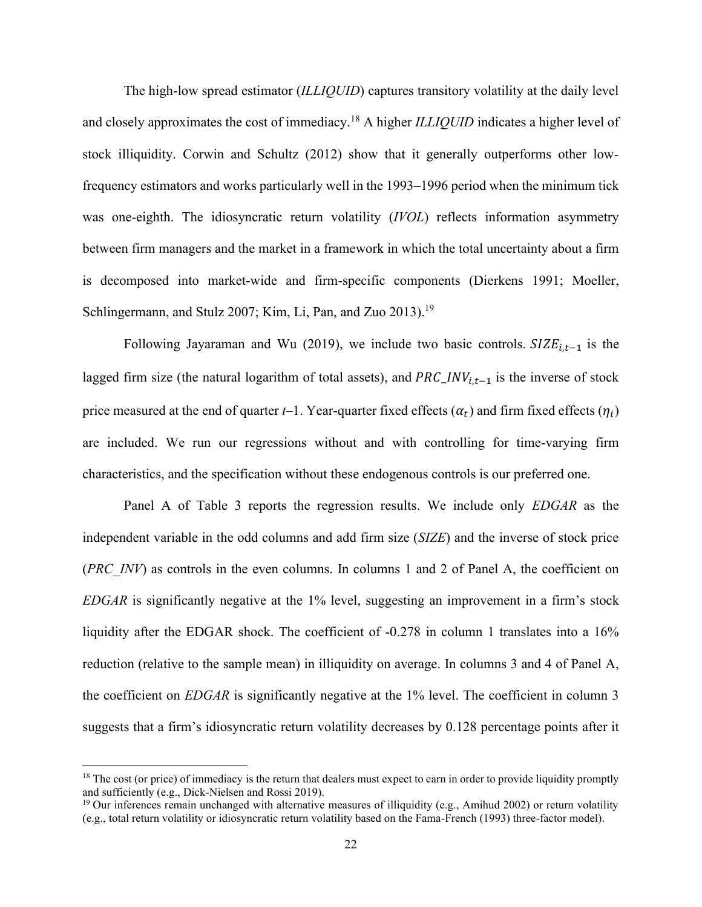The high-low spread estimator (*ILLIQUID*) captures transitory volatility at the daily level and closely approximates the cost of immediacy.[18] A higher *ILLIQUID* indicates a higher level of stock illiquidity. Corwin and Schultz (2012) show that it generally outperforms other low-frequency estimators and works particularly well in the 1993–1996 period when the minimum tick was one-eighth. The idiosyncratic return volatility (*IVOL*) reflects information asymmetry between firm managers and the market in a framework in which the total uncertainty about a firm is decomposed into market-wide and firm-specific components (Dierkens 1991; Moeller, Schlingermann, and Stulz 2007; Kim, Li, Pan, and Zuo 2013).[19]

Following Jayaraman and Wu (2019), we include two basic controls. $SIZE_{i,t-1}$ is the lagged firm size (the natural logarithm of total assets), and $PRC\_INV_{i,t-1}$ is the inverse of stock price measured at the end of quarter *t*–1. Year-quarter fixed effects ($\alpha_t$) and firm fixed effects ($\eta_i$) are included. We run our regressions without and with controlling for time-varying firm characteristics, and the specification without these endogenous controls is our preferred one.

Panel A of Table 3 reports the regression results. We include only *EDGAR* as the independent variable in the odd columns and add firm size (*SIZE*) and the inverse of stock price (*PRC_INV*) as controls in the even columns. In columns 1 and 2 of Panel A, the coefficient on *EDGAR* is significantly negative at the 1% level, suggesting an improvement in a firm's stock liquidity after the EDGAR shock. The coefficient of -0.278 in column 1 translates into a 16% reduction (relative to the sample mean) in illiquidity on average. In columns 3 and 4 of Panel A, the coefficient on *EDGAR* is significantly negative at the 1% level. The coefficient in column 3 suggests that a firm's idiosyncratic return volatility decreases by 0.128 percentage points after it

[18] The cost (or price) of immediacy is the return that dealers must expect to earn in order to provide liquidity promptly and sufficiently (e.g., Dick-Nielsen and Rossi 2019).

[19] Our inferences remain unchanged with alternative measures of illiquidity (e.g., Amihud 2002) or return volatility (e.g., total return volatility or idiosyncratic return volatility based on the Fama-French (1993) three-factor model).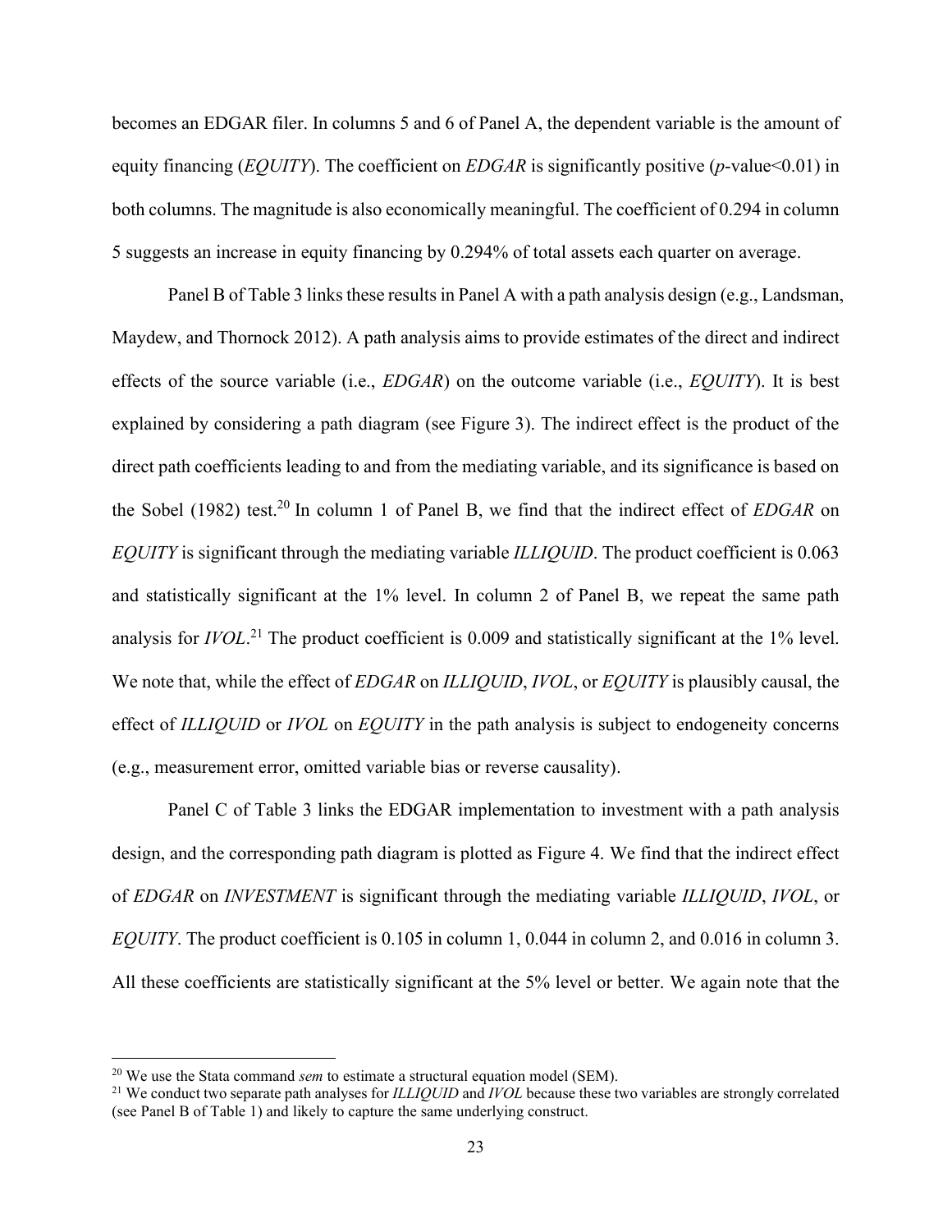becomes an EDGAR filer. In columns 5 and 6 of Panel A, the dependent variable is the amount of equity financing (*EQUITY*). The coefficient on *EDGAR* is significantly positive ($p$-value<0.01) in both columns. The magnitude is also economically meaningful. The coefficient of 0.294 in column 5 suggests an increase in equity financing by 0.294% of total assets each quarter on average.

Panel B of Table 3 links these results in Panel A with a path analysis design (e.g., Landsman, Maydew, and Thornock 2012). A path analysis aims to provide estimates of the direct and indirect effects of the source variable (i.e., *EDGAR*) on the outcome variable (i.e., *EQUITY*). It is best explained by considering a path diagram (see Figure 3). The indirect effect is the product of the direct path coefficients leading to and from the mediating variable, and its significance is based on the Sobel (1982) test.[20] In column 1 of Panel B, we find that the indirect effect of *EDGAR* on *EQUITY* is significant through the mediating variable *ILLIQUID*. The product coefficient is 0.063 and statistically significant at the 1% level. In column 2 of Panel B, we repeat the same path analysis for *IVOL*.[21] The product coefficient is 0.009 and statistically significant at the 1% level. We note that, while the effect of *EDGAR* on *ILLIQUID*, *IVOL*, or *EQUITY* is plausibly causal, the effect of *ILLIQUID* or *IVOL* on *EQUITY* in the path analysis is subject to endogeneity concerns (e.g., measurement error, omitted variable bias or reverse causality).

Panel C of Table 3 links the EDGAR implementation to investment with a path analysis design, and the corresponding path diagram is plotted as Figure 4. We find that the indirect effect of *EDGAR* on *INVESTMENT* is significant through the mediating variable *ILLIQUID*, *IVOL*, or *EQUITY*. The product coefficient is 0.105 in column 1, 0.044 in column 2, and 0.016 in column 3. All these coefficients are statistically significant at the 5% level or better. We again note that the

---

[20] We use the Stata command *sem* to estimate a structural equation model (SEM).

[21] We conduct two separate path analyses for *ILLIQUID* and *IVOL* because these two variables are strongly correlated (see Panel B of Table 1) and likely to capture the same underlying construct.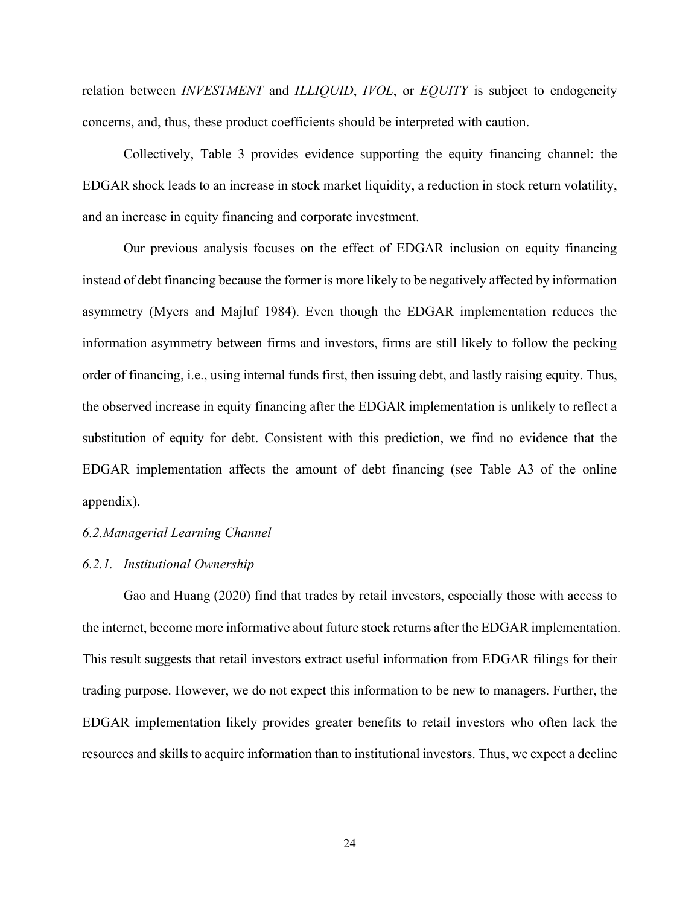relation between *INVESTMENT* and *ILLIQUID*, *IVOL*, or *EQUITY* is subject to endogeneity concerns, and, thus, these product coefficients should be interpreted with caution.

Collectively, Table 3 provides evidence supporting the equity financing channel: the EDGAR shock leads to an increase in stock market liquidity, a reduction in stock return volatility, and an increase in equity financing and corporate investment.

Our previous analysis focuses on the effect of EDGAR inclusion on equity financing instead of debt financing because the former is more likely to be negatively affected by information asymmetry (Myers and Majluf 1984). Even though the EDGAR implementation reduces the information asymmetry between firms and investors, firms are still likely to follow the pecking order of financing, i.e., using internal funds first, then issuing debt, and lastly raising equity. Thus, the observed increase in equity financing after the EDGAR implementation is unlikely to reflect a substitution of equity for debt. Consistent with this prediction, we find no evidence that the EDGAR implementation affects the amount of debt financing (see Table A3 of the online appendix).

### *6.2. Managerial Learning Channel*

#### *6.2.1. Institutional Ownership*

Gao and Huang (2020) find that trades by retail investors, especially those with access to the internet, become more informative about future stock returns after the EDGAR implementation. This result suggests that retail investors extract useful information from EDGAR filings for their trading purpose. However, we do not expect this information to be new to managers. Further, the EDGAR implementation likely provides greater benefits to retail investors who often lack the resources and skills to acquire information than to institutional investors. Thus, we expect a decline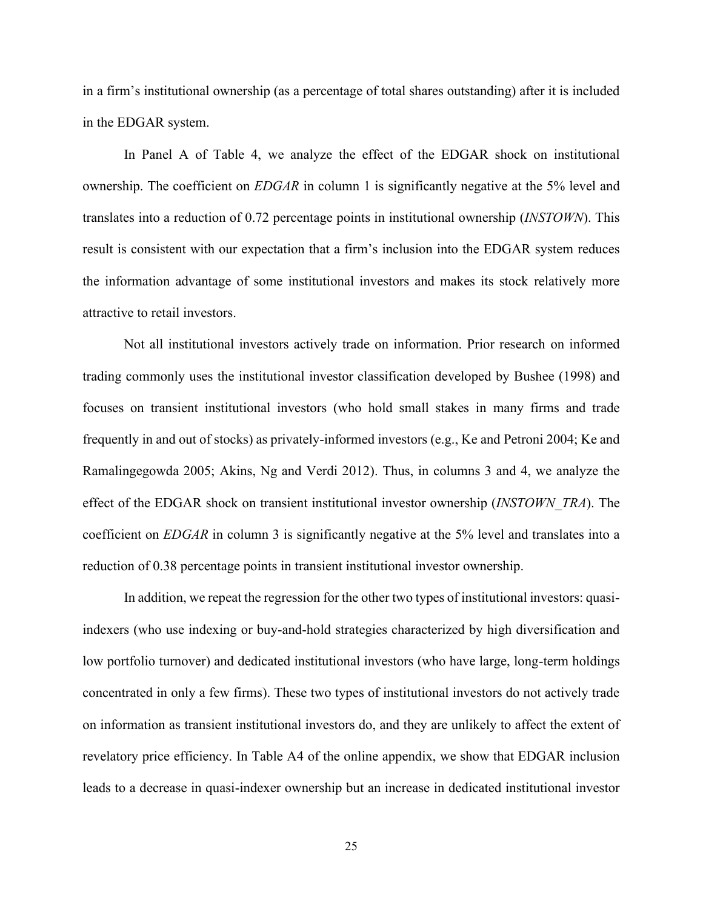in a firm's institutional ownership (as a percentage of total shares outstanding) after it is included in the EDGAR system.

In Panel A of Table 4, we analyze the effect of the EDGAR shock on institutional ownership. The coefficient on *EDGAR* in column 1 is significantly negative at the 5% level and translates into a reduction of 0.72 percentage points in institutional ownership (*INSTOWN*). This result is consistent with our expectation that a firm's inclusion into the EDGAR system reduces the information advantage of some institutional investors and makes its stock relatively more attractive to retail investors.

Not all institutional investors actively trade on information. Prior research on informed trading commonly uses the institutional investor classification developed by Bushee (1998) and focuses on transient institutional investors (who hold small stakes in many firms and trade frequently in and out of stocks) as privately-informed investors (e.g., Ke and Petroni 2004; Ke and Ramalingegowda 2005; Akins, Ng and Verdi 2012). Thus, in columns 3 and 4, we analyze the effect of the EDGAR shock on transient institutional investor ownership (*INSTOWN_TRA*). The coefficient on *EDGAR* in column 3 is significantly negative at the 5% level and translates into a reduction of 0.38 percentage points in transient institutional investor ownership.

In addition, we repeat the regression for the other two types of institutional investors: quasi-indexers (who use indexing or buy-and-hold strategies characterized by high diversification and low portfolio turnover) and dedicated institutional investors (who have large, long-term holdings concentrated in only a few firms). These two types of institutional investors do not actively trade on information as transient institutional investors do, and they are unlikely to affect the extent of revelatory price efficiency. In Table A4 of the online appendix, we show that EDGAR inclusion leads to a decrease in quasi-indexer ownership but an increase in dedicated institutional investor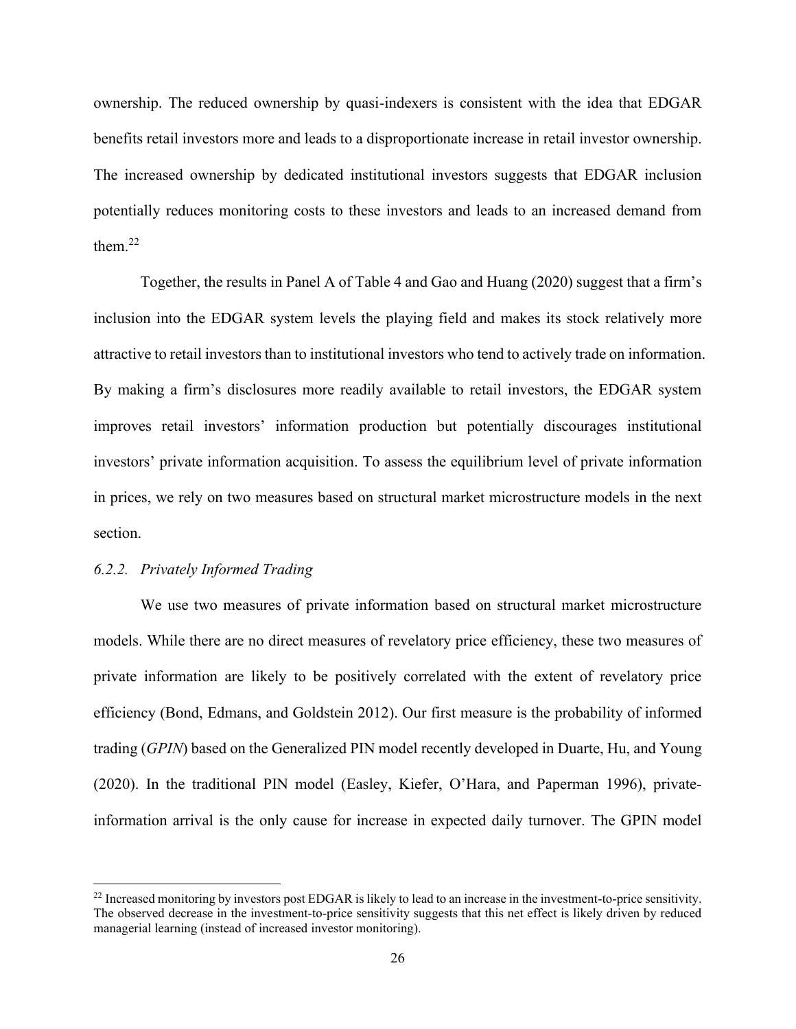ownership. The reduced ownership by quasi-indexers is consistent with the idea that EDGAR benefits retail investors more and leads to a disproportionate increase in retail investor ownership. The increased ownership by dedicated institutional investors suggests that EDGAR inclusion potentially reduces monitoring costs to these investors and leads to an increased demand from them.[22]

Together, the results in Panel A of Table 4 and Gao and Huang (2020) suggest that a firm's inclusion into the EDGAR system levels the playing field and makes its stock relatively more attractive to retail investors than to institutional investors who tend to actively trade on information. By making a firm's disclosures more readily available to retail investors, the EDGAR system improves retail investors' information production but potentially discourages institutional investors' private information acquisition. To assess the equilibrium level of private information in prices, we rely on two measures based on structural market microstructure models in the next section.

### 6.2.2. *Privately Informed Trading*

We use two measures of private information based on structural market microstructure models. While there are no direct measures of revelatory price efficiency, these two measures of private information are likely to be positively correlated with the extent of revelatory price efficiency (Bond, Edmans, and Goldstein 2012). Our first measure is the probability of informed trading (*GPIN*) based on the Generalized PIN model recently developed in Duarte, Hu, and Young (2020). In the traditional PIN model (Easley, Kiefer, O'Hara, and Paperman 1996), private-information arrival is the only cause for increase in expected daily turnover. The GPIN model

---

[22] Increased monitoring by investors post EDGAR is likely to lead to an increase in the investment-to-price sensitivity. The observed decrease in the investment-to-price sensitivity suggests that this net effect is likely driven by reduced managerial learning (instead of increased investor monitoring).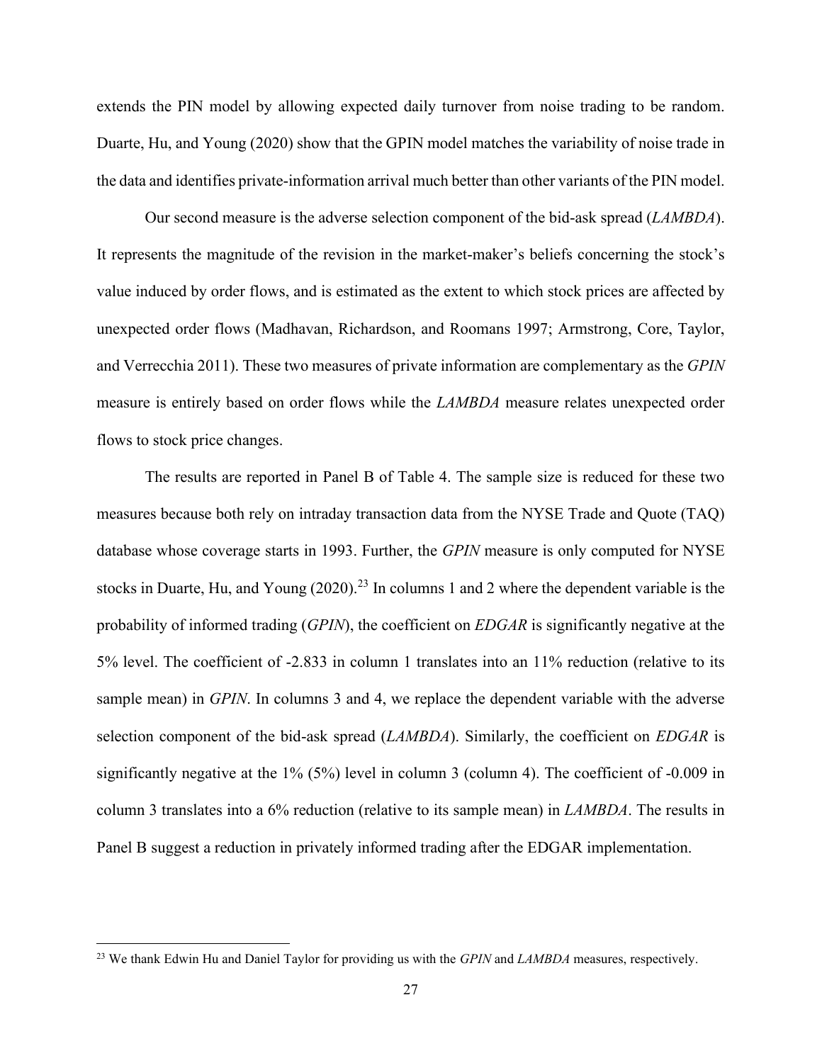extends the PIN model by allowing expected daily turnover from noise trading to be random. Duarte, Hu, and Young (2020) show that the GPIN model matches the variability of noise trade in the data and identifies private-information arrival much better than other variants of the PIN model.

Our second measure is the adverse selection component of the bid-ask spread (*LAMBDA*). It represents the magnitude of the revision in the market-maker's beliefs concerning the stock's value induced by order flows, and is estimated as the extent to which stock prices are affected by unexpected order flows (Madhavan, Richardson, and Roomans 1997; Armstrong, Core, Taylor, and Verrecchia 2011). These two measures of private information are complementary as the *GPIN* measure is entirely based on order flows while the *LAMBDA* measure relates unexpected order flows to stock price changes.

The results are reported in Panel B of Table 4. The sample size is reduced for these two measures because both rely on intraday transaction data from the NYSE Trade and Quote (TAQ) database whose coverage starts in 1993. Further, the *GPIN* measure is only computed for NYSE stocks in Duarte, Hu, and Young (2020).[23] In columns 1 and 2 where the dependent variable is the probability of informed trading (*GPIN*), the coefficient on *EDGAR* is significantly negative at the 5% level. The coefficient of -2.833 in column 1 translates into an 11% reduction (relative to its sample mean) in *GPIN*. In columns 3 and 4, we replace the dependent variable with the adverse selection component of the bid-ask spread (*LAMBDA*). Similarly, the coefficient on *EDGAR* is significantly negative at the 1% (5%) level in column 3 (column 4). The coefficient of -0.009 in column 3 translates into a 6% reduction (relative to its sample mean) in *LAMBDA*. The results in Panel B suggest a reduction in privately informed trading after the EDGAR implementation.

[23] We thank Edwin Hu and Daniel Taylor for providing us with the *GPIN* and *LAMBDA* measures, respectively.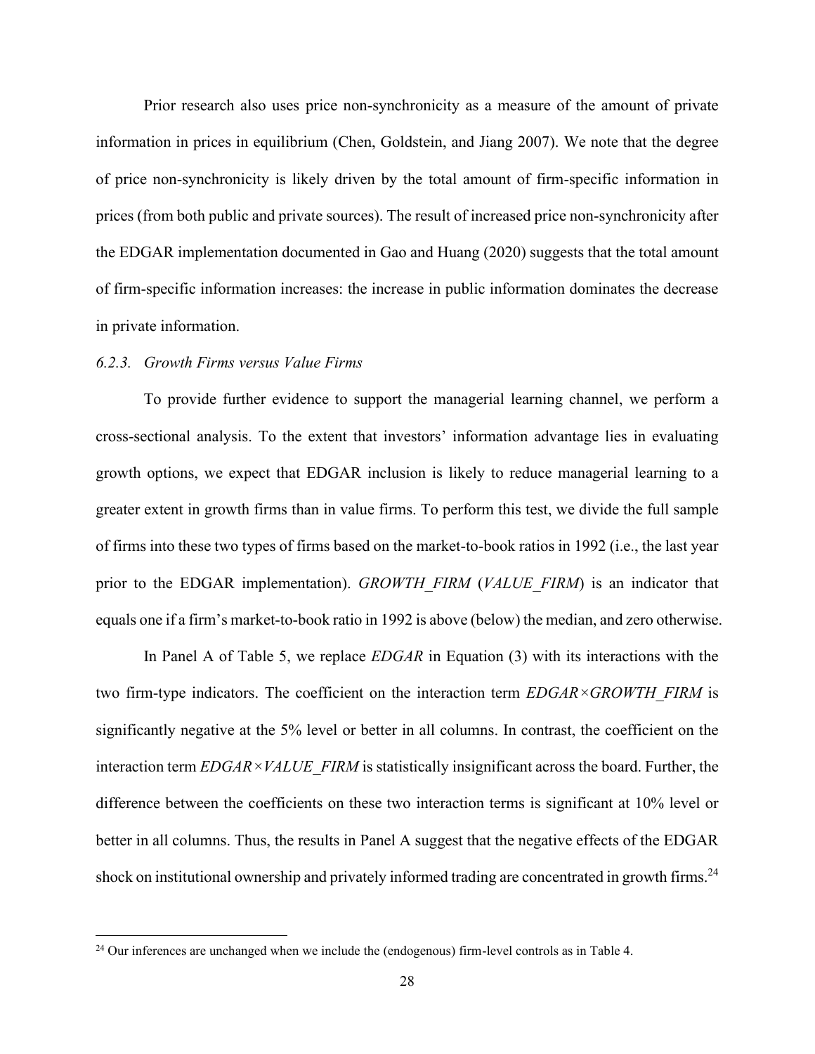Prior research also uses price non-synchronicity as a measure of the amount of private information in prices in equilibrium (Chen, Goldstein, and Jiang 2007). We note that the degree of price non-synchronicity is likely driven by the total amount of firm-specific information in prices (from both public and private sources). The result of increased price non-synchronicity after the EDGAR implementation documented in Gao and Huang (2020) suggests that the total amount of firm-specific information increases: the increase in public information dominates the decrease in private information.

### *6.2.3. Growth Firms versus Value Firms*

To provide further evidence to support the managerial learning channel, we perform a cross-sectional analysis. To the extent that investors' information advantage lies in evaluating growth options, we expect that EDGAR inclusion is likely to reduce managerial learning to a greater extent in growth firms than in value firms. To perform this test, we divide the full sample of firms into these two types of firms based on the market-to-book ratios in 1992 (i.e., the last year prior to the EDGAR implementation). *GROWTH_FIRM* (*VALUE_FIRM*) is an indicator that equals one if a firm's market-to-book ratio in 1992 is above (below) the median, and zero otherwise.

In Panel A of Table 5, we replace *EDGAR* in Equation (3) with its interactions with the two firm-type indicators. The coefficient on the interaction term *EDGAR×GROWTH_FIRM* is significantly negative at the 5% level or better in all columns. In contrast, the coefficient on the interaction term *EDGAR×VALUE_FIRM* is statistically insignificant across the board. Further, the difference between the coefficients on these two interaction terms is significant at 10% level or better in all columns. Thus, the results in Panel A suggest that the negative effects of the EDGAR shock on institutional ownership and privately informed trading are concentrated in growth firms.[24]

[24] Our inferences are unchanged when we include the (endogenous) firm-level controls as in Table 4.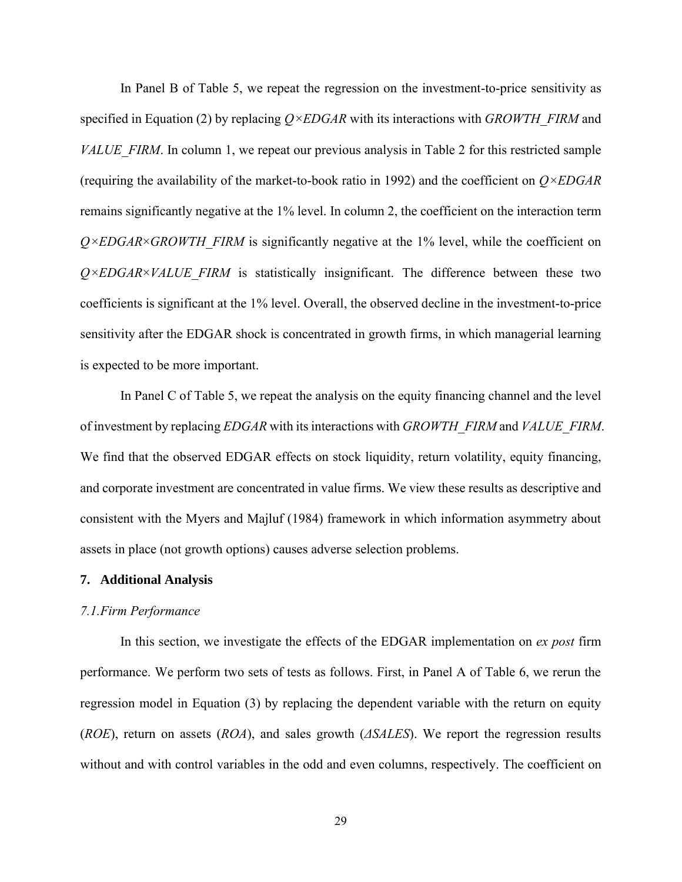In Panel B of Table 5, we repeat the regression on the investment-to-price sensitivity as specified in Equation (2) by replacing *Q×EDGAR* with its interactions with *GROWTH_FIRM* and *VALUE_FIRM*. In column 1, we repeat our previous analysis in Table 2 for this restricted sample (requiring the availability of the market-to-book ratio in 1992) and the coefficient on *Q×EDGAR* remains significantly negative at the 1% level. In column 2, the coefficient on the interaction term *Q×EDGAR×GROWTH_FIRM* is significantly negative at the 1% level, while the coefficient on *Q×EDGAR×VALUE_FIRM* is statistically insignificant. The difference between these two coefficients is significant at the 1% level. Overall, the observed decline in the investment-to-price sensitivity after the EDGAR shock is concentrated in growth firms, in which managerial learning is expected to be more important.

In Panel C of Table 5, we repeat the analysis on the equity financing channel and the level of investment by replacing *EDGAR* with its interactions with *GROWTH_FIRM* and *VALUE_FIRM*. We find that the observed EDGAR effects on stock liquidity, return volatility, equity financing, and corporate investment are concentrated in value firms. We view these results as descriptive and consistent with the Myers and Majluf (1984) framework in which information asymmetry about assets in place (not growth options) causes adverse selection problems.

## 7. Additional Analysis

### *7.1. Firm Performance*

In this section, we investigate the effects of the EDGAR implementation on *ex post* firm performance. We perform two sets of tests as follows. First, in Panel A of Table 6, we rerun the regression model in Equation (3) by replacing the dependent variable with the return on equity (*ROE*), return on assets (*ROA*), and sales growth (*ΔSALES*). We report the regression results without and with control variables in the odd and even columns, respectively. The coefficient on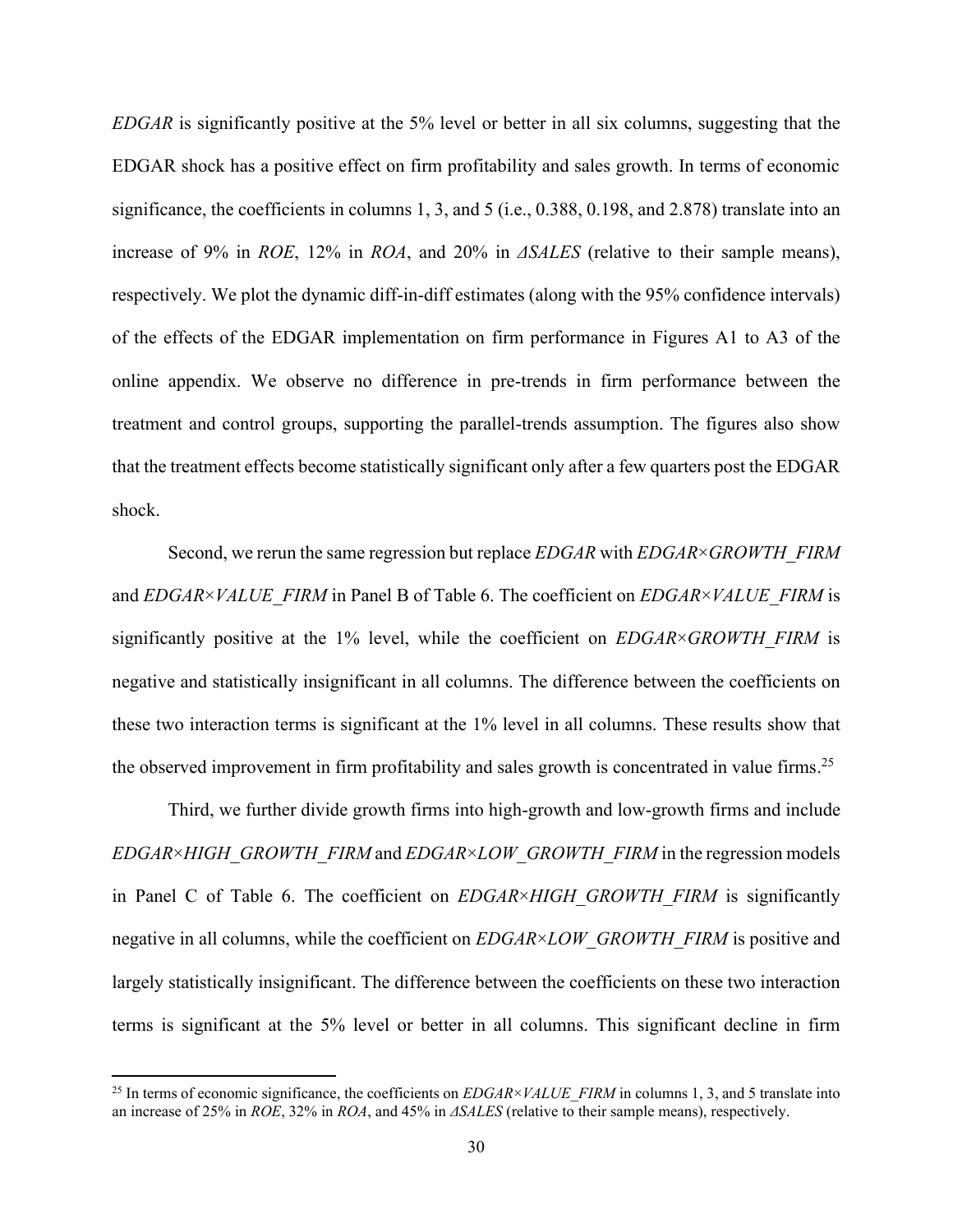*EDGAR* is significantly positive at the 5% level or better in all six columns, suggesting that the EDGAR shock has a positive effect on firm profitability and sales growth. In terms of economic significance, the coefficients in columns 1, 3, and 5 (i.e., 0.388, 0.198, and 2.878) translate into an increase of 9% in *ROE*, 12% in *ROA*, and 20% in *ΔSALES* (relative to their sample means), respectively. We plot the dynamic diff-in-diff estimates (along with the 95% confidence intervals) of the effects of the EDGAR implementation on firm performance in Figures A1 to A3 of the online appendix. We observe no difference in pre-trends in firm performance between the treatment and control groups, supporting the parallel-trends assumption. The figures also show that the treatment effects become statistically significant only after a few quarters post the EDGAR shock.

Second, we rerun the same regression but replace *EDGAR* with *EDGAR×GROWTH_FIRM* and *EDGAR×VALUE_FIRM* in Panel B of Table 6. The coefficient on *EDGAR×VALUE_FIRM* is significantly positive at the 1% level, while the coefficient on *EDGAR×GROWTH_FIRM* is negative and statistically insignificant in all columns. The difference between the coefficients on these two interaction terms is significant at the 1% level in all columns. These results show that the observed improvement in firm profitability and sales growth is concentrated in value firms.[25]

Third, we further divide growth firms into high-growth and low-growth firms and include *EDGAR×HIGH_GROWTH_FIRM* and *EDGAR×LOW_GROWTH_FIRM* in the regression models in Panel C of Table 6. The coefficient on *EDGAR×HIGH_GROWTH_FIRM* is significantly negative in all columns, while the coefficient on *EDGAR×LOW_GROWTH_FIRM* is positive and largely statistically insignificant. The difference between the coefficients on these two interaction terms is significant at the 5% level or better in all columns. This significant decline in firm

[25] In terms of economic significance, the coefficients on *EDGAR×VALUE_FIRM* in columns 1, 3, and 5 translate into an increase of 25% in *ROE*, 32% in *ROA*, and 45% in *ΔSALES* (relative to their sample means), respectively.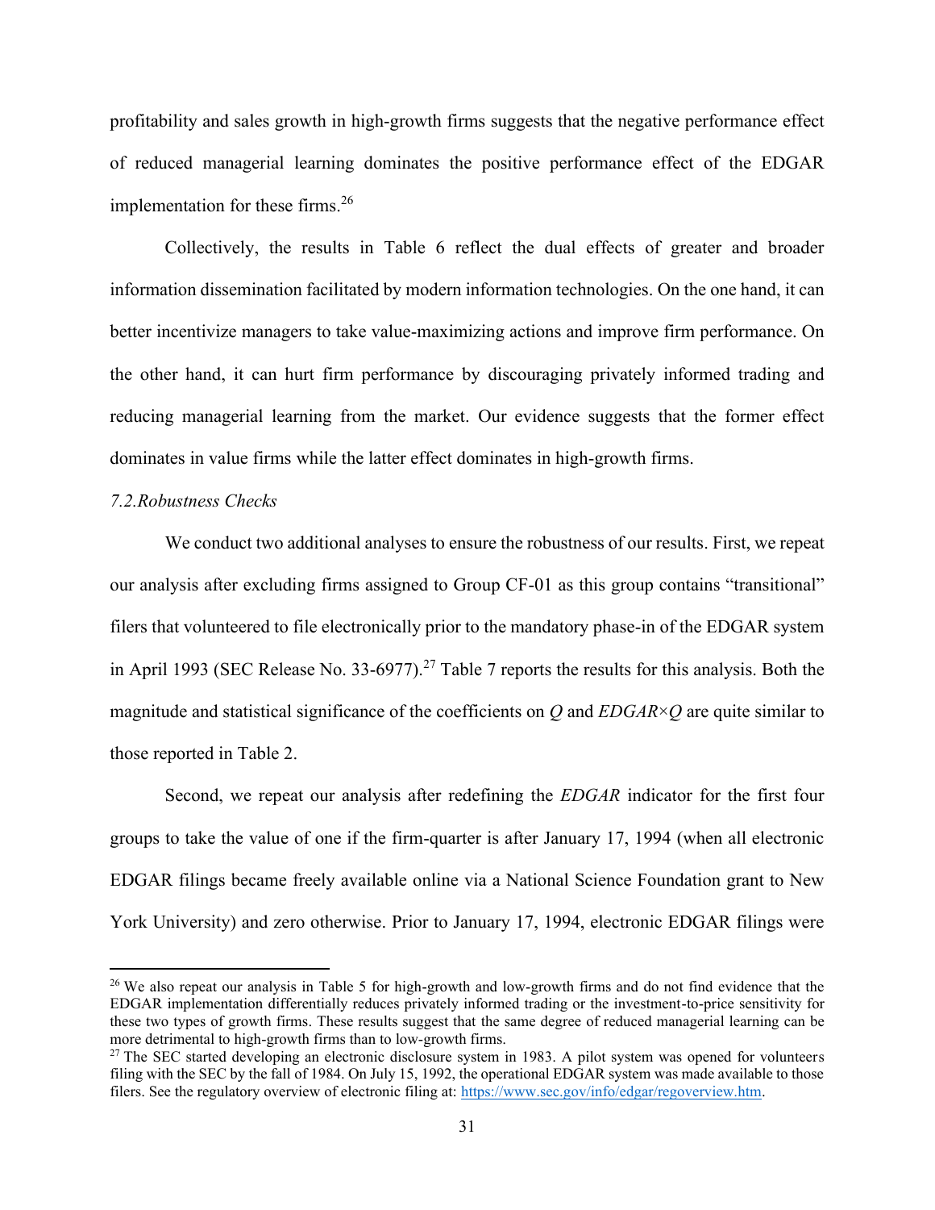profitability and sales growth in high-growth firms suggests that the negative performance effect of reduced managerial learning dominates the positive performance effect of the EDGAR implementation for these firms.[26]

Collectively, the results in Table 6 reflect the dual effects of greater and broader information dissemination facilitated by modern information technologies. On the one hand, it can better incentivize managers to take value-maximizing actions and improve firm performance. On the other hand, it can hurt firm performance by discouraging privately informed trading and reducing managerial learning from the market. Our evidence suggests that the former effect dominates in value firms while the latter effect dominates in high-growth firms.

### *7.2.Robustness Checks*

We conduct two additional analyses to ensure the robustness of our results. First, we repeat our analysis after excluding firms assigned to Group CF-01 as this group contains "transitional" filers that volunteered to file electronically prior to the mandatory phase-in of the EDGAR system in April 1993 (SEC Release No. 33-6977).[27] Table 7 reports the results for this analysis. Both the magnitude and statistical significance of the coefficients on *Q* and *EDGAR×Q* are quite similar to those reported in Table 2.

Second, we repeat our analysis after redefining the *EDGAR* indicator for the first four groups to take the value of one if the firm-quarter is after January 17, 1994 (when all electronic EDGAR filings became freely available online via a National Science Foundation grant to New York University) and zero otherwise. Prior to January 17, 1994, electronic EDGAR filings were

---

[26] We also repeat our analysis in Table 5 for high-growth and low-growth firms and do not find evidence that the EDGAR implementation differentially reduces privately informed trading or the investment-to-price sensitivity for these two types of growth firms. These results suggest that the same degree of reduced managerial learning can be more detrimental to high-growth firms than to low-growth firms.

[27] The SEC started developing an electronic disclosure system in 1983. A pilot system was opened for volunteers filing with the SEC by the fall of 1984. On July 15, 1992, the operational EDGAR system was made available to those filers. See the regulatory overview of electronic filing at: https://www.sec.gov/info/edgar/regoverview.htm.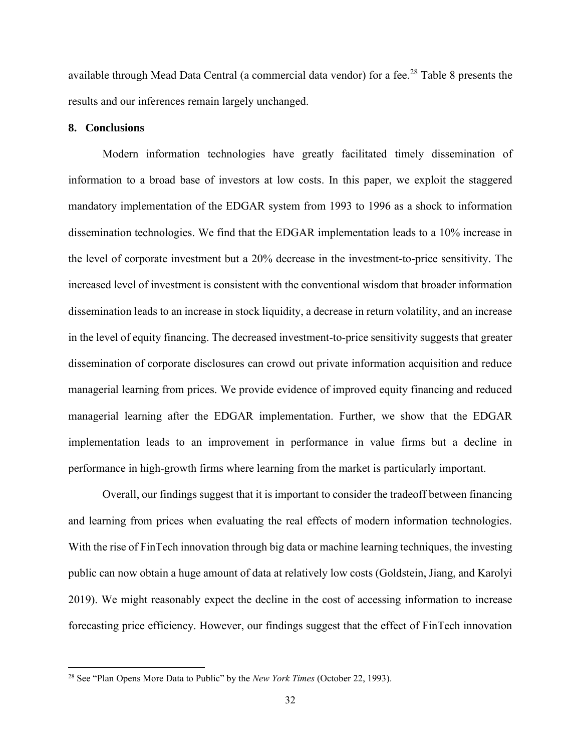available through Mead Data Central (a commercial data vendor) for a fee.[28] Table 8 presents the results and our inferences remain largely unchanged.

## 8. Conclusions

Modern information technologies have greatly facilitated timely dissemination of information to a broad base of investors at low costs. In this paper, we exploit the staggered mandatory implementation of the EDGAR system from 1993 to 1996 as a shock to information dissemination technologies. We find that the EDGAR implementation leads to a 10% increase in the level of corporate investment but a 20% decrease in the investment-to-price sensitivity. The increased level of investment is consistent with the conventional wisdom that broader information dissemination leads to an increase in stock liquidity, a decrease in return volatility, and an increase in the level of equity financing. The decreased investment-to-price sensitivity suggests that greater dissemination of corporate disclosures can crowd out private information acquisition and reduce managerial learning from prices. We provide evidence of improved equity financing and reduced managerial learning after the EDGAR implementation. Further, we show that the EDGAR implementation leads to an improvement in performance in value firms but a decline in performance in high-growth firms where learning from the market is particularly important.

Overall, our findings suggest that it is important to consider the tradeoff between financing and learning from prices when evaluating the real effects of modern information technologies. With the rise of FinTech innovation through big data or machine learning techniques, the investing public can now obtain a huge amount of data at relatively low costs (Goldstein, Jiang, and Karolyi 2019). We might reasonably expect the decline in the cost of accessing information to increase forecasting price efficiency. However, our findings suggest that the effect of FinTech innovation

[28] See "Plan Opens More Data to Public" by the *New York Times* (October 22, 1993).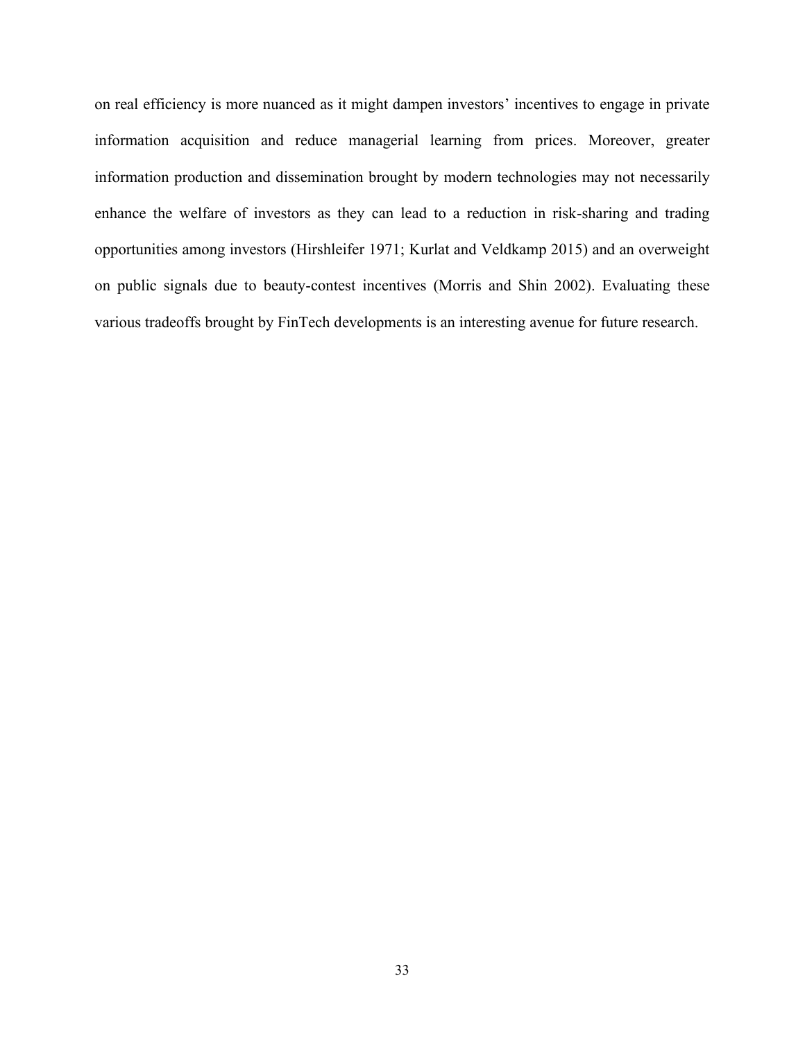on real efficiency is more nuanced as it might dampen investors' incentives to engage in private information acquisition and reduce managerial learning from prices. Moreover, greater information production and dissemination brought by modern technologies may not necessarily enhance the welfare of investors as they can lead to a reduction in risk-sharing and trading opportunities among investors (Hirshleifer 1971; Kurlat and Veldkamp 2015) and an overweight on public signals due to beauty-contest incentives (Morris and Shin 2002). Evaluating these various tradeoffs brought by FinTech developments is an interesting avenue for future research.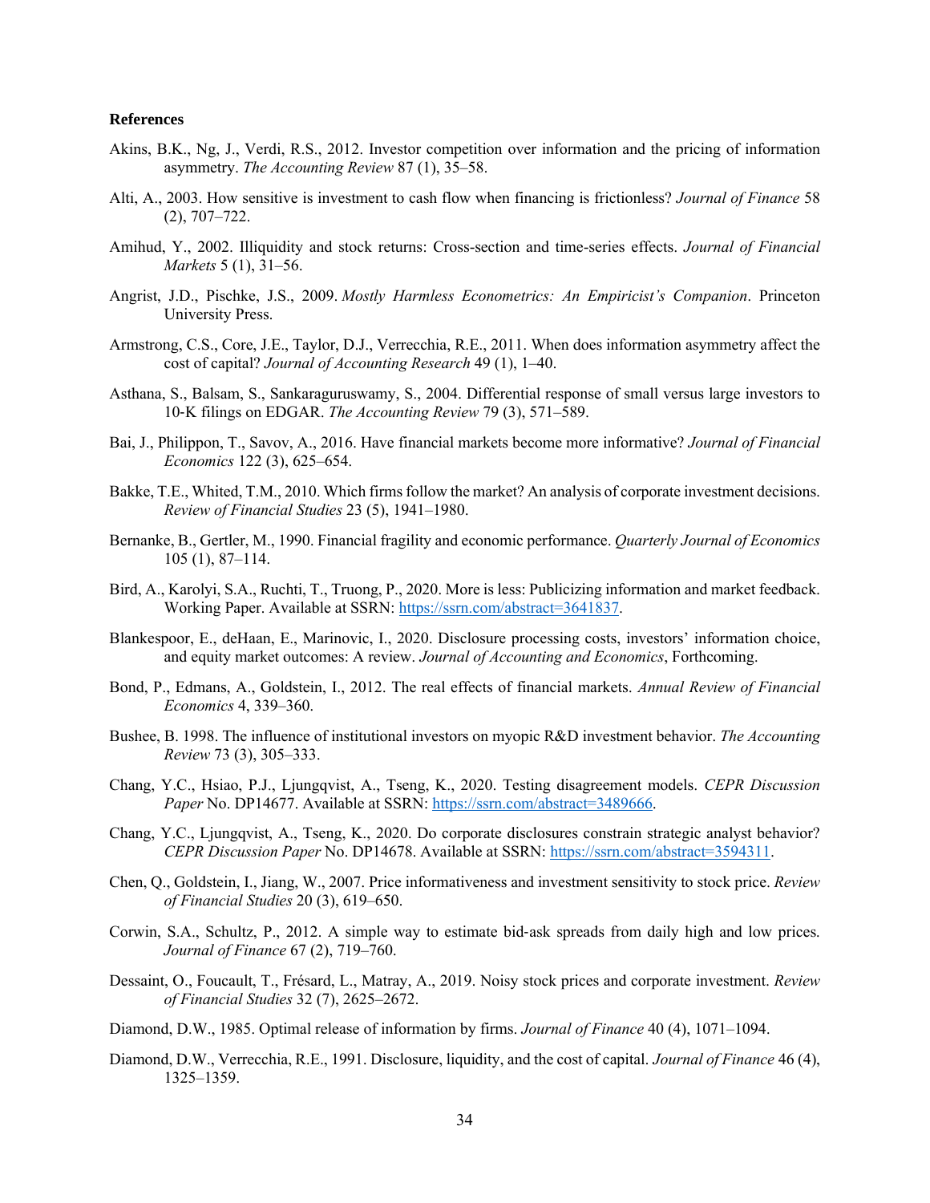**References**

Akins, B.K., Ng, J., Verdi, R.S., 2012. Investor competition over information and the pricing of information asymmetry. *The Accounting Review* 87 (1), 35–58.

Alti, A., 2003. How sensitive is investment to cash flow when financing is frictionless? *Journal of Finance* 58 (2), 707–722.

Amihud, Y., 2002. Illiquidity and stock returns: Cross-section and time-series effects. *Journal of Financial Markets* 5 (1), 31–56.

Angrist, J.D., Pischke, J.S., 2009. *Mostly Harmless Econometrics: An Empiricist's Companion*. Princeton University Press.

Armstrong, C.S., Core, J.E., Taylor, D.J., Verrecchia, R.E., 2011. When does information asymmetry affect the cost of capital? *Journal of Accounting Research* 49 (1), 1–40.

Asthana, S., Balsam, S., Sankaraguruswamy, S., 2004. Differential response of small versus large investors to 10-K filings on EDGAR. *The Accounting Review* 79 (3), 571–589.

Bai, J., Philippon, T., Savov, A., 2016. Have financial markets become more informative? *Journal of Financial Economics* 122 (3), 625–654.

Bakke, T.E., Whited, T.M., 2010. Which firms follow the market? An analysis of corporate investment decisions. *Review of Financial Studies* 23 (5), 1941–1980.

Bernanke, B., Gertler, M., 1990. Financial fragility and economic performance. *Quarterly Journal of Economics* 105 (1), 87–114.

Bird, A., Karolyi, S.A., Ruchti, T., Truong, P., 2020. More is less: Publicizing information and market feedback. Working Paper. Available at SSRN: https://ssrn.com/abstract=3641837.

Blankespoor, E., deHaan, E., Marinovic, I., 2020. Disclosure processing costs, investors' information choice, and equity market outcomes: A review. *Journal of Accounting and Economics*, Forthcoming.

Bond, P., Edmans, A., Goldstein, I., 2012. The real effects of financial markets. *Annual Review of Financial Economics* 4, 339–360.

Bushee, B. 1998. The influence of institutional investors on myopic R&D investment behavior. *The Accounting Review* 73 (3), 305–333.

Chang, Y.C., Hsiao, P.J., Ljungqvist, A., Tseng, K., 2020. Testing disagreement models. *CEPR Discussion Paper* No. DP14677. Available at SSRN: https://ssrn.com/abstract=3489666.

Chang, Y.C., Ljungqvist, A., Tseng, K., 2020. Do corporate disclosures constrain strategic analyst behavior? *CEPR Discussion Paper* No. DP14678. Available at SSRN: https://ssrn.com/abstract=3594311.

Chen, Q., Goldstein, I., Jiang, W., 2007. Price informativeness and investment sensitivity to stock price. *Review of Financial Studies* 20 (3), 619–650.

Corwin, S.A., Schultz, P., 2012. A simple way to estimate bid-ask spreads from daily high and low prices. *Journal of Finance* 67 (2), 719–760.

Dessaint, O., Foucault, T., Frésard, L., Matray, A., 2019. Noisy stock prices and corporate investment. *Review of Financial Studies* 32 (7), 2625–2672.

Diamond, D.W., 1985. Optimal release of information by firms. *Journal of Finance* 40 (4), 1071–1094.

Diamond, D.W., Verrecchia, R.E., 1991. Disclosure, liquidity, and the cost of capital. *Journal of Finance* 46 (4), 1325–1359.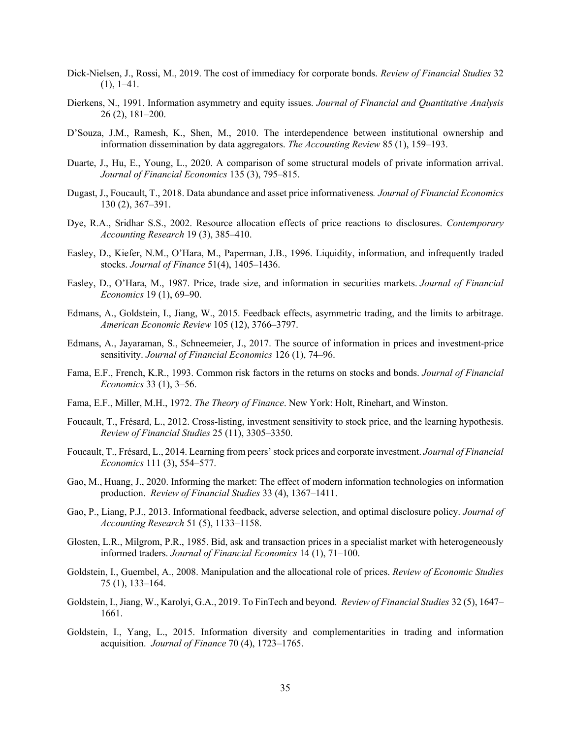Dick-Nielsen, J., Rossi, M., 2019. The cost of immediacy for corporate bonds. *Review of Financial Studies* 32 (1), 1–41.

Dierkens, N., 1991. Information asymmetry and equity issues. *Journal of Financial and Quantitative Analysis* 26 (2), 181–200.

D'Souza, J.M., Ramesh, K., Shen, M., 2010. The interdependence between institutional ownership and information dissemination by data aggregators. *The Accounting Review* 85 (1), 159–193.

Duarte, J., Hu, E., Young, L., 2020. A comparison of some structural models of private information arrival. *Journal of Financial Economics* 135 (3), 795–815.

Dugast, J., Foucault, T., 2018. Data abundance and asset price informativeness*. Journal of Financial Economics* 130 (2), 367–391.

Dye, R.A., Sridhar S.S., 2002. Resource allocation effects of price reactions to disclosures. *Contemporary Accounting Research* 19 (3), 385–410.

Easley, D., Kiefer, N.M., O'Hara, M., Paperman, J.B., 1996. Liquidity, information, and infrequently traded stocks. *Journal of Finance* 51(4), 1405–1436.

Easley, D., O'Hara, M., 1987. Price, trade size, and information in securities markets. *Journal of Financial Economics* 19 (1), 69–90.

Edmans, A., Goldstein, I., Jiang, W., 2015. Feedback effects, asymmetric trading, and the limits to arbitrage. *American Economic Review* 105 (12), 3766–3797.

Edmans, A., Jayaraman, S., Schneemeier, J., 2017. The source of information in prices and investment-price sensitivity. *Journal of Financial Economics* 126 (1), 74–96.

Fama, E.F., French, K.R., 1993. Common risk factors in the returns on stocks and bonds. *Journal of Financial Economics* 33 (1), 3–56.

Fama, E.F., Miller, M.H., 1972. *The Theory of Finance*. New York: Holt, Rinehart, and Winston.

Foucault, T., Frésard, L., 2012. Cross-listing, investment sensitivity to stock price, and the learning hypothesis. *Review of Financial Studies* 25 (11), 3305–3350.

Foucault, T., Frésard, L., 2014. Learning from peers' stock prices and corporate investment. *Journal of Financial Economics* 111 (3), 554–577.

Gao, M., Huang, J., 2020. Informing the market: The effect of modern information technologies on information production. *Review of Financial Studies* 33 (4), 1367–1411.

Gao, P., Liang, P.J., 2013. Informational feedback, adverse selection, and optimal disclosure policy. *Journal of Accounting Research* 51 (5), 1133–1158.

Glosten, L.R., Milgrom, P.R., 1985. Bid, ask and transaction prices in a specialist market with heterogeneously informed traders. *Journal of Financial Economics* 14 (1), 71–100.

Goldstein, I., Guembel, A., 2008. Manipulation and the allocational role of prices. *Review of Economic Studies* 75 (1), 133–164.

Goldstein, I., Jiang, W., Karolyi, G.A., 2019. To FinTech and beyond. *Review of Financial Studies* 32 (5), 1647–1661.

Goldstein, I., Yang, L., 2015. Information diversity and complementarities in trading and information acquisition. *Journal of Finance* 70 (4), 1723–1765.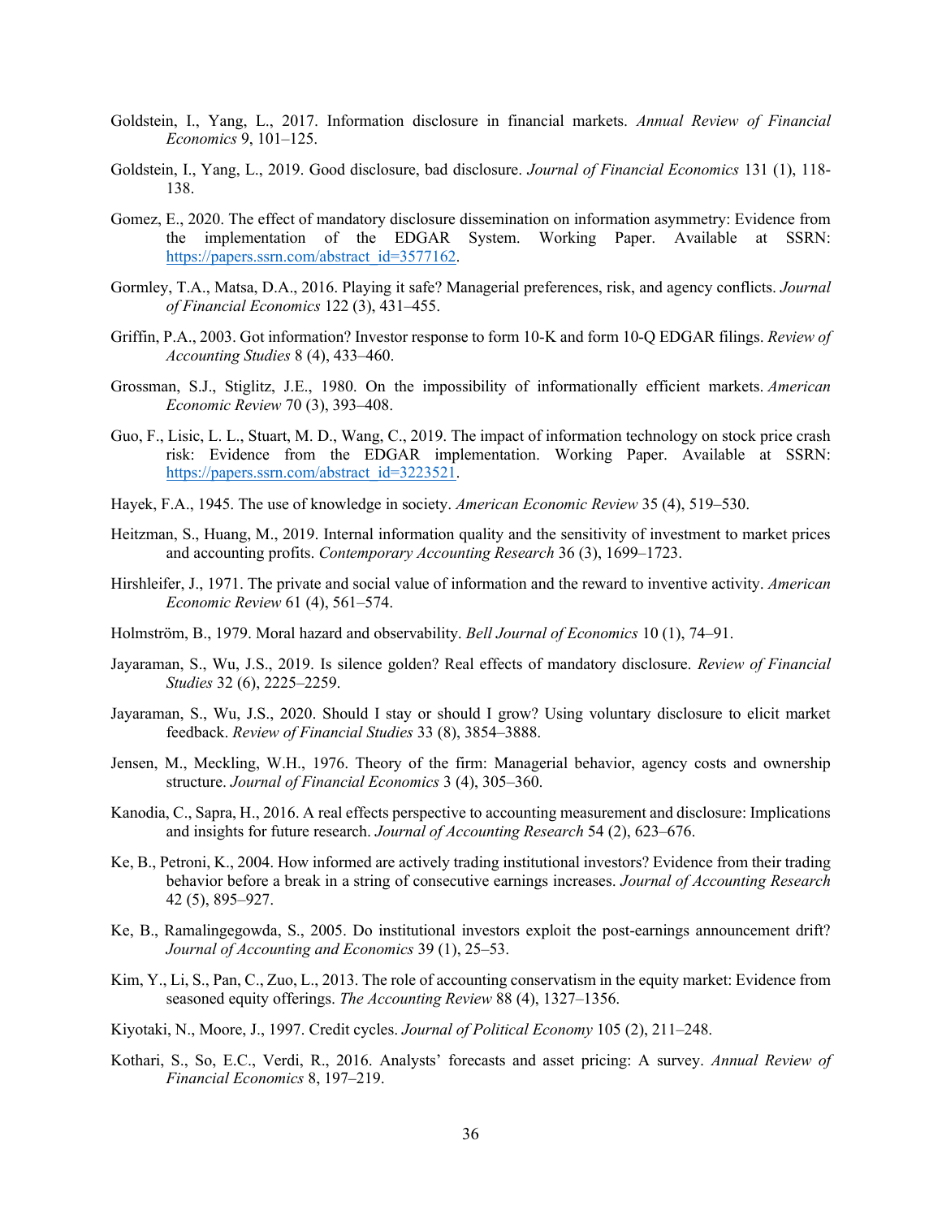Goldstein, I., Yang, L., 2017. Information disclosure in financial markets. *Annual Review of Financial Economics* 9, 101–125.

Goldstein, I., Yang, L., 2019. Good disclosure, bad disclosure. *Journal of Financial Economics* 131 (1), 118-138.

Gomez, E., 2020. The effect of mandatory disclosure dissemination on information asymmetry: Evidence from the implementation of the EDGAR System. Working Paper. Available at SSRN: https://papers.ssrn.com/abstract_id=3577162.

Gormley, T.A., Matsa, D.A., 2016. Playing it safe? Managerial preferences, risk, and agency conflicts. *Journal of Financial Economics* 122 (3), 431–455.

Griffin, P.A., 2003. Got information? Investor response to form 10-K and form 10-Q EDGAR filings. *Review of Accounting Studies* 8 (4), 433–460.

Grossman, S.J., Stiglitz, J.E., 1980. On the impossibility of informationally efficient markets. *American Economic Review* 70 (3), 393–408.

Guo, F., Lisic, L. L., Stuart, M. D., Wang, C., 2019. The impact of information technology on stock price crash risk: Evidence from the EDGAR implementation. Working Paper. Available at SSRN: https://papers.ssrn.com/abstract_id=3223521.

Hayek, F.A., 1945. The use of knowledge in society. *American Economic Review* 35 (4), 519–530.

Heitzman, S., Huang, M., 2019. Internal information quality and the sensitivity of investment to market prices and accounting profits. *Contemporary Accounting Research* 36 (3), 1699–1723.

Hirshleifer, J., 1971. The private and social value of information and the reward to inventive activity. *American Economic Review* 61 (4), 561–574.

Holmström, B., 1979. Moral hazard and observability. *Bell Journal of Economics* 10 (1), 74–91.

Jayaraman, S., Wu, J.S., 2019. Is silence golden? Real effects of mandatory disclosure. *Review of Financial Studies* 32 (6), 2225–2259.

Jayaraman, S., Wu, J.S., 2020. Should I stay or should I grow? Using voluntary disclosure to elicit market feedback. *Review of Financial Studies* 33 (8), 3854–3888.

Jensen, M., Meckling, W.H., 1976. Theory of the firm: Managerial behavior, agency costs and ownership structure. *Journal of Financial Economics* 3 (4), 305–360.

Kanodia, C., Sapra, H., 2016. A real effects perspective to accounting measurement and disclosure: Implications and insights for future research. *Journal of Accounting Research* 54 (2), 623–676.

Ke, B., Petroni, K., 2004. How informed are actively trading institutional investors? Evidence from their trading behavior before a break in a string of consecutive earnings increases. *Journal of Accounting Research* 42 (5), 895–927.

Ke, B., Ramalingegowda, S., 2005. Do institutional investors exploit the post-earnings announcement drift? *Journal of Accounting and Economics* 39 (1), 25–53.

Kim, Y., Li, S., Pan, C., Zuo, L., 2013. The role of accounting conservatism in the equity market: Evidence from seasoned equity offerings. *The Accounting Review* 88 (4), 1327–1356.

Kiyotaki, N., Moore, J., 1997. Credit cycles. *Journal of Political Economy* 105 (2), 211–248.

Kothari, S., So, E.C., Verdi, R., 2016. Analysts' forecasts and asset pricing: A survey. *Annual Review of Financial Economics* 8, 197–219.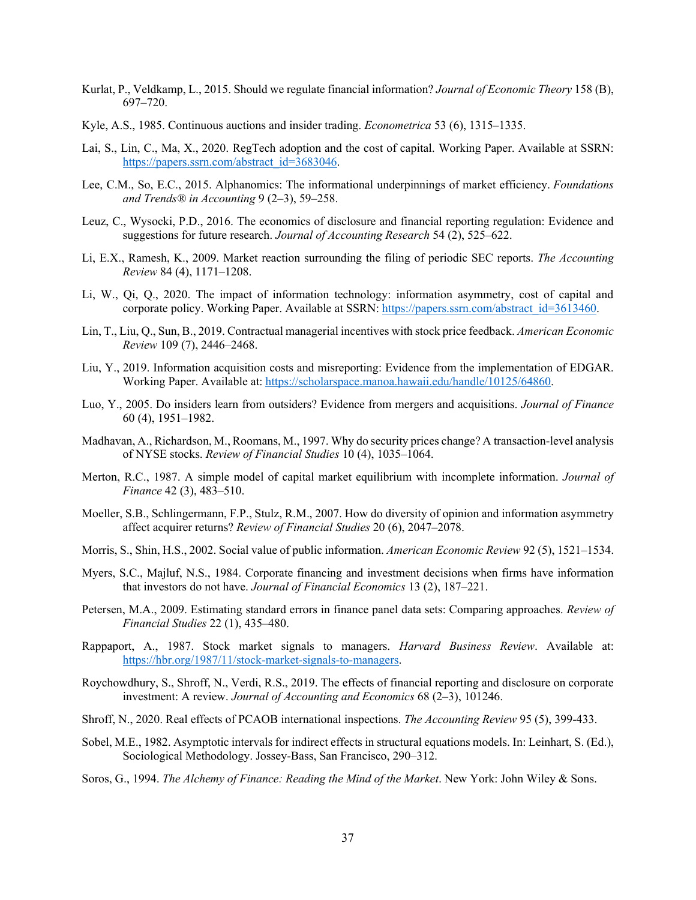Kurlat, P., Veldkamp, L., 2015. Should we regulate financial information? *Journal of Economic Theory* 158 (B), 697–720.

Kyle, A.S., 1985. Continuous auctions and insider trading. *Econometrica* 53 (6), 1315–1335.

Lai, S., Lin, C., Ma, X., 2020. RegTech adoption and the cost of capital. Working Paper. Available at SSRN: https://papers.ssrn.com/abstract_id=3683046.

Lee, C.M., So, E.C., 2015. Alphanomics: The informational underpinnings of market efficiency. *Foundations and Trends® in Accounting* 9 (2–3), 59–258.

Leuz, C., Wysocki, P.D., 2016. The economics of disclosure and financial reporting regulation: Evidence and suggestions for future research. *Journal of Accounting Research* 54 (2), 525–622.

Li, E.X., Ramesh, K., 2009. Market reaction surrounding the filing of periodic SEC reports. *The Accounting Review* 84 (4), 1171–1208.

Li, W., Qi, Q., 2020. The impact of information technology: information asymmetry, cost of capital and corporate policy. Working Paper. Available at SSRN: https://papers.ssrn.com/abstract_id=3613460.

Lin, T., Liu, Q., Sun, B., 2019. Contractual managerial incentives with stock price feedback. *American Economic Review* 109 (7), 2446–2468.

Liu, Y., 2019. Information acquisition costs and misreporting: Evidence from the implementation of EDGAR. Working Paper. Available at: https://scholarspace.manoa.hawaii.edu/handle/10125/64860.

Luo, Y., 2005. Do insiders learn from outsiders? Evidence from mergers and acquisitions. *Journal of Finance* 60 (4), 1951–1982.

Madhavan, A., Richardson, M., Roomans, M., 1997. Why do security prices change? A transaction-level analysis of NYSE stocks. *Review of Financial Studies* 10 (4), 1035–1064.

Merton, R.C., 1987. A simple model of capital market equilibrium with incomplete information. *Journal of Finance* 42 (3), 483–510.

Moeller, S.B., Schlingermann, F.P., Stulz, R.M., 2007. How do diversity of opinion and information asymmetry affect acquirer returns? *Review of Financial Studies* 20 (6), 2047–2078.

Morris, S., Shin, H.S., 2002. Social value of public information. *American Economic Review* 92 (5), 1521–1534.

Myers, S.C., Majluf, N.S., 1984. Corporate financing and investment decisions when firms have information that investors do not have. *Journal of Financial Economics* 13 (2), 187–221.

Petersen, M.A., 2009. Estimating standard errors in finance panel data sets: Comparing approaches. *Review of Financial Studies* 22 (1), 435–480.

Rappaport, A., 1987. Stock market signals to managers. *Harvard Business Review*. Available at: https://hbr.org/1987/11/stock-market-signals-to-managers.

Roychowdhury, S., Shroff, N., Verdi, R.S., 2019. The effects of financial reporting and disclosure on corporate investment: A review. *Journal of Accounting and Economics* 68 (2–3), 101246.

Shroff, N., 2020. Real effects of PCAOB international inspections. *The Accounting Review* 95 (5), 399-433.

Sobel, M.E., 1982. Asymptotic intervals for indirect effects in structural equations models. In: Leinhart, S. (Ed.), Sociological Methodology. Jossey-Bass, San Francisco, 290–312.

Soros, G., 1994. *The Alchemy of Finance: Reading the Mind of the Market*. New York: John Wiley & Sons.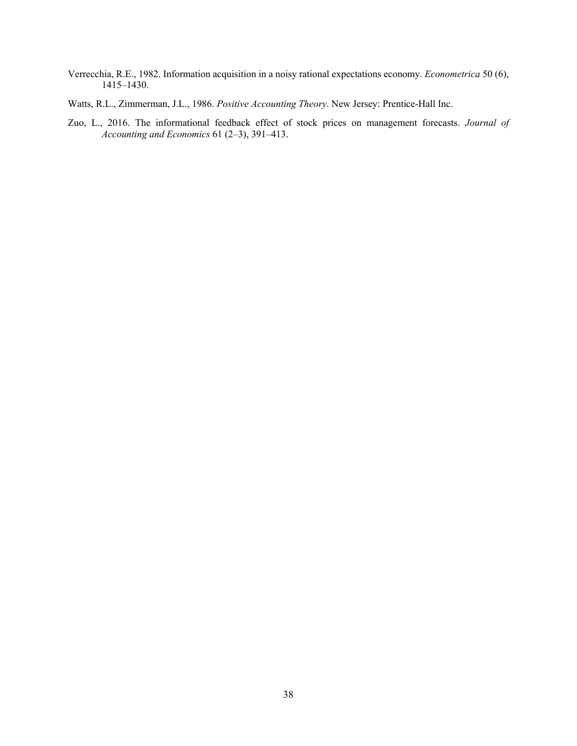Verrecchia, R.E., 1982. Information acquisition in a noisy rational expectations economy. *Econometrica* 50 (6), 1415–1430.

Watts, R.L., Zimmerman, J.L., 1986. *Positive Accounting Theory*. New Jersey: Prentice-Hall Inc.

Zuo, L., 2016. The informational feedback effect of stock prices on management forecasts. *Journal of Accounting and Economics* 61 (2–3), 391–413.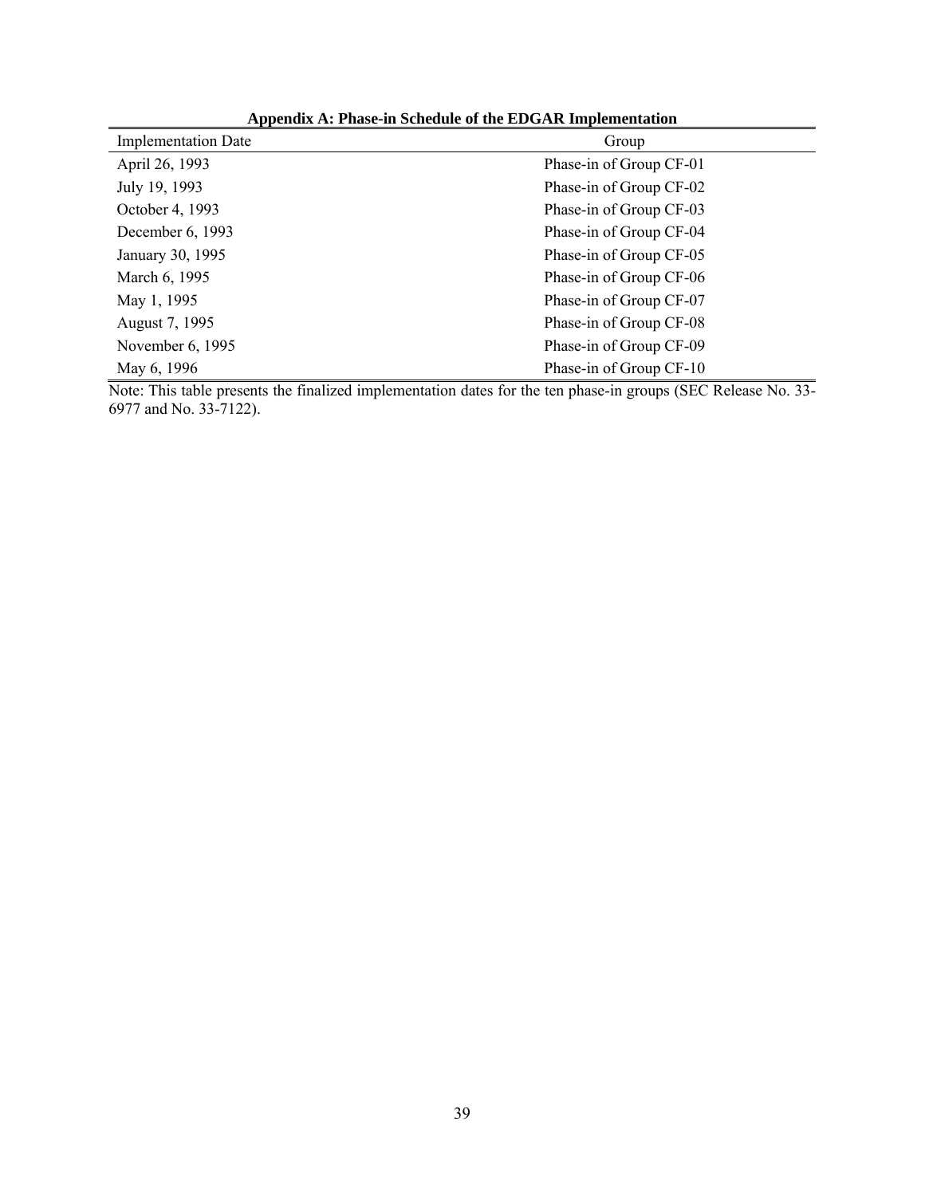**Appendix A: Phase-in Schedule of the EDGAR Implementation**

| Implementation Date | Group |
| --- | --- |
| April 26, 1993 | Phase-in of Group CF-01 |
| July 19, 1993 | Phase-in of Group CF-02 |
| October 4, 1993 | Phase-in of Group CF-03 |
| December 6, 1993 | Phase-in of Group CF-04 |
| January 30, 1995 | Phase-in of Group CF-05 |
| March 6, 1995 | Phase-in of Group CF-06 |
| May 1, 1995 | Phase-in of Group CF-07 |
| August 7, 1995 | Phase-in of Group CF-08 |
| November 6, 1995 | Phase-in of Group CF-09 |
| May 6, 1996 | Phase-in of Group CF-10 |

Note: This table presents the finalized implementation dates for the ten phase-in groups (SEC Release No. 33-6977 and No. 33-7122).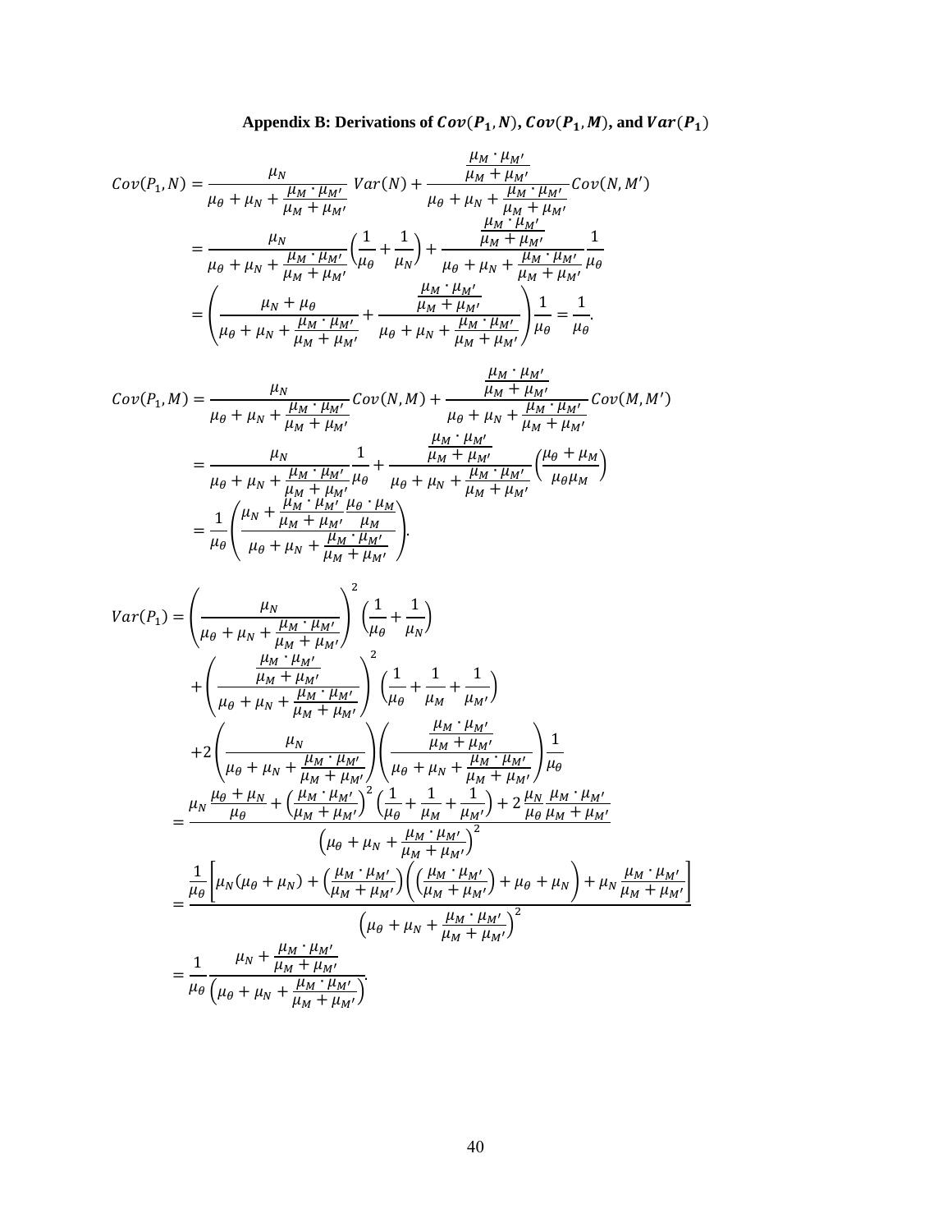### Appendix B: Derivations of $Cov(P_1, N)$, $Cov(P_1, M)$, and $Var(P_1)$

$$
\begin{aligned}
Cov(P_1, N) &= \frac{\mu_N}{\mu_\theta + \mu_N + \frac{\mu_M \cdot \mu_{M'}}{\mu_M + \mu_{M'}}} Var(N) + \frac{\frac{\mu_M \cdot \mu_{M'}}{\mu_M + \mu_{M'}}}{\mu_\theta + \mu_N + \frac{\mu_M \cdot \mu_{M'}}{\mu_M + \mu_{M'}}} Cov(N, M') \\
&= \frac{\mu_N}{\mu_\theta + \mu_N + \frac{\mu_M \cdot \mu_{M'}}{\mu_M + \mu_{M'}}} \left(\frac{1}{\mu_\theta} + \frac{1}{\mu_N}\right) + \frac{\frac{\mu_M \cdot \mu_{M'}}{\mu_M + \mu_{M'}}}{\mu_\theta + \mu_N + \frac{\mu_M \cdot \mu_{M'}}{\mu_M + \mu_{M'}}} \frac{1}{\mu_\theta} \\
&= \left( \frac{\mu_N + \mu_\theta}{\mu_\theta + \mu_N + \frac{\mu_M \cdot \mu_{M'}}{\mu_M + \mu_{M'}}} + \frac{\frac{\mu_M \cdot \mu_{M'}}{\mu_M + \mu_{M'}}}{\mu_\theta + \mu_N + \frac{\mu_M \cdot \mu_{M'}}{\mu_M + \mu_{M'}}} \right) \frac{1}{\mu_\theta} = \frac{1}{\mu_\theta}.
\end{aligned}
$$

$$
\begin{aligned}
Cov(P_1, M) &= \frac{\mu_N}{\mu_\theta + \mu_N + \frac{\mu_M \cdot \mu_{M'}}{\mu_M + \mu_{M'}}} Cov(N, M) + \frac{\frac{\mu_M \cdot \mu_{M'}}{\mu_M + \mu_{M'}}}{\mu_\theta + \mu_N + \frac{\mu_M \cdot \mu_{M'}}{\mu_M + \mu_{M'}}} Cov(M, M') \\
&= \frac{\mu_N}{\mu_\theta + \mu_N + \frac{\mu_M \cdot \mu_{M'}}{\mu_M + \mu_{M'}}} \frac{1}{\mu_\theta} + \frac{\frac{\mu_M \cdot \mu_{M'}}{\mu_M + \mu_{M'}}}{\mu_\theta + \mu_N + \frac{\mu_M \cdot \mu_{M'}}{\mu_M + \mu_{M'}}} \left(\frac{\mu_\theta + \mu_M}{\mu_\theta \mu_M}\right) \\
&= \frac{1}{\mu_\theta} \left( \frac{\mu_N + \frac{\mu_M \cdot \mu_{M'}}{\mu_M + \mu_{M'}} \frac{\mu_\theta \cdot \mu_M}{\mu_M}}{\mu_\theta + \mu_N + \frac{\mu_M \cdot \mu_{M'}}{\mu_M + \mu_{M'}}} \right).
\end{aligned}
$$

$$
\begin{aligned}
Var(P_1) &= \left( \frac{\mu_N}{\mu_\theta + \mu_N + \frac{\mu_M \cdot \mu_{M'}}{\mu_M + \mu_{M'}}} \right)^2 \left(\frac{1}{\mu_\theta} + \frac{1}{\mu_N}\right) \\
&\quad + \left( \frac{\frac{\mu_M \cdot \mu_{M'}}{\mu_M + \mu_{M'}}}{\mu_\theta + \mu_N + \frac{\mu_M \cdot \mu_{M'}}{\mu_M + \mu_{M'}}} \right)^2 \left(\frac{1}{\mu_\theta} + \frac{1}{\mu_M} + \frac{1}{\mu_{M'}}\right) \\
&\quad + 2 \left( \frac{\mu_N}{\mu_\theta + \mu_N + \frac{\mu_M \cdot \mu_{M'}}{\mu_M + \mu_{M'}}} \right) \left( \frac{\frac{\mu_M \cdot \mu_{M'}}{\mu_M + \mu_{M'}}}{\mu_\theta + \mu_N + \frac{\mu_M \cdot \mu_{M'}}{\mu_M + \mu_{M'}}} \right) \frac{1}{\mu_\theta} \\
&= \frac{\mu_N \frac{\mu_\theta + \mu_N}{\mu_\theta} + \left(\frac{\mu_M \cdot \mu_{M'}}{\mu_M + \mu_{M'}}\right)^2 \left(\frac{1}{\mu_\theta} + \frac{1}{\mu_M} + \frac{1}{\mu_{M'}}\right) + 2 \frac{\mu_N}{\mu_\theta} \frac{\mu_M \cdot \mu_{M'}}{\mu_M + \mu_{M'}}}{\left(\mu_\theta + \mu_N + \frac{\mu_M \cdot \mu_{M'}}{\mu_M + \mu_{M'}}\right)^2} \\
&= \frac{\frac{1}{\mu_\theta} \left[ \mu_N(\mu_\theta + \mu_N) + \left(\frac{\mu_M \cdot \mu_{M'}}{\mu_M + \mu_{M'}}\right) \left( \left(\frac{\mu_M \cdot \mu_{M'}}{\mu_M + \mu_{M'}}\right) + \mu_\theta + \mu_N \right) + \mu_N \frac{\mu_M \cdot \mu_{M'}}{\mu_M + \mu_{M'}} \right]}{\left(\mu_\theta + \mu_N + \frac{\mu_M \cdot \mu_{M'}}{\mu_M + \mu_{M'}}\right)^2} \\
&= \frac{1}{\mu_\theta} \frac{\mu_N + \frac{\mu_M \cdot \mu_{M'}}{\mu_M + \mu_{M'}}}{\left(\mu_\theta + \mu_N + \frac{\mu_M \cdot \mu_{M'}}{\mu_M + \mu_{M'}}\right)}.
\end{aligned}
$$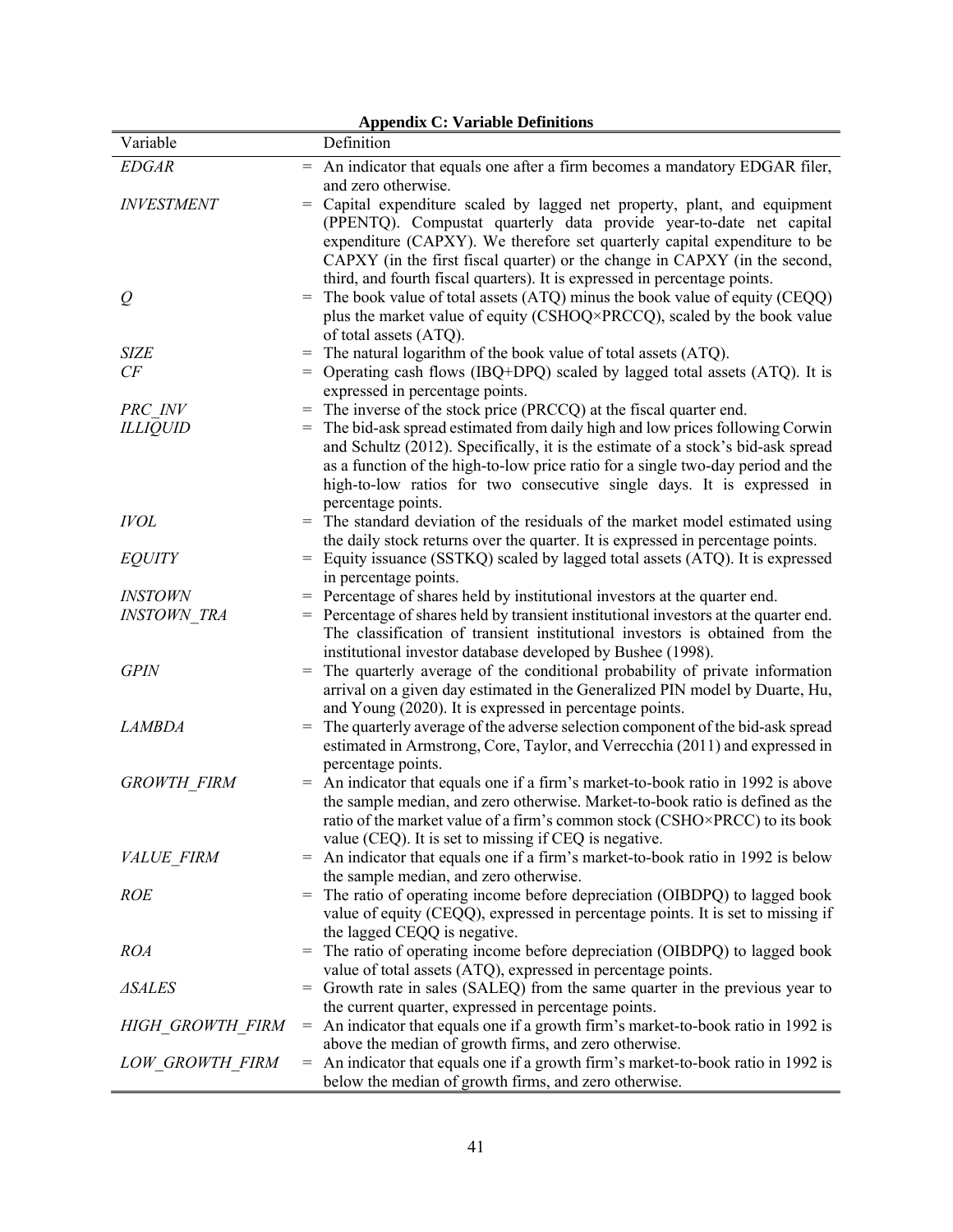**Appendix C: Variable Definitions**

| Variable | | Definition |
|---|---|---|
| *EDGAR* | = | An indicator that equals one after a firm becomes a mandatory EDGAR filer, and zero otherwise. |
| *INVESTMENT* | = | Capital expenditure scaled by lagged net property, plant, and equipment (PPENTQ). Compustat quarterly data provide year-to-date net capital expenditure (CAPXY). We therefore set quarterly capital expenditure to be CAPXY (in the first fiscal quarter) or the change in CAPXY (in the second, third, and fourth fiscal quarters). It is expressed in percentage points. |
| *Q* | = | The book value of total assets (ATQ) minus the book value of equity (CEQQ) plus the market value of equity (CSHOQ×PRCCQ), scaled by the book value of total assets (ATQ). |
| *SIZE* | = | The natural logarithm of the book value of total assets (ATQ). |
| *CF* | = | Operating cash flows (IBQ+DPQ) scaled by lagged total assets (ATQ). It is expressed in percentage points. |
| *PRC_INV* | = | The inverse of the stock price (PRCCQ) at the fiscal quarter end. |
| *ILLIQUID* | = | The bid-ask spread estimated from daily high and low prices following Corwin and Schultz (2012). Specifically, it is the estimate of a stock's bid-ask spread as a function of the high-to-low price ratio for a single two-day period and the high-to-low ratios for two consecutive single days. It is expressed in percentage points. |
| *IVOL* | = | The standard deviation of the residuals of the market model estimated using the daily stock returns over the quarter. It is expressed in percentage points. |
| *EQUITY* | = | Equity issuance (SSTKQ) scaled by lagged total assets (ATQ). It is expressed in percentage points. |
| *INSTOWN* | = | Percentage of shares held by institutional investors at the quarter end. |
| *INSTOWN_TRA* | = | Percentage of shares held by transient institutional investors at the quarter end. The classification of transient institutional investors is obtained from the institutional investor database developed by Bushee (1998). |
| *GPIN* | = | The quarterly average of the conditional probability of private information arrival on a given day estimated in the Generalized PIN model by Duarte, Hu, and Young (2020). It is expressed in percentage points. |
| *LAMBDA* | = | The quarterly average of the adverse selection component of the bid-ask spread estimated in Armstrong, Core, Taylor, and Verrecchia (2011) and expressed in percentage points. |
| *GROWTH_FIRM* | = | An indicator that equals one if a firm's market-to-book ratio in 1992 is above the sample median, and zero otherwise. Market-to-book ratio is defined as the ratio of the market value of a firm's common stock (CSHO×PRCC) to its book value (CEQ). It is set to missing if CEQ is negative. |
| *VALUE_FIRM* | = | An indicator that equals one if a firm's market-to-book ratio in 1992 is below the sample median, and zero otherwise. |
| *ROE* | = | The ratio of operating income before depreciation (OIBDPQ) to lagged book value of equity (CEQQ), expressed in percentage points. It is set to missing if the lagged CEQQ is negative. |
| *ROA* | = | The ratio of operating income before depreciation (OIBDPQ) to lagged book value of total assets (ATQ), expressed in percentage points. |
| *ΔSALES* | = | Growth rate in sales (SALEQ) from the same quarter in the previous year to the current quarter, expressed in percentage points. |
| *HIGH_GROWTH_FIRM* | = | An indicator that equals one if a growth firm's market-to-book ratio in 1992 is above the median of growth firms, and zero otherwise. |
| *LOW_GROWTH_FIRM* | = | An indicator that equals one if a growth firm's market-to-book ratio in 1992 is below the median of growth firms, and zero otherwise. |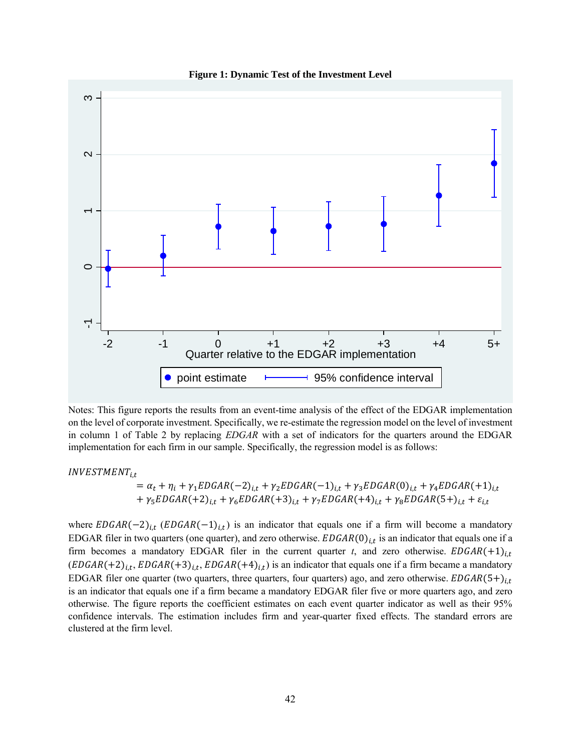**Figure 1: Dynamic Test of the Investment Level**

Notes: This figure reports the results from an event-time analysis of the effect of the EDGAR implementation on the level of corporate investment. Specifically, we re-estimate the regression model on the level of investment in column 1 of Table 2 by replacing *EDGAR* with a set of indicators for the quarters around the EDGAR implementation for each firm in our sample. Specifically, the regression model is as follows:

$$
\begin{aligned}
INVESTMENT_{i,t} &= \alpha_t + \eta_i + \gamma_1 EDGAR(-2)_{i,t} + \gamma_2 EDGAR(-1)_{i,t} + \gamma_3 EDGAR(0)_{i,t} + \gamma_4 EDGAR(+1)_{i,t} \\
&+ \gamma_5 EDGAR(+2)_{i,t} + \gamma_6 EDGAR(+3)_{i,t} + \gamma_7 EDGAR(+4)_{i,t} + \gamma_8 EDGAR(5+)_{i,t} + \varepsilon_{i,t}
\end{aligned}
$$

where $EDGAR(-2)_{i,t}$ ($EDGAR(-1)_{i,t}$) is an indicator that equals one if a firm will become a mandatory EDGAR filer in two quarters (one quarter), and zero otherwise. $EDGAR(0)_{i,t}$ is an indicator that equals one if a firm becomes a mandatory EDGAR filer in the current quarter *t*, and zero otherwise. $EDGAR(+1)_{i,t}$ ($EDGAR(+2)_{i,t}$, $EDGAR(+3)_{i,t}$, $EDGAR(+4)_{i,t}$) is an indicator that equals one if a firm became a mandatory EDGAR filer one quarter (two quarters, three quarters, four quarters) ago, and zero otherwise. $EDGAR(5+)_{i,t}$ is an indicator that equals one if a firm became a mandatory EDGAR filer five or more quarters ago, and zero otherwise. The figure reports the coefficient estimates on each event quarter indicator as well as their 95% confidence intervals. The estimation includes firm and year-quarter fixed effects. The standard errors are clustered at the firm level.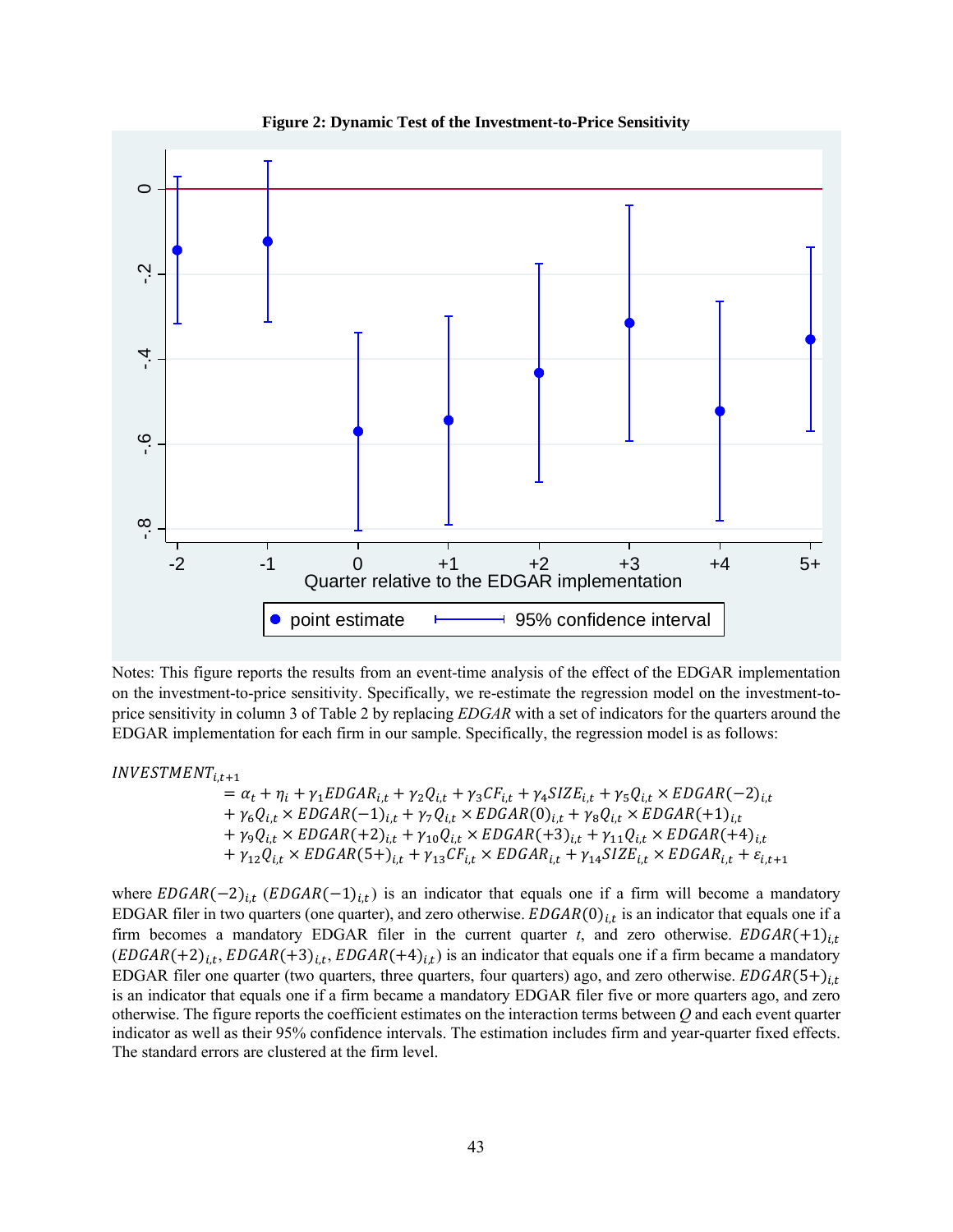**Figure 2: Dynamic Test of the Investment-to-Price Sensitivity**

Notes: This figure reports the results from an event-time analysis of the effect of the EDGAR implementation on the investment-to-price sensitivity. Specifically, we re-estimate the regression model on the investment-to-price sensitivity in column 3 of Table 2 by replacing *EDGAR* with a set of indicators for the quarters around the EDGAR implementation for each firm in our sample. Specifically, the regression model is as follows:

$$
\begin{aligned}
INVESTMENT_{i,t+1} &= \alpha_t + \eta_i + \gamma_1 EDGAR_{i,t} + \gamma_2 Q_{i,t} + \gamma_3 CF_{i,t} + \gamma_4 SIZE_{i,t} + \gamma_5 Q_{i,t} \times EDGAR(-2)_{i,t} \\
&+ \gamma_6 Q_{i,t} \times EDGAR(-1)_{i,t} + \gamma_7 Q_{i,t} \times EDGAR(0)_{i,t} + \gamma_8 Q_{i,t} \times EDGAR(+1)_{i,t} \\
&+ \gamma_9 Q_{i,t} \times EDGAR(+2)_{i,t} + \gamma_{10} Q_{i,t} \times EDGAR(+3)_{i,t} + \gamma_{11} Q_{i,t} \times EDGAR(+4)_{i,t} \\
&+ \gamma_{12} Q_{i,t} \times EDGAR(5+)_{i,t} + \gamma_{13} CF_{i,t} \times EDGAR_{i,t} + \gamma_{14} SIZE_{i,t} \times EDGAR_{i,t} + \varepsilon_{i,t+1}
\end{aligned}
$$

where $EDGAR(-2)_{i,t}$ ($EDGAR(-1)_{i,t}$) is an indicator that equals one if a firm will become a mandatory EDGAR filer in two quarters (one quarter), and zero otherwise. $EDGAR(0)_{i,t}$ is an indicator that equals one if a firm becomes a mandatory EDGAR filer in the current quarter *t*, and zero otherwise. $EDGAR(+1)_{i,t}$ ($EDGAR(+2)_{i,t}$, $EDGAR(+3)_{i,t}$, $EDGAR(+4)_{i,t}$) is an indicator that equals one if a firm became a mandatory EDGAR filer one quarter (two quarters, three quarters, four quarters) ago, and zero otherwise. $EDGAR(5+)_{i,t}$ is an indicator that equals one if a firm became a mandatory EDGAR filer five or more quarters ago, and zero otherwise. The figure reports the coefficient estimates on the interaction terms between $Q$ and each event quarter indicator as well as their 95% confidence intervals. The estimation includes firm and year-quarter fixed effects. The standard errors are clustered at the firm level.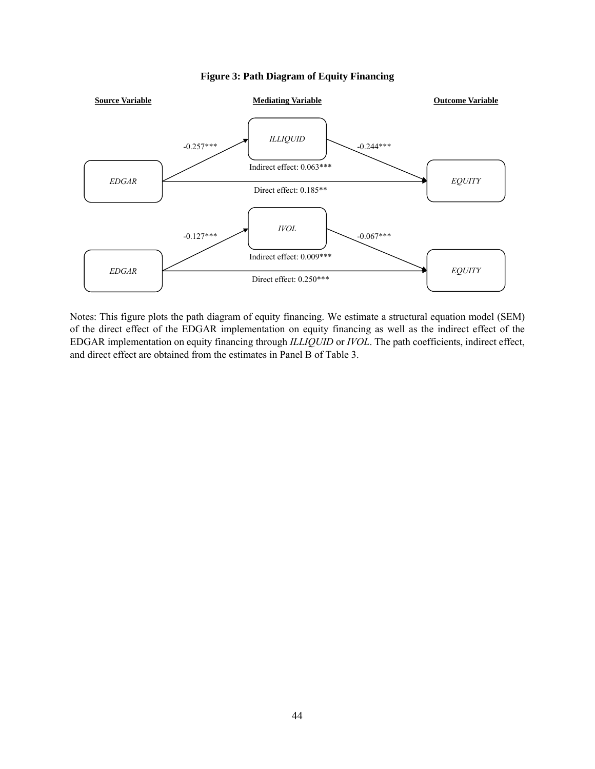**Figure 3: Path Diagram of Equity Financing**

| Source Variable | Path coefficient (Source → Mediator) | Mediating Variable | Path coefficient (Mediator → Outcome) | Outcome Variable | Indirect effect | Direct effect |
|---|---|---|---|---|---|---|
| *EDGAR* | -0.257*** | *ILLIQUID* | -0.244*** | *EQUITY* | 0.063*** | 0.185** |
| *EDGAR* | -0.127*** | *IVOL* | -0.067*** | *EQUITY* | 0.009*** | 0.250*** |

Notes: This figure plots the path diagram of equity financing. We estimate a structural equation model (SEM) of the direct effect of the EDGAR implementation on equity financing as well as the indirect effect of the EDGAR implementation on equity financing through *ILLIQUID* or *IVOL*. The path coefficients, indirect effect, and direct effect are obtained from the estimates in Panel B of Table 3.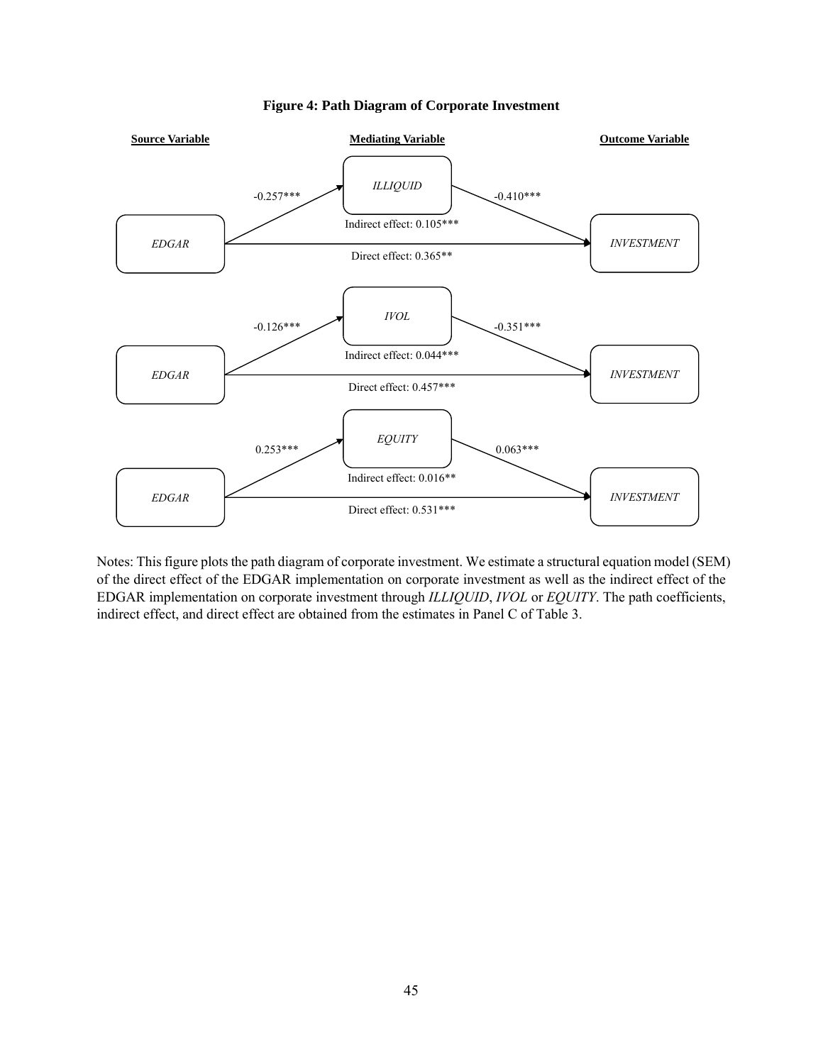**Figure 4: Path Diagram of Corporate Investment**

| Source Variable | Path to Mediator | Mediating Variable | Path to Outcome | Outcome Variable | Indirect effect | Direct effect |
|---|---|---|---|---|---|---|
| *EDGAR* | -0.257*** | *ILLIQUID* | -0.410*** | *INVESTMENT* | 0.105*** | 0.365** |
| *EDGAR* | -0.126*** | *IVOL* | -0.351*** | *INVESTMENT* | 0.044*** | 0.457*** |
| *EDGAR* | 0.253*** | *EQUITY* | 0.063*** | *INVESTMENT* | 0.016** | 0.531*** |

Notes: This figure plots the path diagram of corporate investment. We estimate a structural equation model (SEM) of the direct effect of the EDGAR implementation on corporate investment as well as the indirect effect of the EDGAR implementation on corporate investment through *ILLIQUID*, *IVOL* or *EQUITY*. The path coefficients, indirect effect, and direct effect are obtained from the estimates in Panel C of Table 3.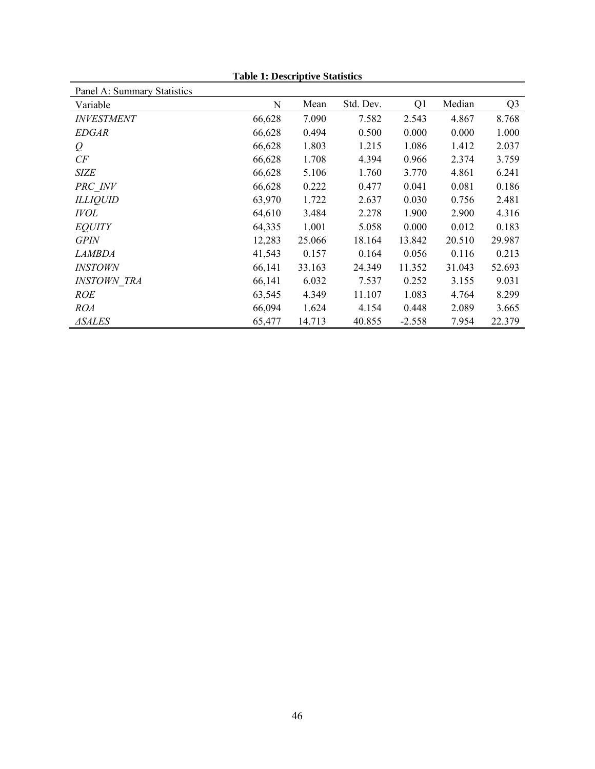**Table 1: Descriptive Statistics**

Panel A: Summary Statistics

| Variable | N | Mean | Std. Dev. | Q1 | Median | Q3 |
|---|---|---|---|---|---|---|
| *INVESTMENT* | 66,628 | 7.090 | 7.582 | 2.543 | 4.867 | 8.768 |
| *EDGAR* | 66,628 | 0.494 | 0.500 | 0.000 | 0.000 | 1.000 |
| *Q* | 66,628 | 1.803 | 1.215 | 1.086 | 1.412 | 2.037 |
| *CF* | 66,628 | 1.708 | 4.394 | 0.966 | 2.374 | 3.759 |
| *SIZE* | 66,628 | 5.106 | 1.760 | 3.770 | 4.861 | 6.241 |
| *PRC_INV* | 66,628 | 0.222 | 0.477 | 0.041 | 0.081 | 0.186 |
| *ILLIQUID* | 63,970 | 1.722 | 2.637 | 0.030 | 0.756 | 2.481 |
| *IVOL* | 64,610 | 3.484 | 2.278 | 1.900 | 2.900 | 4.316 |
| *EQUITY* | 64,335 | 1.001 | 5.058 | 0.000 | 0.012 | 0.183 |
| *GPIN* | 12,283 | 25.066 | 18.164 | 13.842 | 20.510 | 29.987 |
| *LAMBDA* | 41,543 | 0.157 | 0.164 | 0.056 | 0.116 | 0.213 |
| *INSTOWN* | 66,141 | 33.163 | 24.349 | 11.352 | 31.043 | 52.693 |
| *INSTOWN_TRA* | 66,141 | 6.032 | 7.537 | 0.252 | 3.155 | 9.031 |
| *ROE* | 63,545 | 4.349 | 11.107 | 1.083 | 4.764 | 8.299 |
| *ROA* | 66,094 | 1.624 | 4.154 | 0.448 | 2.089 | 3.665 |
| *ΔSALES* | 65,477 | 14.713 | 40.855 | -2.558 | 7.954 | 22.379 |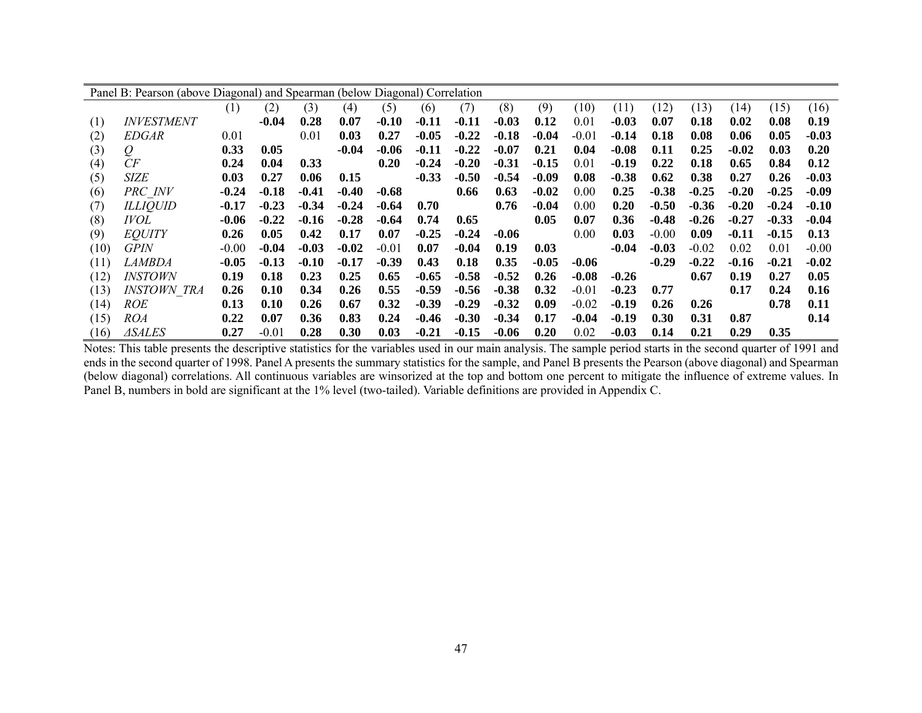Panel B: Pearson (above Diagonal) and Spearman (below Diagonal) Correlation

| | | (1) | (2) | (3) | (4) | (5) | (6) | (7) | (8) | (9) | (10) | (11) | (12) | (13) | (14) | (15) | (16) |
|---|---|---|---|---|---|---|---|---|---|---|---|---|---|---|---|---|---|
| (1) | *INVESTMENT* | | **-0.04** | **0.28** | **0.07** | **-0.10** | **-0.11** | **-0.11** | **-0.03** | **0.12** | 0.01 | **-0.03** | **0.07** | **0.18** | **0.02** | **0.08** | **0.19** |
| (2) | *EDGAR* | 0.01 | | 0.01 | **0.03** | **0.27** | **-0.05** | **-0.22** | **-0.18** | **-0.04** | -0.01 | **-0.14** | **0.18** | **0.08** | **0.06** | **0.05** | **-0.03** |
| (3) | *Q* | **0.33** | **0.05** | | **-0.04** | **-0.06** | **-0.11** | **-0.22** | **-0.07** | **0.21** | **0.04** | **-0.08** | **0.11** | **0.25** | **-0.02** | **0.03** | **0.20** |
| (4) | *CF* | **0.24** | **0.04** | **0.33** | | **0.20** | **-0.24** | **-0.20** | **-0.31** | **-0.15** | 0.01 | **-0.19** | **0.22** | **0.18** | **0.65** | **0.84** | **0.12** |
| (5) | *SIZE* | **0.03** | **0.27** | **0.06** | **0.15** | | **-0.33** | **-0.50** | **-0.54** | **-0.09** | **0.08** | **-0.38** | **0.62** | **0.38** | **0.27** | **0.26** | **-0.03** |
| (6) | *PRC_INV* | **-0.24** | **-0.18** | **-0.41** | **-0.40** | **-0.68** | | **0.66** | **0.63** | **-0.02** | 0.00 | **0.25** | **-0.38** | **-0.25** | **-0.20** | **-0.25** | **-0.09** |
| (7) | *ILLIQUID* | **-0.17** | **-0.23** | **-0.34** | **-0.24** | **-0.64** | **0.70** | | **0.76** | **-0.04** | 0.00 | **0.20** | **-0.50** | **-0.36** | **-0.20** | **-0.24** | **-0.10** |
| (8) | *IVOL* | **-0.06** | **-0.22** | **-0.16** | **-0.28** | **-0.64** | **0.74** | **0.65** | | **0.05** | **0.07** | **0.36** | **-0.48** | **-0.26** | **-0.27** | **-0.33** | **-0.04** |
| (9) | *EQUITY* | **0.26** | **0.05** | **0.42** | **0.17** | **0.07** | **-0.25** | **-0.24** | **-0.06** | | 0.00 | **0.03** | -0.00 | **0.09** | **-0.11** | **-0.15** | **0.13** |
| (10) | *GPIN* | -0.00 | **-0.04** | **-0.03** | **-0.02** | -0.01 | **0.07** | **-0.04** | **0.19** | **0.03** | | **-0.04** | **-0.03** | -0.02 | 0.02 | 0.01 | -0.00 |
| (11) | *LAMBDA* | **-0.05** | **-0.13** | **-0.10** | **-0.17** | **-0.39** | **0.43** | **0.18** | **0.35** | **-0.05** | **-0.06** | | **-0.29** | **-0.22** | **-0.16** | **-0.21** | **-0.02** |
| (12) | *INSTOWN* | **0.19** | **0.18** | **0.23** | **0.25** | **0.65** | **-0.65** | **-0.58** | **-0.52** | **0.26** | **-0.08** | **-0.26** | | **0.67** | **0.19** | **0.27** | **0.05** |
| (13) | *INSTOWN_TRA* | **0.26** | **0.10** | **0.34** | **0.26** | **0.55** | **-0.59** | **-0.56** | **-0.38** | **0.32** | -0.01 | **-0.23** | **0.77** | | **0.17** | **0.24** | **0.16** |
| (14) | *ROE* | **0.13** | **0.10** | **0.26** | **0.67** | **0.32** | **-0.39** | **-0.29** | **-0.32** | **0.09** | -0.02 | **-0.19** | **0.26** | **0.26** | | **0.78** | **0.11** |
| (15) | *ROA* | **0.22** | **0.07** | **0.36** | **0.83** | **0.24** | **-0.46** | **-0.30** | **-0.34** | **0.17** | **-0.04** | **-0.19** | **0.30** | **0.31** | **0.87** | | **0.14** |
| (16) | *ΔSALES* | **0.27** | -0.01 | **0.28** | **0.30** | **0.03** | **-0.21** | **-0.15** | **-0.06** | **0.20** | 0.02 | **-0.03** | **0.14** | **0.21** | **0.29** | **0.35** | |

Notes: This table presents the descriptive statistics for the variables used in our main analysis. The sample period starts in the second quarter of 1991 and ends in the second quarter of 1998. Panel A presents the summary statistics for the sample, and Panel B presents the Pearson (above diagonal) and Spearman (below diagonal) correlations. All continuous variables are winsorized at the top and bottom one percent to mitigate the influence of extreme values. In Panel B, numbers in bold are significant at the 1% level (two-tailed). Variable definitions are provided in Appendix C.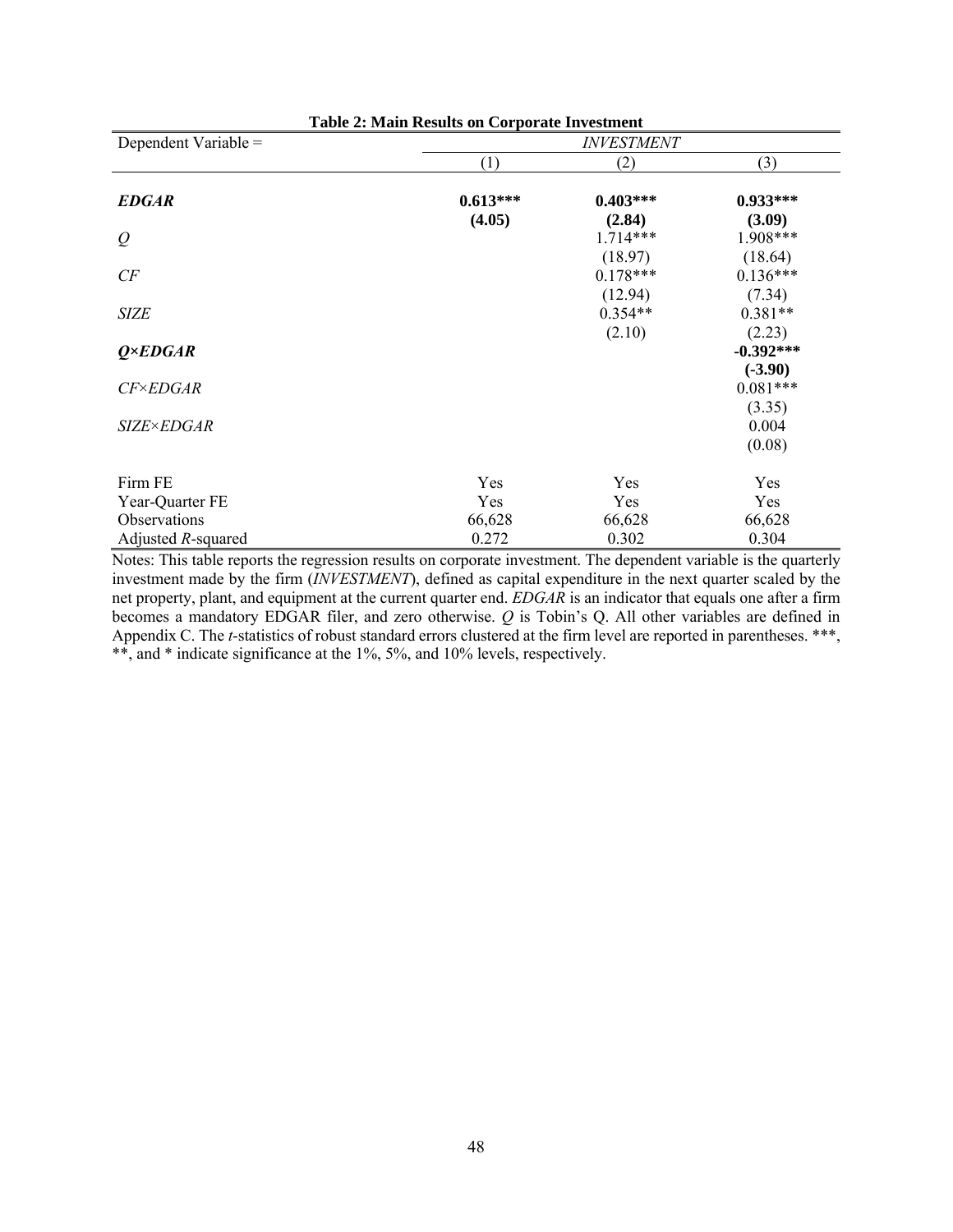**Table 2: Main Results on Corporate Investment**

| Dependent Variable = | *INVESTMENT* | | |
|---|---|---|---|
| | (1) | (2) | (3) |
| ***EDGAR*** | **0.613\*\*\*** | **0.403\*\*\*** | **0.933\*\*\*** |
| | **(4.05)** | **(2.84)** | **(3.09)** |
| *Q* | | 1.714\*\*\* | 1.908\*\*\* |
| | | (18.97) | (18.64) |
| *CF* | | 0.178\*\*\* | 0.136\*\*\* |
| | | (12.94) | (7.34) |
| *SIZE* | | 0.354\*\* | 0.381\*\* |
| | | (2.10) | (2.23) |
| ***Q×EDGAR*** | | | **-0.392\*\*\*** |
| | | | **(-3.90)** |
| *CF×EDGAR* | | | 0.081\*\*\* |
| | | | (3.35) |
| *SIZE×EDGAR* | | | 0.004 |
| | | | (0.08) |
| Firm FE | Yes | Yes | Yes |
| Year-Quarter FE | Yes | Yes | Yes |
| Observations | 66,628 | 66,628 | 66,628 |
| Adjusted $R$-squared | 0.272 | 0.302 | 0.304 |

Notes: This table reports the regression results on corporate investment. The dependent variable is the quarterly investment made by the firm (*INVESTMENT*), defined as capital expenditure in the next quarter scaled by the net property, plant, and equipment at the current quarter end. *EDGAR* is an indicator that equals one after a firm becomes a mandatory EDGAR filer, and zero otherwise. *Q* is Tobin's Q. All other variables are defined in Appendix C. The *t*-statistics of robust standard errors clustered at the firm level are reported in parentheses. \*\*\*, \*\*, and \* indicate significance at the 1%, 5%, and 10% levels, respectively.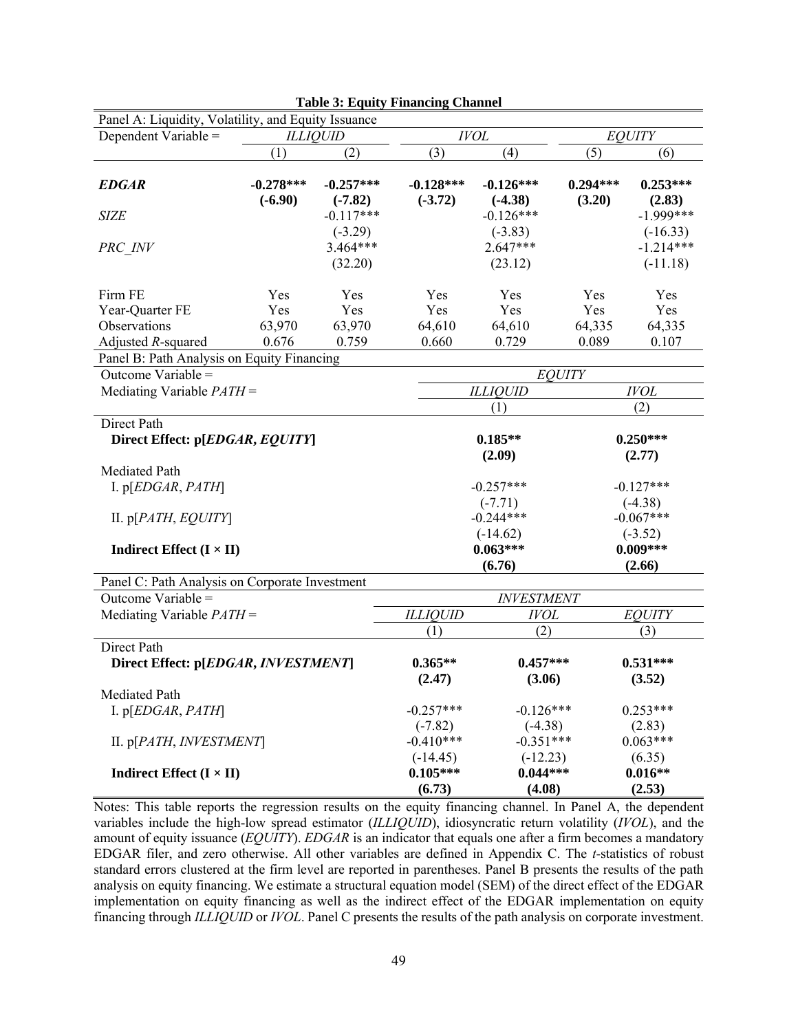**Table 3: Equity Financing Channel**

| Panel A: Liquidity, Volatility, and Equity Issuance | | | | | | |
|---|---|---|---|---|---|---|
| Dependent Variable = | *ILLIQUID* | | *IVOL* | | *EQUITY* | |
| | (1) | (2) | (3) | (4) | (5) | (6) |
| ***EDGAR*** | **-0.278\*\*\*** | **-0.257\*\*\*** | **-0.128\*\*\*** | **-0.126\*\*\*** | **0.294\*\*\*** | **0.253\*\*\*** |
| | **(-6.90)** | **(-7.82)** | **(-3.72)** | **(-4.38)** | **(3.20)** | **(2.83)** |
| *SIZE* | | -0.117\*\*\* | | -0.126\*\*\* | | -1.999\*\*\* |
| | | (-3.29) | | (-3.83) | | (-16.33) |
| *PRC_INV* | | 3.464\*\*\* | | 2.647\*\*\* | | -1.214\*\*\* |
| | | (32.20) | | (23.12) | | (-11.18) |
| Firm FE | Yes | Yes | Yes | Yes | Yes | Yes |
| Year-Quarter FE | Yes | Yes | Yes | Yes | Yes | Yes |
| Observations | 63,970 | 63,970 | 64,610 | 64,610 | 64,335 | 64,335 |
| Adjusted $R$-squared | 0.676 | 0.759 | 0.660 | 0.729 | 0.089 | 0.107 |

| Panel B: Path Analysis on Equity Financing | | |
|---|---|---|
| Outcome Variable = | *EQUITY* | |
| Mediating Variable *PATH* = | *ILLIQUID* | *IVOL* |
| | (1) | (2) |
| Direct Path | | |
| **Direct Effect: p[*EDGAR, EQUITY*]** | **0.185\*\*** | **0.250\*\*\*** |
| | **(2.09)** | **(2.77)** |
| Mediated Path | | |
| I. p[*EDGAR*, *PATH*] | -0.257\*\*\* | -0.127\*\*\* |
| | (-7.71) | (-4.38) |
| II. p[*PATH*, *EQUITY*] | -0.244\*\*\* | -0.067\*\*\* |
| | (-14.62) | (-3.52) |
| **Indirect Effect (I × II)** | **0.063\*\*\*** | **0.009\*\*\*** |
| | **(6.76)** | **(2.66)** |

| Panel C: Path Analysis on Corporate Investment | | | |
|---|---|---|---|
| Outcome Variable = | *INVESTMENT* | | |
| Mediating Variable *PATH* = | *ILLIQUID* | *IVOL* | *EQUITY* |
| | (1) | (2) | (3) |
| Direct Path | | | |
| **Direct Effect: p[*EDGAR, INVESTMENT*]** | **0.365\*\*** | **0.457\*\*\*** | **0.531\*\*\*** |
| | **(2.47)** | **(3.06)** | **(3.52)** |
| Mediated Path | | | |
| I. p[*EDGAR*, *PATH*] | -0.257\*\*\* | -0.126\*\*\* | 0.253\*\*\* |
| | (-7.82) | (-4.38) | (2.83) |
| II. p[*PATH*, *INVESTMENT*] | -0.410\*\*\* | -0.351\*\*\* | 0.063\*\*\* |
| | (-14.45) | (-12.23) | (6.35) |
| **Indirect Effect (I × II)** | **0.105\*\*\*** | **0.044\*\*\*** | **0.016\*\*** |
| | **(6.73)** | **(4.08)** | **(2.53)** |

Notes: This table reports the regression results on the equity financing channel. In Panel A, the dependent variables include the high-low spread estimator (*ILLIQUID*), idiosyncratic return volatility (*IVOL*), and the amount of equity issuance (*EQUITY*). *EDGAR* is an indicator that equals one after a firm becomes a mandatory EDGAR filer, and zero otherwise. All other variables are defined in Appendix C. The $t$-statistics of robust standard errors clustered at the firm level are reported in parentheses. Panel B presents the results of the path analysis on equity financing. We estimate a structural equation model (SEM) of the direct effect of the EDGAR implementation on equity financing as well as the indirect effect of the EDGAR implementation on equity financing through *ILLIQUID* or *IVOL*. Panel C presents the results of the path analysis on corporate investment.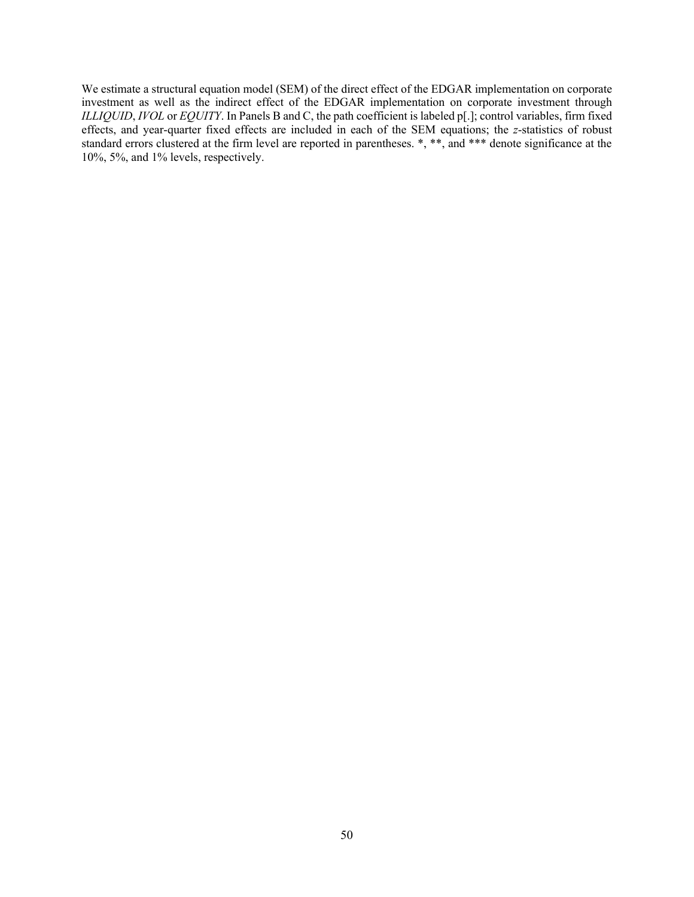We estimate a structural equation model (SEM) of the direct effect of the EDGAR implementation on corporate investment as well as the indirect effect of the EDGAR implementation on corporate investment through *ILLIQUID*, *IVOL* or *EQUITY*. In Panels B and C, the path coefficient is labeled p[.]; control variables, firm fixed effects, and year-quarter fixed effects are included in each of the SEM equations; the *z*-statistics of robust standard errors clustered at the firm level are reported in parentheses. *, **, and *** denote significance at the 10%, 5%, and 1% levels, respectively.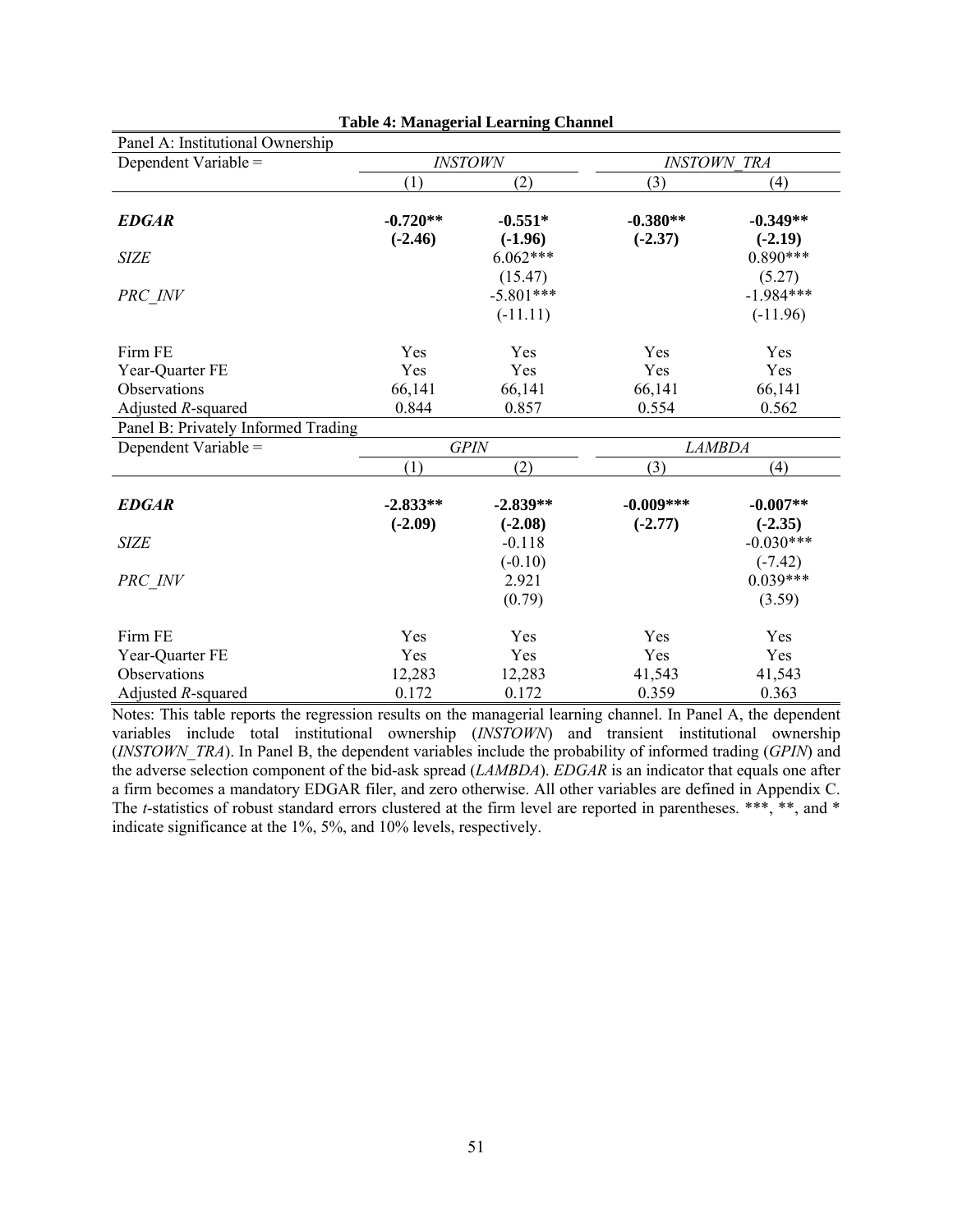**Table 4: Managerial Learning Channel**

| Panel A: Institutional Ownership | | | | |
|---|---|---|---|---|
| Dependent Variable = | *INSTOWN* | | *INSTOWN_TRA* | |
| | (1) | (2) | (3) | (4) |
| ***EDGAR*** | **-0.720**** | **-0.551*** | **-0.380**** | **-0.349**** |
| | **(-2.46)** | **(-1.96)** | **(-2.37)** | **(-2.19)** |
| *SIZE* | | 6.062*** | | 0.890*** |
| | | (15.47) | | (5.27) |
| *PRC_INV* | | -5.801*** | | -1.984*** |
| | | (-11.11) | | (-11.96) |
| Firm FE | Yes | Yes | Yes | Yes |
| Year-Quarter FE | Yes | Yes | Yes | Yes |
| Observations | 66,141 | 66,141 | 66,141 | 66,141 |
| Adjusted *R*-squared | 0.844 | 0.857 | 0.554 | 0.562 |

| Panel B: Privately Informed Trading | | | | |
|---|---|---|---|---|
| Dependent Variable = | *GPIN* | | *LAMBDA* | |
| | (1) | (2) | (3) | (4) |
| ***EDGAR*** | **-2.833**** | **-2.839**** | **-0.009***** | **-0.007**** |
| | **(-2.09)** | **(-2.08)** | **(-2.77)** | **(-2.35)** |
| *SIZE* | | -0.118 | | -0.030*** |
| | | (-0.10) | | (-7.42) |
| *PRC_INV* | | 2.921 | | 0.039*** |
| | | (0.79) | | (3.59) |
| Firm FE | Yes | Yes | Yes | Yes |
| Year-Quarter FE | Yes | Yes | Yes | Yes |
| Observations | 12,283 | 12,283 | 41,543 | 41,543 |
| Adjusted *R*-squared | 0.172 | 0.172 | 0.359 | 0.363 |

Notes: This table reports the regression results on the managerial learning channel. In Panel A, the dependent variables include total institutional ownership (*INSTOWN*) and transient institutional ownership (*INSTOWN_TRA*). In Panel B, the dependent variables include the probability of informed trading (*GPIN*) and the adverse selection component of the bid-ask spread (*LAMBDA*). *EDGAR* is an indicator that equals one after a firm becomes a mandatory EDGAR filer, and zero otherwise. All other variables are defined in Appendix C. The *t*-statistics of robust standard errors clustered at the firm level are reported in parentheses. ***, **, and * indicate significance at the 1%, 5%, and 10% levels, respectively.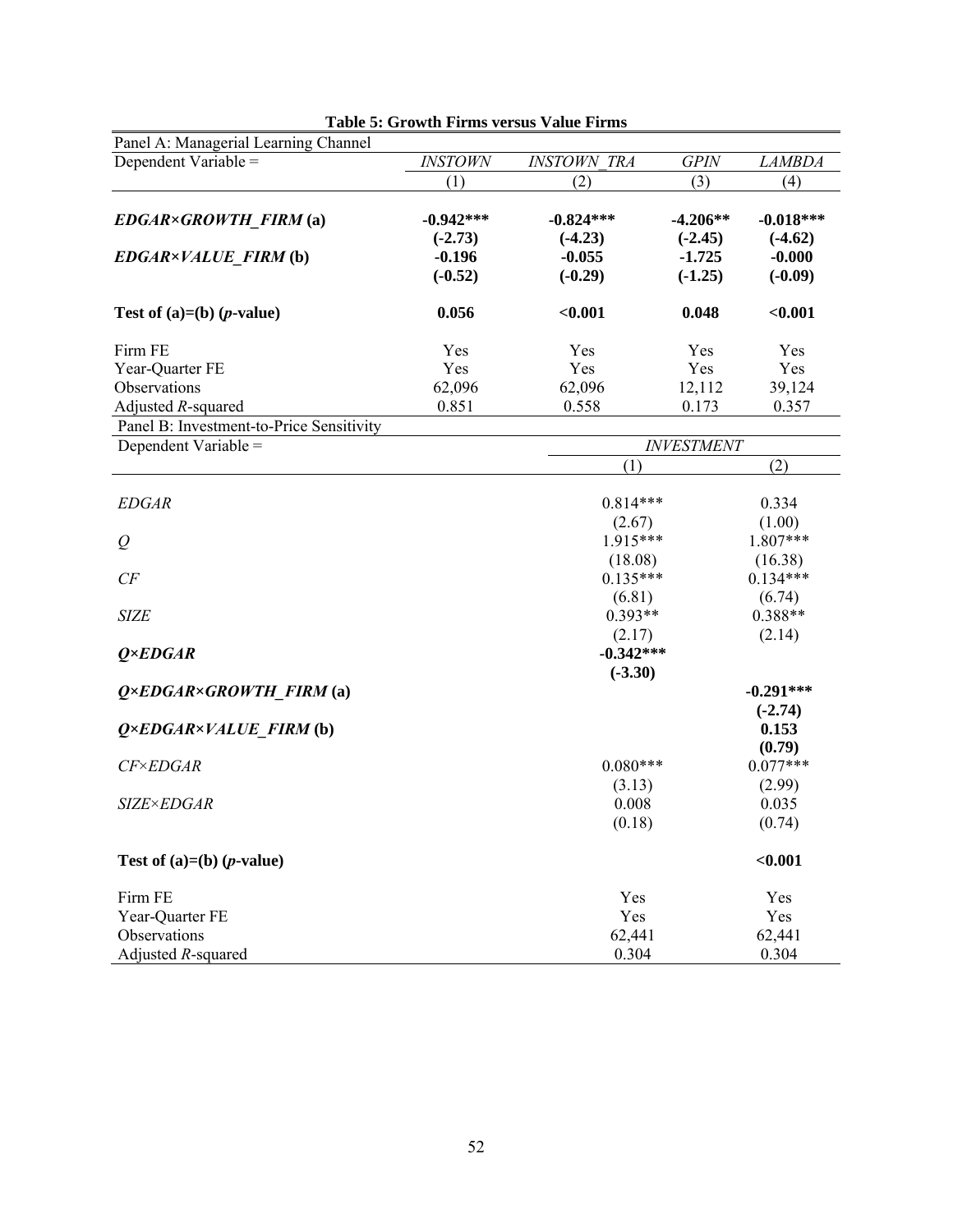**Table 5: Growth Firms versus Value Firms**

| Panel A: Managerial Learning Channel | | | | |
|---|---|---|---|---|
| Dependent Variable = | *INSTOWN* | *INSTOWN_TRA* | *GPIN* | *LAMBDA* |
| | (1) | (2) | (3) | (4) |
| ***EDGAR×GROWTH_FIRM* (a)** | **-0.942\*\*\*** | **-0.824\*\*\*** | **-4.206\*\*** | **-0.018\*\*\*** |
| | **(-2.73)** | **(-4.23)** | **(-2.45)** | **(-4.62)** |
| ***EDGAR×VALUE_FIRM* (b)** | **-0.196** | **-0.055** | **-1.725** | **-0.000** |
| | **(-0.52)** | **(-0.29)** | **(-1.25)** | **(-0.09)** |
| **Test of (a)=(b) (*p*-value)** | **0.056** | **<0.001** | **0.048** | **<0.001** |
| Firm FE | Yes | Yes | Yes | Yes |
| Year-Quarter FE | Yes | Yes | Yes | Yes |
| Observations | 62,096 | 62,096 | 12,112 | 39,124 |
| Adjusted *R*-squared | 0.851 | 0.558 | 0.173 | 0.357 |

| Panel B: Investment-to-Price Sensitivity | | |
|---|---|---|
| Dependent Variable = | *INVESTMENT* | |
| | (1) | (2) |
| *EDGAR* | 0.814\*\*\* | 0.334 |
| | (2.67) | (1.00) |
| *Q* | 1.915\*\*\* | 1.807\*\*\* |
| | (18.08) | (16.38) |
| *CF* | 0.135\*\*\* | 0.134\*\*\* |
| | (6.81) | (6.74) |
| *SIZE* | 0.393\*\* | 0.388\*\* |
| | (2.17) | (2.14) |
| ***Q×EDGAR*** | **-0.342\*\*\*** | |
| | **(-3.30)** | |
| ***Q×EDGAR×GROWTH_FIRM* (a)** | | **-0.291\*\*\*** |
| | | **(-2.74)** |
| ***Q×EDGAR×VALUE_FIRM* (b)** | | **0.153** |
| | | **(0.79)** |
| *CF×EDGAR* | 0.080\*\*\* | 0.077\*\*\* |
| | (3.13) | (2.99) |
| *SIZE×EDGAR* | 0.008 | 0.035 |
| | (0.18) | (0.74) |
| **Test of (a)=(b) (*p*-value)** | | **<0.001** |
| Firm FE | Yes | Yes |
| Year-Quarter FE | Yes | Yes |
| Observations | 62,441 | 62,441 |
| Adjusted *R*-squared | 0.304 | 0.304 |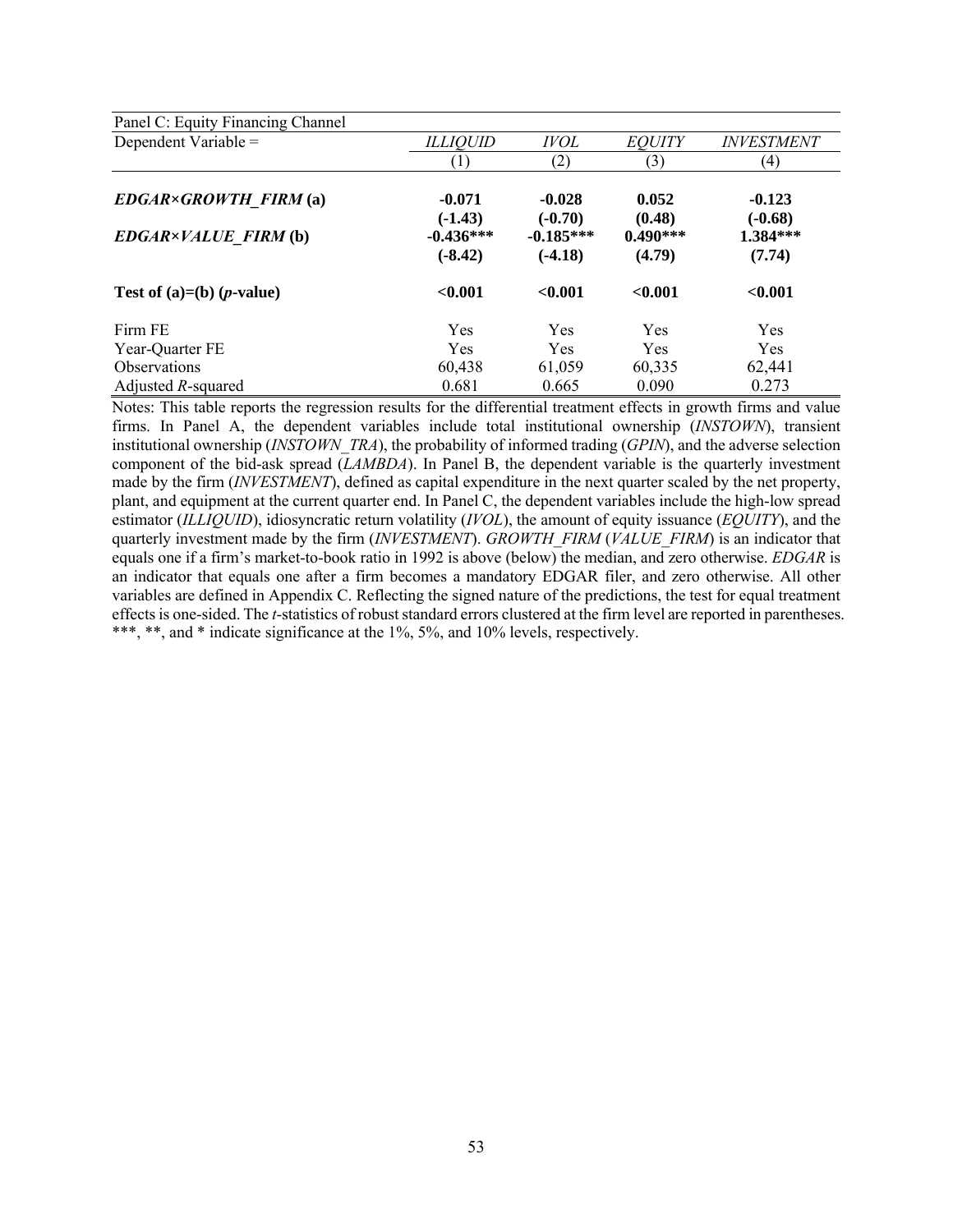| Panel C: Equity Financing Channel | | | | |
|---|---|---|---|---|
| Dependent Variable = | *ILLIQUID* | *IVOL* | *EQUITY* | *INVESTMENT* |
| | (1) | (2) | (3) | (4) |
| ***EDGAR×GROWTH_FIRM* (a)** | **-0.071** | **-0.028** | **0.052** | **-0.123** |
| | **(-1.43)** | **(-0.70)** | **(0.48)** | **(-0.68)** |
| ***EDGAR×VALUE_FIRM* (b)** | **-0.436\*\*\*** | **-0.185\*\*\*** | **0.490\*\*\*** | **1.384\*\*\*** |
| | **(-8.42)** | **(-4.18)** | **(4.79)** | **(7.74)** |
| **Test of (a)=(b) (*p*-value)** | **<0.001** | **<0.001** | **<0.001** | **<0.001** |
| Firm FE | Yes | Yes | Yes | Yes |
| Year-Quarter FE | Yes | Yes | Yes | Yes |
| Observations | 60,438 | 61,059 | 60,335 | 62,441 |
| Adjusted *R*-squared | 0.681 | 0.665 | 0.090 | 0.273 |

Notes: This table reports the regression results for the differential treatment effects in growth firms and value firms. In Panel A, the dependent variables include total institutional ownership (*INSTOWN*), transient institutional ownership (*INSTOWN_TRA*), the probability of informed trading (*GPIN*), and the adverse selection component of the bid-ask spread (*LAMBDA*). In Panel B, the dependent variable is the quarterly investment made by the firm (*INVESTMENT*), defined as capital expenditure in the next quarter scaled by the net property, plant, and equipment at the current quarter end. In Panel C, the dependent variables include the high-low spread estimator (*ILLIQUID*), idiosyncratic return volatility (*IVOL*), the amount of equity issuance (*EQUITY*), and the quarterly investment made by the firm (*INVESTMENT*). *GROWTH_FIRM* (*VALUE_FIRM*) is an indicator that equals one if a firm's market-to-book ratio in 1992 is above (below) the median, and zero otherwise. *EDGAR* is an indicator that equals one after a firm becomes a mandatory EDGAR filer, and zero otherwise. All other variables are defined in Appendix C. Reflecting the signed nature of the predictions, the test for equal treatment effects is one-sided. The *t*-statistics of robust standard errors clustered at the firm level are reported in parentheses. \*\*\*, \*\*, and \* indicate significance at the 1%, 5%, and 10% levels, respectively.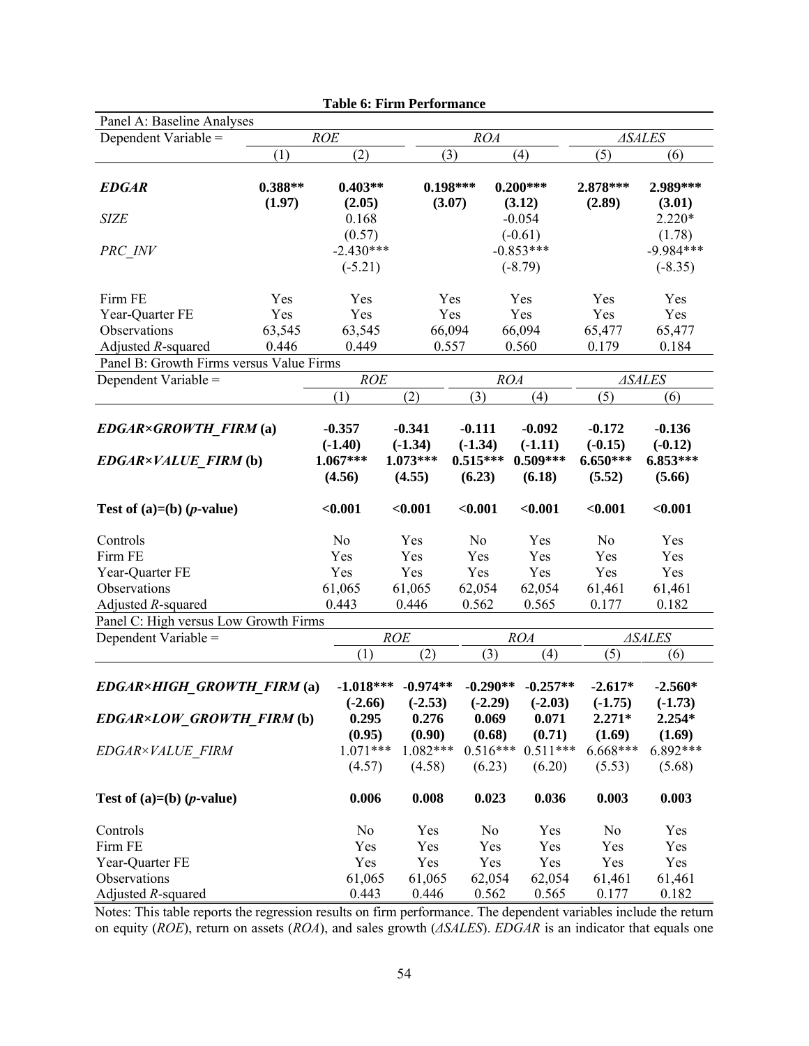**Table 6: Firm Performance**

| Panel A: Baseline Analyses | | | | | | |
|---|---|---|---|---|---|---|
| Dependent Variable = | *ROE* | | *ROA* | | *ΔSALES* | |
| | (1) | (2) | (3) | (4) | (5) | (6) |
| ***EDGAR*** | **0.388**** | **0.403**** | **0.198***** | **0.200***** | **2.878***** | **2.989***** |
| | **(1.97)** | **(2.05)** | **(3.07)** | **(3.12)** | **(2.89)** | **(3.01)** |
| *SIZE* | | 0.168 | | -0.054 | | 2.220* |
| | | (0.57) | | (-0.61) | | (1.78) |
| *PRC_INV* | | -2.430*** | | -0.853*** | | -9.984*** |
| | | (-5.21) | | (-8.79) | | (-8.35) |
| Firm FE | Yes | Yes | Yes | Yes | Yes | Yes |
| Year-Quarter FE | Yes | Yes | Yes | Yes | Yes | Yes |
| Observations | 63,545 | 63,545 | 66,094 | 66,094 | 65,477 | 65,477 |
| Adjusted *R*-squared | 0.446 | 0.449 | 0.557 | 0.560 | 0.179 | 0.184 |

| Panel B: Growth Firms versus Value Firms | | | | | | |
|---|---|---|---|---|---|---|
| Dependent Variable = | *ROE* | | *ROA* | | *ΔSALES* | |
| | (1) | (2) | (3) | (4) | (5) | (6) |
| ***EDGAR×GROWTH_FIRM* (a)** | **-0.357** | **-0.341** | **-0.111** | **-0.092** | **-0.172** | **-0.136** |
| | **(-1.40)** | **(-1.34)** | **(-1.34)** | **(-1.11)** | **(-0.15)** | **(-0.12)** |
| ***EDGAR×VALUE_FIRM* (b)** | **1.067***** | **1.073***** | **0.515***** | **0.509***** | **6.650***** | **6.853***** |
| | **(4.56)** | **(4.55)** | **(6.23)** | **(6.18)** | **(5.52)** | **(5.66)** |
| **Test of (a)=(b) (*p*-value)** | **<0.001** | **<0.001** | **<0.001** | **<0.001** | **<0.001** | **<0.001** |
| Controls | No | Yes | No | Yes | No | Yes |
| Firm FE | Yes | Yes | Yes | Yes | Yes | Yes |
| Year-Quarter FE | Yes | Yes | Yes | Yes | Yes | Yes |
| Observations | 61,065 | 61,065 | 62,054 | 62,054 | 61,461 | 61,461 |
| Adjusted *R*-squared | 0.443 | 0.446 | 0.562 | 0.565 | 0.177 | 0.182 |

| Panel C: High versus Low Growth Firms | | | | | | |
|---|---|---|---|---|---|---|
| Dependent Variable = | *ROE* | | *ROA* | | *ΔSALES* | |
| | (1) | (2) | (3) | (4) | (5) | (6) |
| ***EDGAR×HIGH_GROWTH_FIRM* (a)** | **-1.018***** | **-0.974**** | **-0.290**** | **-0.257**** | **-2.617*** | **-2.560*** |
| | **(-2.66)** | **(-2.53)** | **(-2.29)** | **(-2.03)** | **(-1.75)** | **(-1.73)** |
| ***EDGAR×LOW_GROWTH_FIRM* (b)** | **0.295** | **0.276** | **0.069** | **0.071** | **2.271*** | **2.254*** |
| | **(0.95)** | **(0.90)** | **(0.68)** | **(0.71)** | **(1.69)** | **(1.69)** |
| *EDGAR×VALUE_FIRM* | 1.071*** | 1.082*** | 0.516*** | 0.511*** | 6.668*** | 6.892*** |
| | (4.57) | (4.58) | (6.23) | (6.20) | (5.53) | (5.68) |
| **Test of (a)=(b) (*p*-value)** | **0.006** | **0.008** | **0.023** | **0.036** | **0.003** | **0.003** |
| Controls | No | Yes | No | Yes | No | Yes |
| Firm FE | Yes | Yes | Yes | Yes | Yes | Yes |
| Year-Quarter FE | Yes | Yes | Yes | Yes | Yes | Yes |
| Observations | 61,065 | 61,065 | 62,054 | 62,054 | 61,461 | 61,461 |
| Adjusted *R*-squared | 0.443 | 0.446 | 0.562 | 0.565 | 0.177 | 0.182 |

Notes: This table reports the regression results on firm performance. The dependent variables include the return on equity (*ROE*), return on assets (*ROA*), and sales growth (*ΔSALES*). *EDGAR* is an indicator that equals one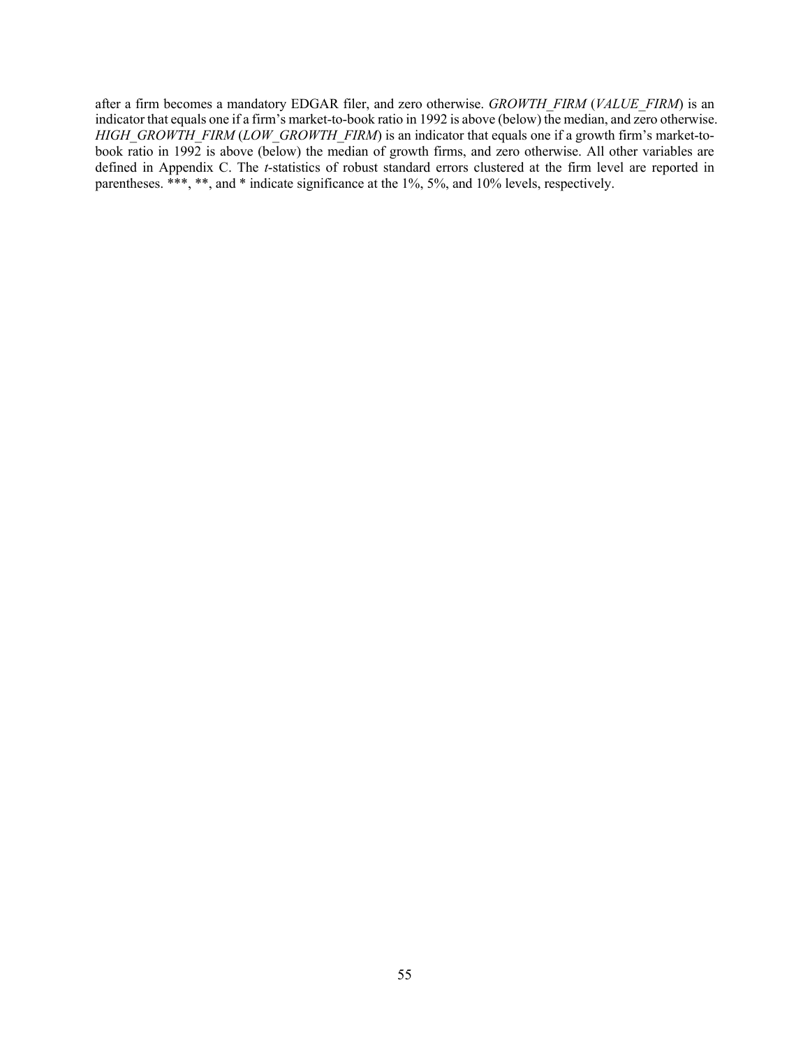after a firm becomes a mandatory EDGAR filer, and zero otherwise. *GROWTH_FIRM* (*VALUE_FIRM*) is an indicator that equals one if a firm's market-to-book ratio in 1992 is above (below) the median, and zero otherwise. *HIGH_GROWTH_FIRM* (*LOW_GROWTH_FIRM*) is an indicator that equals one if a growth firm's market-to-book ratio in 1992 is above (below) the median of growth firms, and zero otherwise. All other variables are defined in Appendix C. The *t*-statistics of robust standard errors clustered at the firm level are reported in parentheses. ***, **, and * indicate significance at the 1%, 5%, and 10% levels, respectively.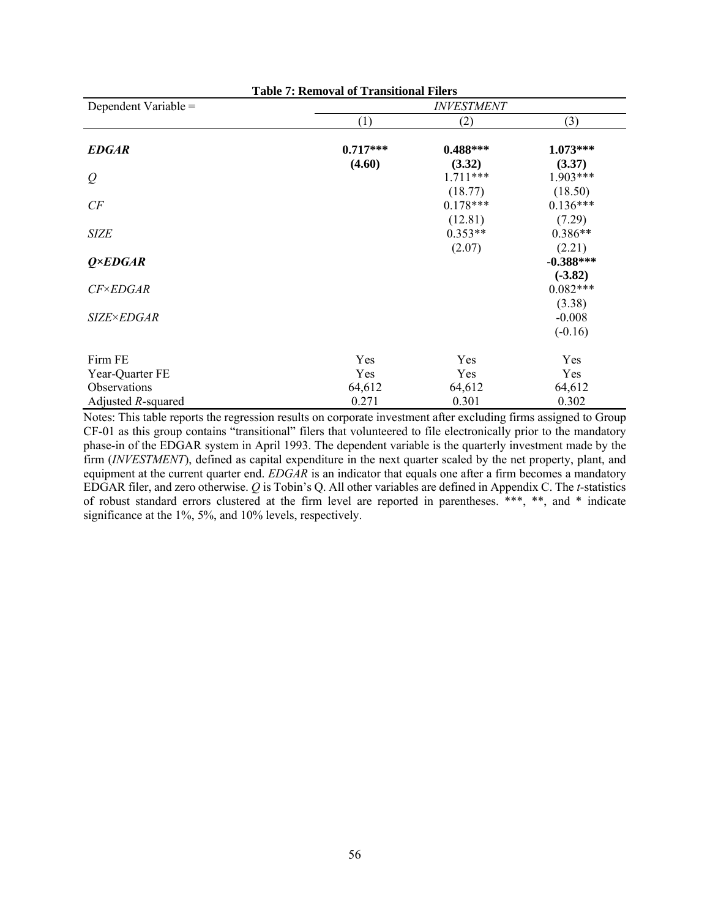**Table 7: Removal of Transitional Filers**

| Dependent Variable = | *INVESTMENT* | | |
|---|---|---|---|
| | (1) | (2) | (3) |
| ***EDGAR*** | **0.717\*\*\*** | **0.488\*\*\*** | **1.073\*\*\*** |
| | **(4.60)** | **(3.32)** | **(3.37)** |
| *Q* | | 1.711\*\*\* | 1.903\*\*\* |
| | | (18.77) | (18.50) |
| *CF* | | 0.178\*\*\* | 0.136\*\*\* |
| | | (12.81) | (7.29) |
| *SIZE* | | 0.353\*\* | 0.386\*\* |
| | | (2.07) | (2.21) |
| ***Q×EDGAR*** | | | **-0.388\*\*\*** |
| | | | **(-3.82)** |
| *CF×EDGAR* | | | 0.082\*\*\* |
| | | | (3.38) |
| *SIZE×EDGAR* | | | -0.008 |
| | | | (-0.16) |
| Firm FE | Yes | Yes | Yes |
| Year-Quarter FE | Yes | Yes | Yes |
| Observations | 64,612 | 64,612 | 64,612 |
| Adjusted $R$-squared | 0.271 | 0.301 | 0.302 |

Notes: This table reports the regression results on corporate investment after excluding firms assigned to Group CF-01 as this group contains "transitional" filers that volunteered to file electronically prior to the mandatory phase-in of the EDGAR system in April 1993. The dependent variable is the quarterly investment made by the firm (*INVESTMENT*), defined as capital expenditure in the next quarter scaled by the net property, plant, and equipment at the current quarter end. *EDGAR* is an indicator that equals one after a firm becomes a mandatory EDGAR filer, and zero otherwise. *Q* is Tobin's Q. All other variables are defined in Appendix C. The *t*-statistics of robust standard errors clustered at the firm level are reported in parentheses. \*\*\*, \*\*, and \* indicate significance at the 1%, 5%, and 10% levels, respectively.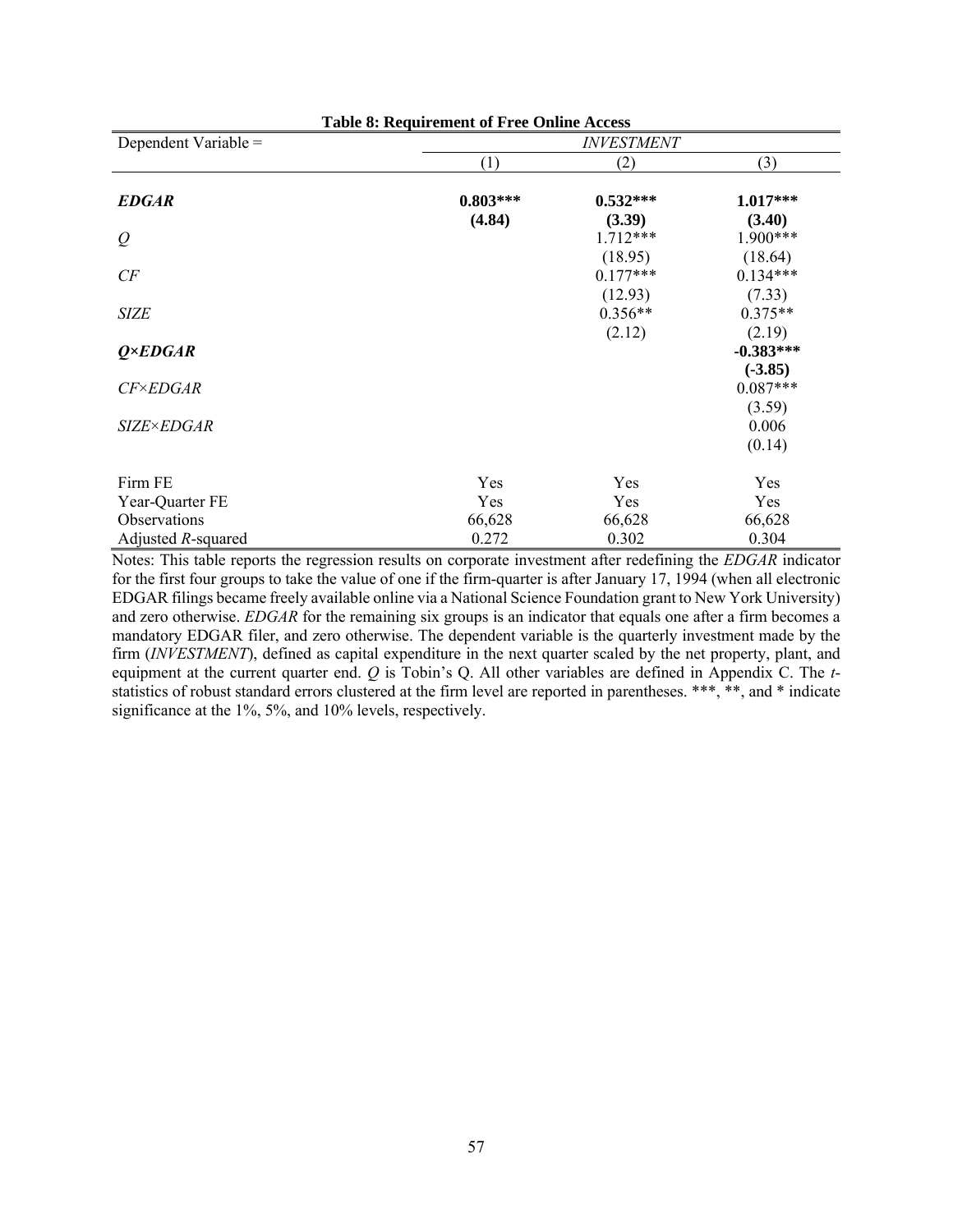**Table 8: Requirement of Free Online Access**

| Dependent Variable = | *INVESTMENT* | | |
|---|---|---|---|
| | (1) | (2) | (3) |
| ***EDGAR*** | **0.803***** | **0.532***** | **1.017***** |
| | **(4.84)** | **(3.39)** | **(3.40)** |
| *Q* | | 1.712*** | 1.900*** |
| | | (18.95) | (18.64) |
| *CF* | | 0.177*** | 0.134*** |
| | | (12.93) | (7.33) |
| *SIZE* | | 0.356** | 0.375** |
| | | (2.12) | (2.19) |
| ***Q×EDGAR*** | | | **-0.383***** |
| | | | **(-3.85)** |
| *CF×EDGAR* | | | 0.087*** |
| | | | (3.59) |
| *SIZE×EDGAR* | | | 0.006 |
| | | | (0.14) |
| Firm FE | Yes | Yes | Yes |
| Year-Quarter FE | Yes | Yes | Yes |
| Observations | 66,628 | 66,628 | 66,628 |
| Adjusted $R$-squared | 0.272 | 0.302 | 0.304 |

Notes: This table reports the regression results on corporate investment after redefining the *EDGAR* indicator for the first four groups to take the value of one if the firm-quarter is after January 17, 1994 (when all electronic EDGAR filings became freely available online via a National Science Foundation grant to New York University) and zero otherwise. *EDGAR* for the remaining six groups is an indicator that equals one after a firm becomes a mandatory EDGAR filer, and zero otherwise. The dependent variable is the quarterly investment made by the firm (*INVESTMENT*), defined as capital expenditure in the next quarter scaled by the net property, plant, and equipment at the current quarter end. *Q* is Tobin's Q. All other variables are defined in Appendix C. The *t*-statistics of robust standard errors clustered at the firm level are reported in parentheses. ***, **, and * indicate significance at the 1%, 5%, and 10% levels, respectively.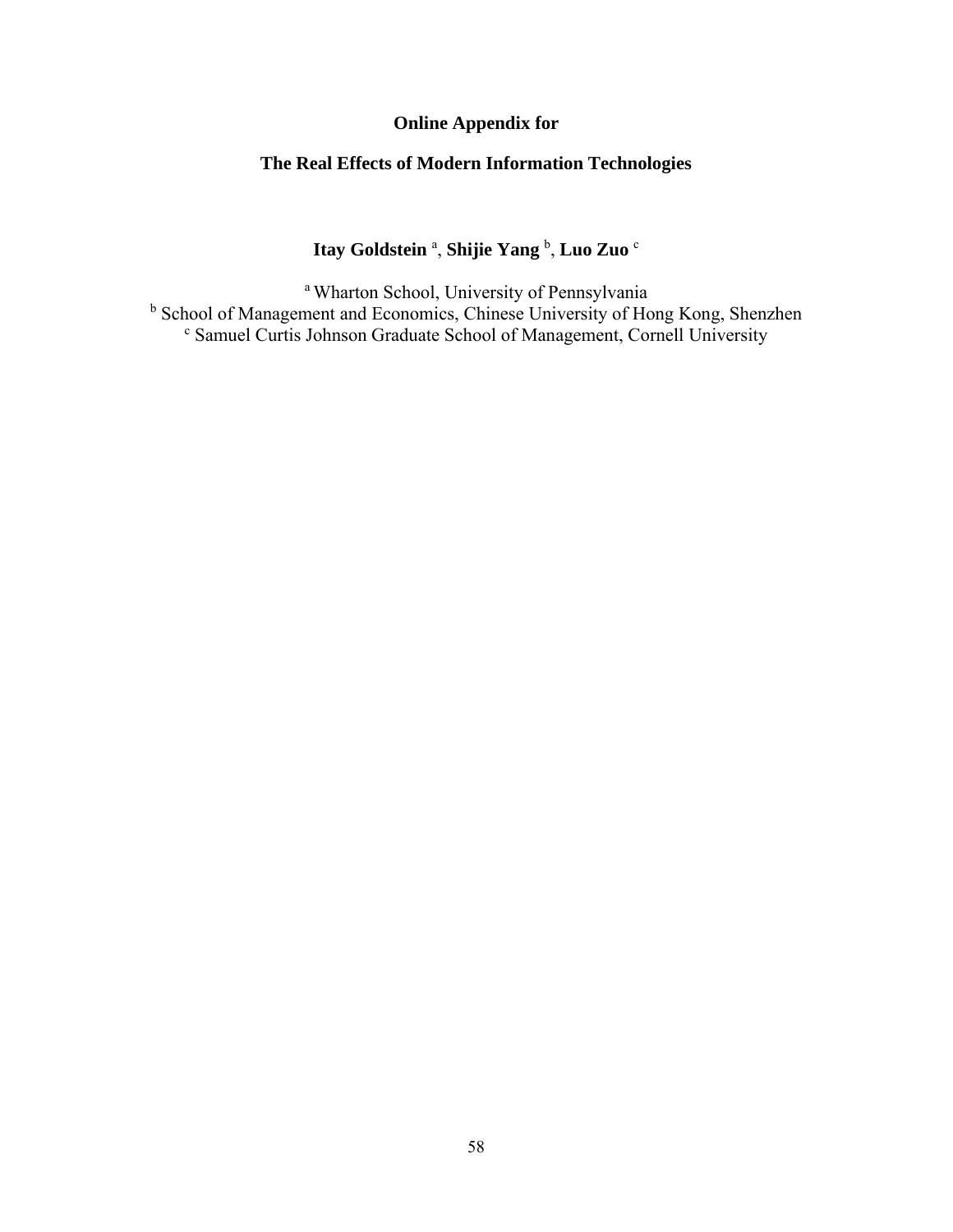**Online Appendix for**

**The Real Effects of Modern Information Technologies**

**Itay Goldstein** [a], **Shijie Yang** [b], **Luo Zuo** [c]

[a] Wharton School, University of Pennsylvania
[b] School of Management and Economics, Chinese University of Hong Kong, Shenzhen
[c] Samuel Curtis Johnson Graduate School of Management, Cornell University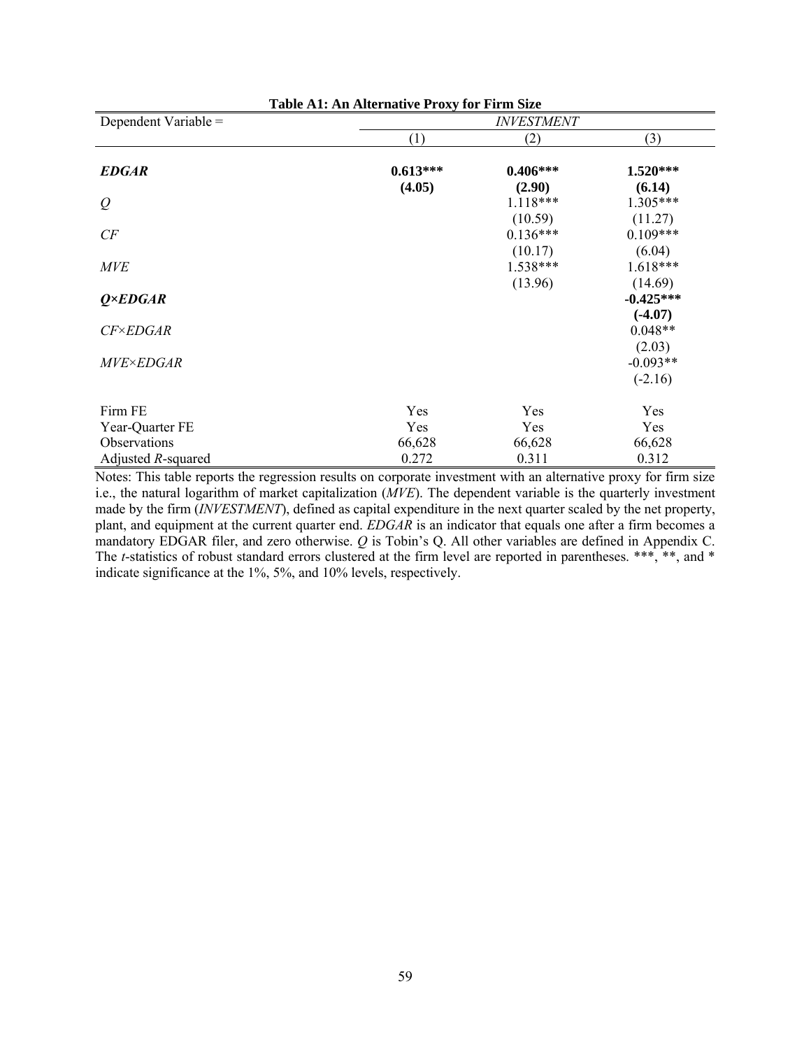**Table A1: An Alternative Proxy for Firm Size**

| Dependent Variable = | *INVESTMENT* | | |
|---|---|---|---|
| | (1) | (2) | (3) |
| ***EDGAR*** | **0.613\*\*\*** | **0.406\*\*\*** | **1.520\*\*\*** |
| | **(4.05)** | **(2.90)** | **(6.14)** |
| *Q* | | 1.118\*\*\* | 1.305\*\*\* |
| | | (10.59) | (11.27) |
| *CF* | | 0.136\*\*\* | 0.109\*\*\* |
| | | (10.17) | (6.04) |
| *MVE* | | 1.538\*\*\* | 1.618\*\*\* |
| | | (13.96) | (14.69) |
| ***Q×EDGAR*** | | | **-0.425\*\*\*** |
| | | | **(-4.07)** |
| *CF×EDGAR* | | | 0.048\*\* |
| | | | (2.03) |
| *MVE×EDGAR* | | | -0.093\*\* |
| | | | (-2.16) |
| Firm FE | Yes | Yes | Yes |
| Year-Quarter FE | Yes | Yes | Yes |
| Observations | 66,628 | 66,628 | 66,628 |
| Adjusted *R*-squared | 0.272 | 0.311 | 0.312 |

Notes: This table reports the regression results on corporate investment with an alternative proxy for firm size i.e., the natural logarithm of market capitalization (*MVE*). The dependent variable is the quarterly investment made by the firm (*INVESTMENT*), defined as capital expenditure in the next quarter scaled by the net property, plant, and equipment at the current quarter end. *EDGAR* is an indicator that equals one after a firm becomes a mandatory EDGAR filer, and zero otherwise. *Q* is Tobin's Q. All other variables are defined in Appendix C. The *t*-statistics of robust standard errors clustered at the firm level are reported in parentheses. \*\*\*, \*\*, and \* indicate significance at the 1%, 5%, and 10% levels, respectively.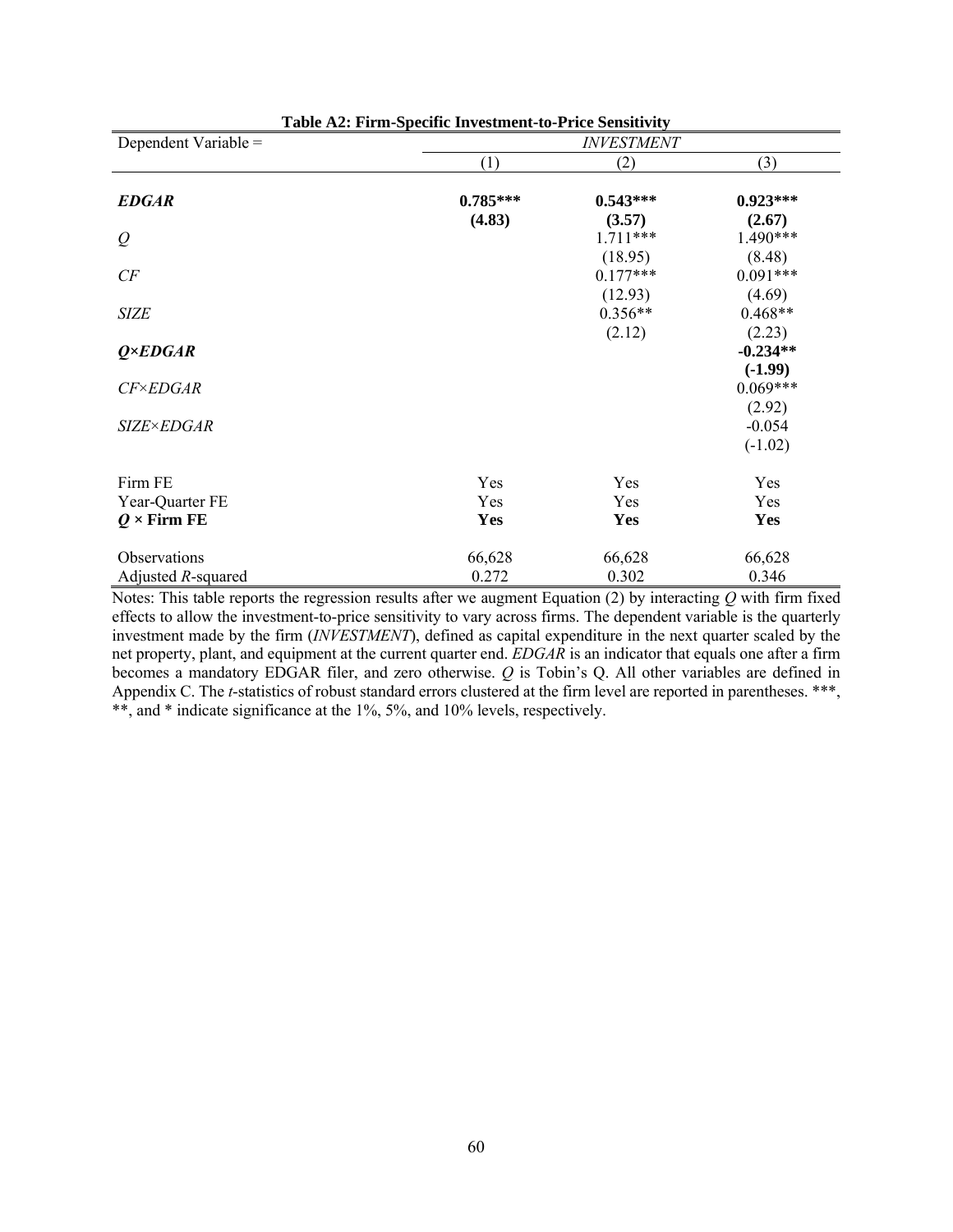**Table A2: Firm-Specific Investment-to-Price Sensitivity**

| Dependent Variable = | *INVESTMENT* | | |
|---|---|---|---|
| | (1) | (2) | (3) |
| ***EDGAR*** | **0.785\*\*\*** | **0.543\*\*\*** | **0.923\*\*\*** |
| | **(4.83)** | **(3.57)** | **(2.67)** |
| *Q* | | 1.711*** | 1.490*** |
| | | (18.95) | (8.48) |
| *CF* | | 0.177*** | 0.091*** |
| | | (12.93) | (4.69) |
| *SIZE* | | 0.356** | 0.468** |
| | | (2.12) | (2.23) |
| ***Q×EDGAR*** | | | **-0.234\*\*** |
| | | | **(-1.99)** |
| *CF×EDGAR* | | | 0.069*** |
| | | | (2.92) |
| *SIZE×EDGAR* | | | -0.054 |
| | | | (-1.02) |
| Firm FE | Yes | Yes | Yes |
| Year-Quarter FE | Yes | Yes | Yes |
| ***Q* × Firm FE** | **Yes** | **Yes** | **Yes** |
| Observations | 66,628 | 66,628 | 66,628 |
| Adjusted $R$-squared | 0.272 | 0.302 | 0.346 |

Notes: This table reports the regression results after we augment Equation (2) by interacting *Q* with firm fixed effects to allow the investment-to-price sensitivity to vary across firms. The dependent variable is the quarterly investment made by the firm (*INVESTMENT*), defined as capital expenditure in the next quarter scaled by the net property, plant, and equipment at the current quarter end. *EDGAR* is an indicator that equals one after a firm becomes a mandatory EDGAR filer, and zero otherwise. *Q* is Tobin's Q. All other variables are defined in Appendix C. The *t*-statistics of robust standard errors clustered at the firm level are reported in parentheses. ***, **, and * indicate significance at the 1%, 5%, and 10% levels, respectively.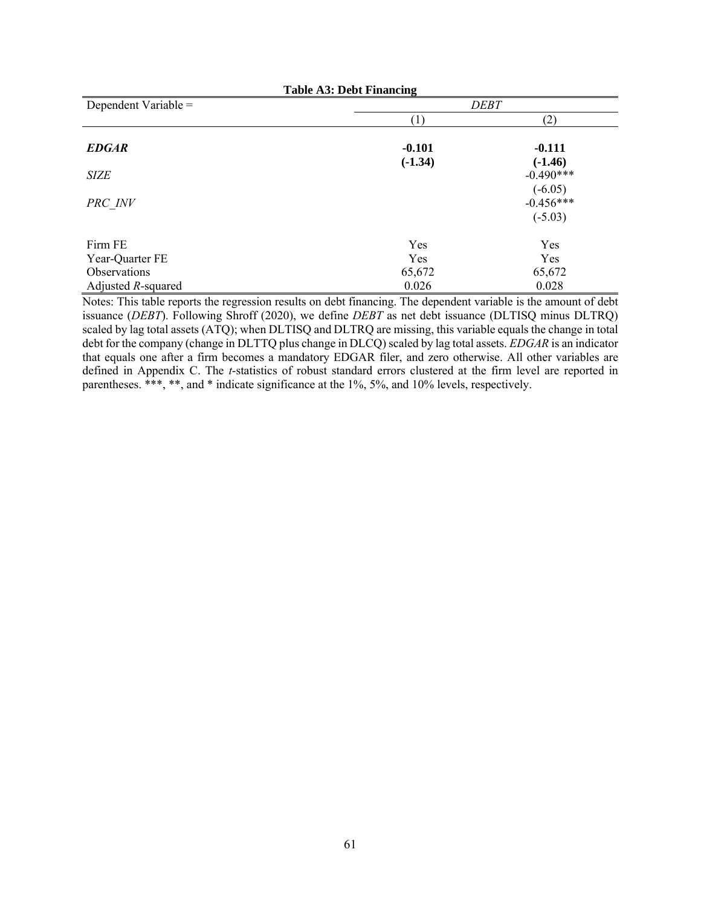**Table A3: Debt Financing**

| Dependent Variable = | *DEBT* | |
|---|---|---|
| | (1) | (2) |
| ***EDGAR*** | **-0.101** | **-0.111** |
| | **(-1.34)** | **(-1.46)** |
| *SIZE* | | -0.490*** |
| | | (-6.05) |
| *PRC_INV* | | -0.456*** |
| | | (-5.03) |
| Firm FE | Yes | Yes |
| Year-Quarter FE | Yes | Yes |
| Observations | 65,672 | 65,672 |
| Adjusted *R*-squared | 0.026 | 0.028 |

Notes: This table reports the regression results on debt financing. The dependent variable is the amount of debt issuance (*DEBT*). Following Shroff (2020), we define *DEBT* as net debt issuance (DLTISQ minus DLTRQ) scaled by lag total assets (ATQ); when DLTISQ and DLTRQ are missing, this variable equals the change in total debt for the company (change in DLTTQ plus change in DLCQ) scaled by lag total assets. *EDGAR* is an indicator that equals one after a firm becomes a mandatory EDGAR filer, and zero otherwise. All other variables are defined in Appendix C. The *t*-statistics of robust standard errors clustered at the firm level are reported in parentheses. ***, **, and * indicate significance at the 1%, 5%, and 10% levels, respectively.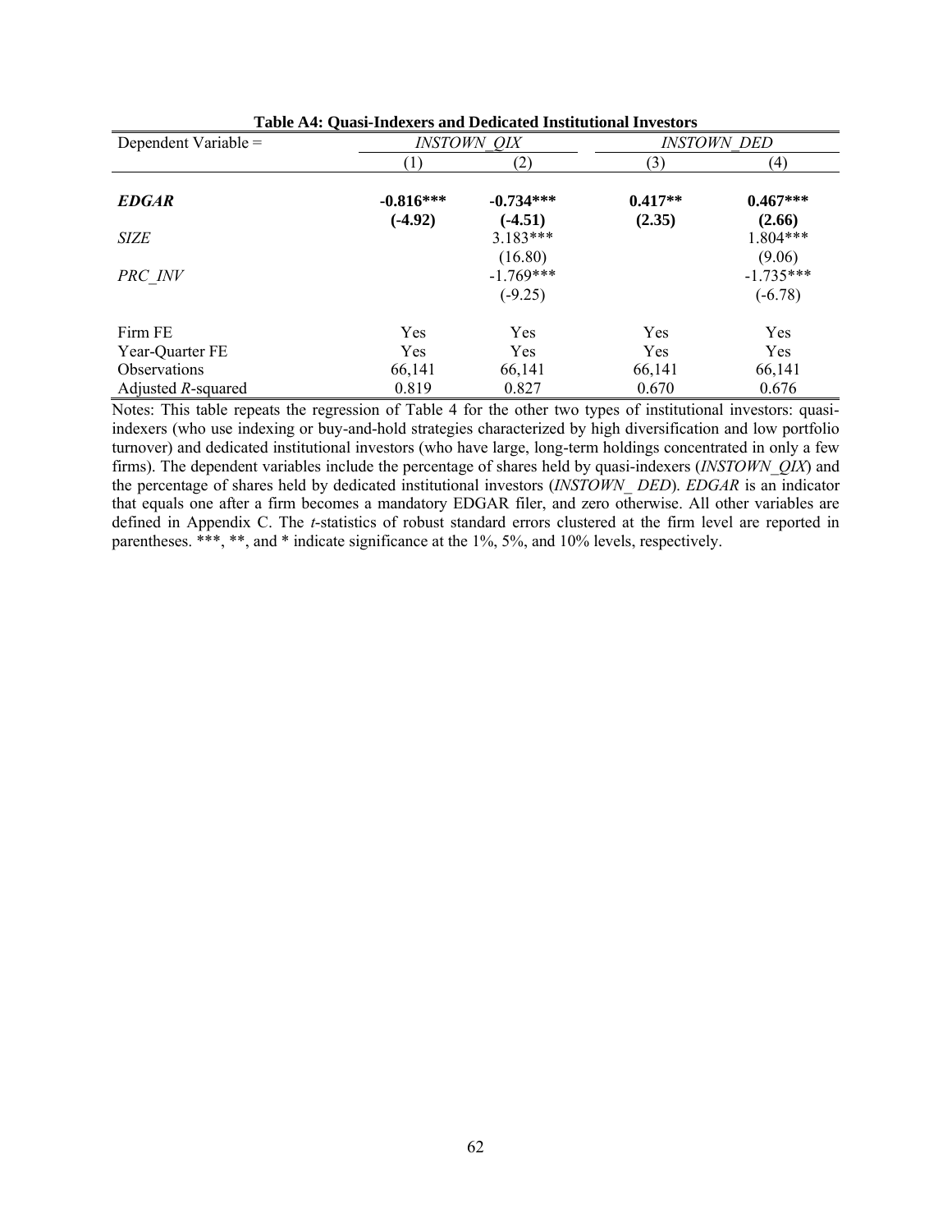**Table A4: Quasi-Indexers and Dedicated Institutional Investors**

| Dependent Variable = | *INSTOWN_QIX* | | *INSTOWN_DED* | |
|---|---|---|---|---|
| | (1) | (2) | (3) | (4) |
| ***EDGAR*** | **-0.816\*\*\*** | **-0.734\*\*\*** | **0.417\*\*** | **0.467\*\*\*** |
| | **(-4.92)** | **(-4.51)** | **(2.35)** | **(2.66)** |
| *SIZE* | | 3.183\*\*\* | | 1.804\*\*\* |
| | | (16.80) | | (9.06) |
| *PRC_INV* | | -1.769\*\*\* | | -1.735\*\*\* |
| | | (-9.25) | | (-6.78) |
| Firm FE | Yes | Yes | Yes | Yes |
| Year-Quarter FE | Yes | Yes | Yes | Yes |
| Observations | 66,141 | 66,141 | 66,141 | 66,141 |
| Adjusted *R*-squared | 0.819 | 0.827 | 0.670 | 0.676 |

Notes: This table repeats the regression of Table 4 for the other two types of institutional investors: quasi-indexers (who use indexing or buy-and-hold strategies characterized by high diversification and low portfolio turnover) and dedicated institutional investors (who have large, long-term holdings concentrated in only a few firms). The dependent variables include the percentage of shares held by quasi-indexers (*INSTOWN_QIX*) and the percentage of shares held by dedicated institutional investors (*INSTOWN_ DED*). *EDGAR* is an indicator that equals one after a firm becomes a mandatory EDGAR filer, and zero otherwise. All other variables are defined in Appendix C. The *t*-statistics of robust standard errors clustered at the firm level are reported in parentheses. \*\*\*, \*\*, and \* indicate significance at the 1%, 5%, and 10% levels, respectively.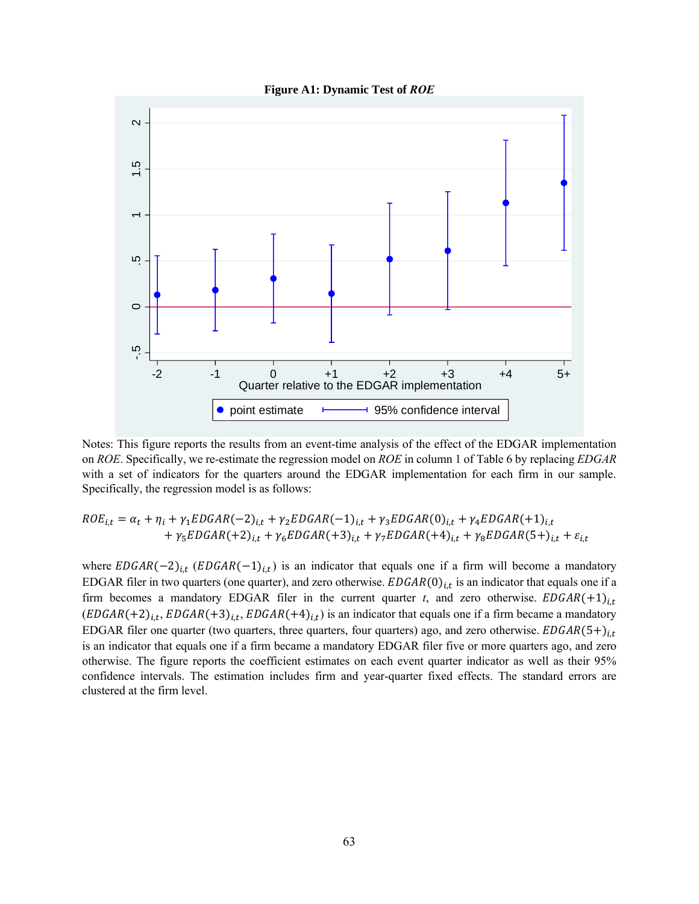**Figure A1: Dynamic Test of *ROE***

Notes: This figure reports the results from an event-time analysis of the effect of the EDGAR implementation on *ROE*. Specifically, we re-estimate the regression model on *ROE* in column 1 of Table 6 by replacing *EDGAR* with a set of indicators for the quarters around the EDGAR implementation for each firm in our sample. Specifically, the regression model is as follows:

$$ROE_{i,t} = \alpha_t + \eta_i + \gamma_1 EDGAR(-2)_{i,t} + \gamma_2 EDGAR(-1)_{i,t} + \gamma_3 EDGAR(0)_{i,t} + \gamma_4 EDGAR(+1)_{i,t} + \gamma_5 EDGAR(+2)_{i,t} + \gamma_6 EDGAR(+3)_{i,t} + \gamma_7 EDGAR(+4)_{i,t} + \gamma_8 EDGAR(5+)_{i,t} + \varepsilon_{i,t}$$

where $EDGAR(-2)_{i,t}$ ($EDGAR(-1)_{i,t}$) is an indicator that equals one if a firm will become a mandatory EDGAR filer in two quarters (one quarter), and zero otherwise. $EDGAR(0)_{i,t}$ is an indicator that equals one if a firm becomes a mandatory EDGAR filer in the current quarter *t*, and zero otherwise. $EDGAR(+1)_{i,t}$ ($EDGAR(+2)_{i,t}$, $EDGAR(+3)_{i,t}$, $EDGAR(+4)_{i,t}$) is an indicator that equals one if a firm became a mandatory EDGAR filer one quarter (two quarters, three quarters, four quarters) ago, and zero otherwise. $EDGAR(5+)_{i,t}$ is an indicator that equals one if a firm became a mandatory EDGAR filer five or more quarters ago, and zero otherwise. The figure reports the coefficient estimates on each event quarter indicator as well as their 95% confidence intervals. The estimation includes firm and year-quarter fixed effects. The standard errors are clustered at the firm level.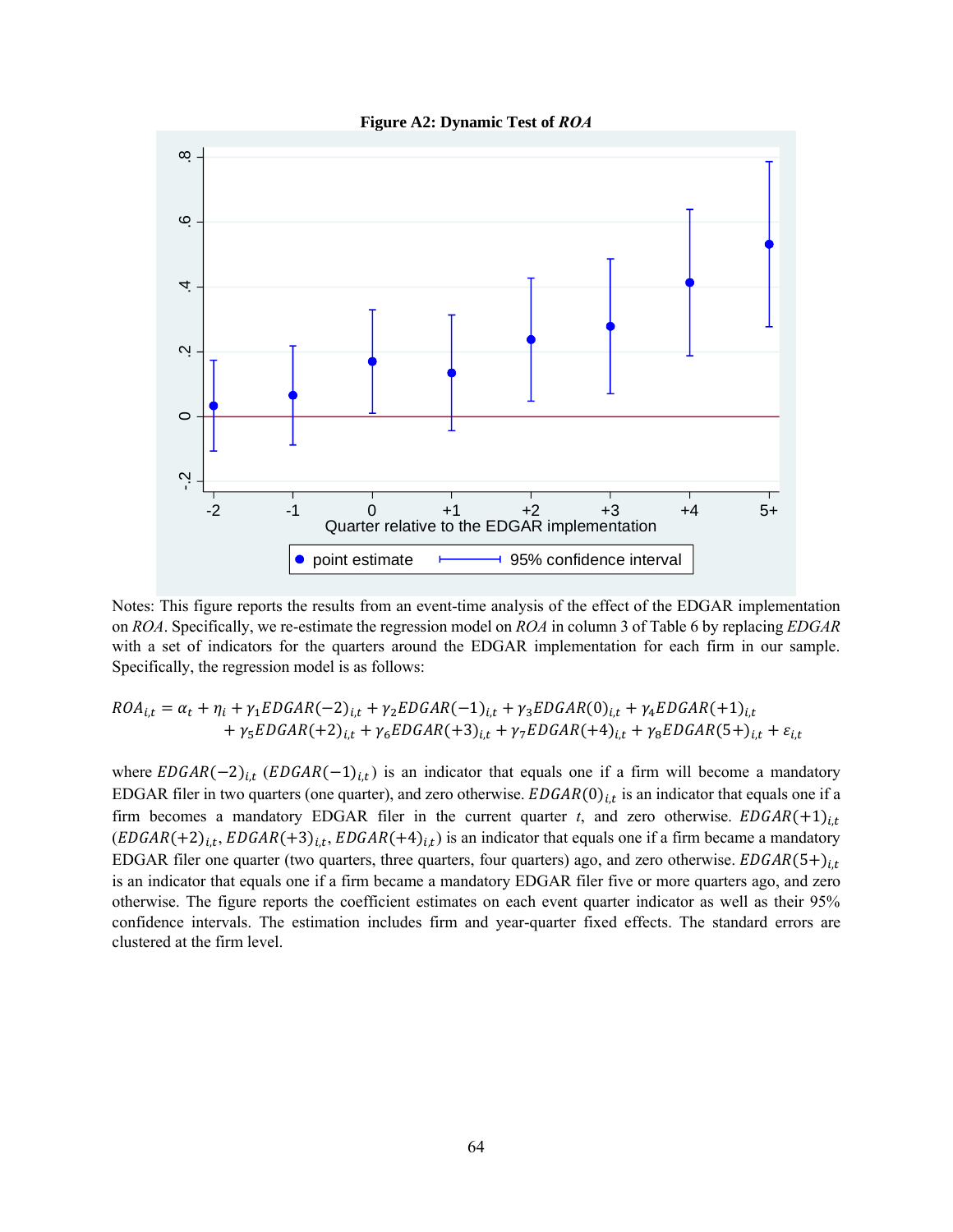**Figure A2: Dynamic Test of *ROA***

Notes: This figure reports the results from an event-time analysis of the effect of the EDGAR implementation on *ROA*. Specifically, we re-estimate the regression model on *ROA* in column 3 of Table 6 by replacing *EDGAR* with a set of indicators for the quarters around the EDGAR implementation for each firm in our sample. Specifically, the regression model is as follows:

$$ROA_{i,t} = \alpha_t + \eta_i + \gamma_1 EDGAR(-2)_{i,t} + \gamma_2 EDGAR(-1)_{i,t} + \gamma_3 EDGAR(0)_{i,t} + \gamma_4 EDGAR(+1)_{i,t} + \gamma_5 EDGAR(+2)_{i,t} + \gamma_6 EDGAR(+3)_{i,t} + \gamma_7 EDGAR(+4)_{i,t} + \gamma_8 EDGAR(5+)_{i,t} + \varepsilon_{i,t}$$

where $EDGAR(-2)_{i,t}$ ($EDGAR(-1)_{i,t}$) is an indicator that equals one if a firm will become a mandatory EDGAR filer in two quarters (one quarter), and zero otherwise. $EDGAR(0)_{i,t}$ is an indicator that equals one if a firm becomes a mandatory EDGAR filer in the current quarter *t*, and zero otherwise. $EDGAR(+1)_{i,t}$ ($EDGAR(+2)_{i,t}$, $EDGAR(+3)_{i,t}$, $EDGAR(+4)_{i,t}$) is an indicator that equals one if a firm became a mandatory EDGAR filer one quarter (two quarters, three quarters, four quarters) ago, and zero otherwise. $EDGAR(5+)_{i,t}$ is an indicator that equals one if a firm became a mandatory EDGAR filer five or more quarters ago, and zero otherwise. The figure reports the coefficient estimates on each event quarter indicator as well as their 95% confidence intervals. The estimation includes firm and year-quarter fixed effects. The standard errors are clustered at the firm level.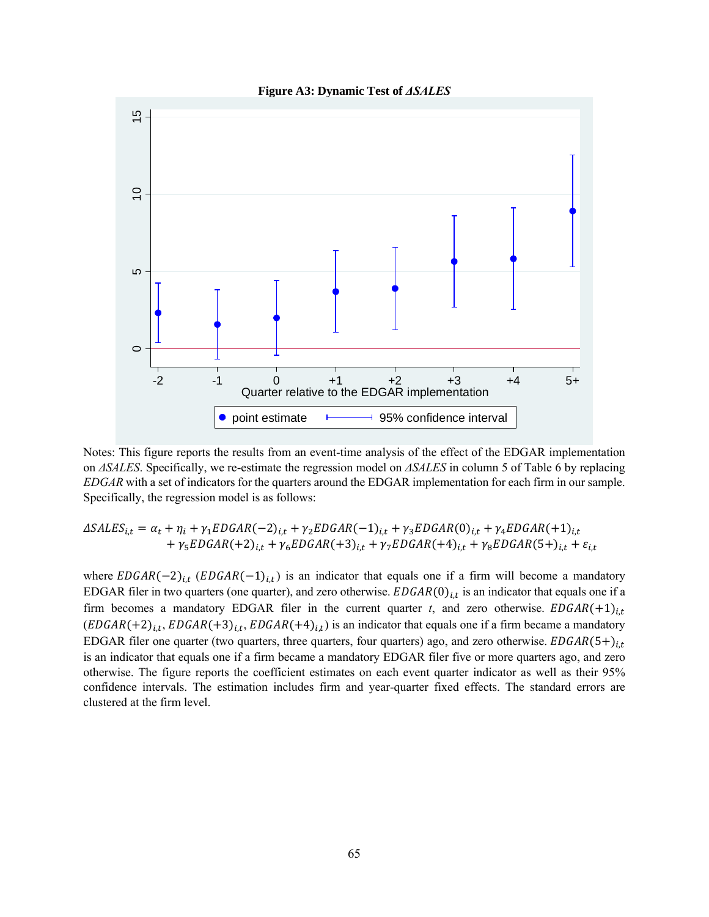**Figure A3: Dynamic Test of *ΔSALES***

15

10

5

0

-2 -1 0 +1 +2 +3 +4 5+

Quarter relative to the EDGAR implementation

point estimate 95% confidence interval

Notes: This figure reports the results from an event-time analysis of the effect of the EDGAR implementation on *ΔSALES*. Specifically, we re-estimate the regression model on *ΔSALES* in column 5 of Table 6 by replacing *EDGAR* with a set of indicators for the quarters around the EDGAR implementation for each firm in our sample. Specifically, the regression model is as follows:

$$\Delta SALES_{i,t} = \alpha_t + \eta_i + \gamma_1 EDGAR(-2)_{i,t} + \gamma_2 EDGAR(-1)_{i,t} + \gamma_3 EDGAR(0)_{i,t} + \gamma_4 EDGAR(+1)_{i,t} + \gamma_5 EDGAR(+2)_{i,t} + \gamma_6 EDGAR(+3)_{i,t} + \gamma_7 EDGAR(+4)_{i,t} + \gamma_8 EDGAR(5+)_{i,t} + \varepsilon_{i,t}$$

where $EDGAR(-2)_{i,t}$ ($EDGAR(-1)_{i,t}$) is an indicator that equals one if a firm will become a mandatory EDGAR filer in two quarters (one quarter), and zero otherwise. $EDGAR(0)_{i,t}$ is an indicator that equals one if a firm becomes a mandatory EDGAR filer in the current quarter *t*, and zero otherwise. $EDGAR(+1)_{i,t}$ ($EDGAR(+2)_{i,t}$, $EDGAR(+3)_{i,t}$, $EDGAR(+4)_{i,t}$) is an indicator that equals one if a firm became a mandatory EDGAR filer one quarter (two quarters, three quarters, four quarters) ago, and zero otherwise. $EDGAR(5+)_{i,t}$ is an indicator that equals one if a firm became a mandatory EDGAR filer five or more quarters ago, and zero otherwise. The figure reports the coefficient estimates on each event quarter indicator as well as their 95% confidence intervals. The estimation includes firm and year-quarter fixed effects. The standard errors are clustered at the firm level.